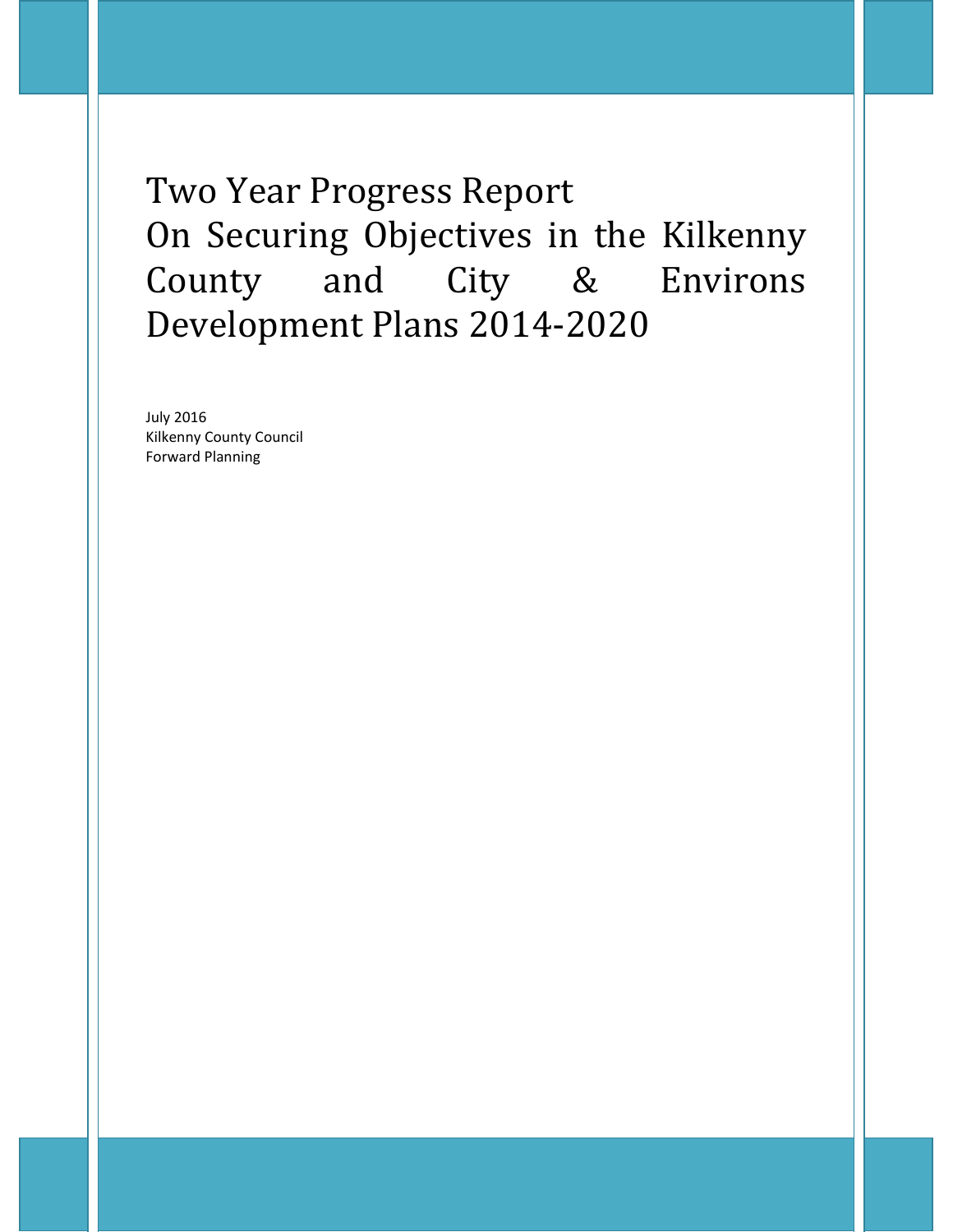# Two Year Progress Report
# On Securing Objectives in the Kilkenny County and City & Environs Development Plans 2014-2020

July 2016
Kilkenny County Council
Forward Planning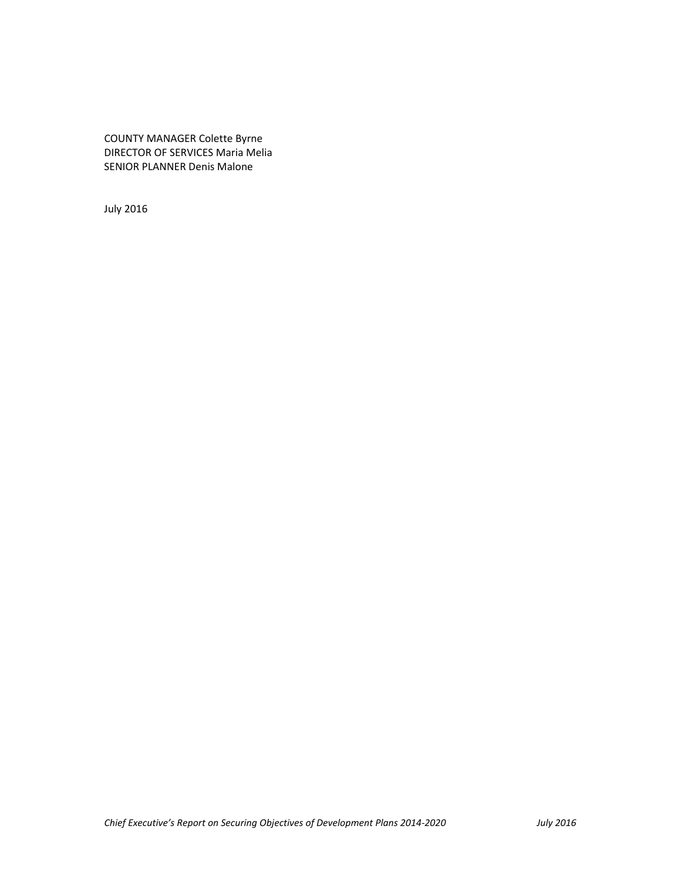COUNTY MANAGER Colette Byrne
DIRECTOR OF SERVICES Maria Melia
SENIOR PLANNER Denis Malone

July 2016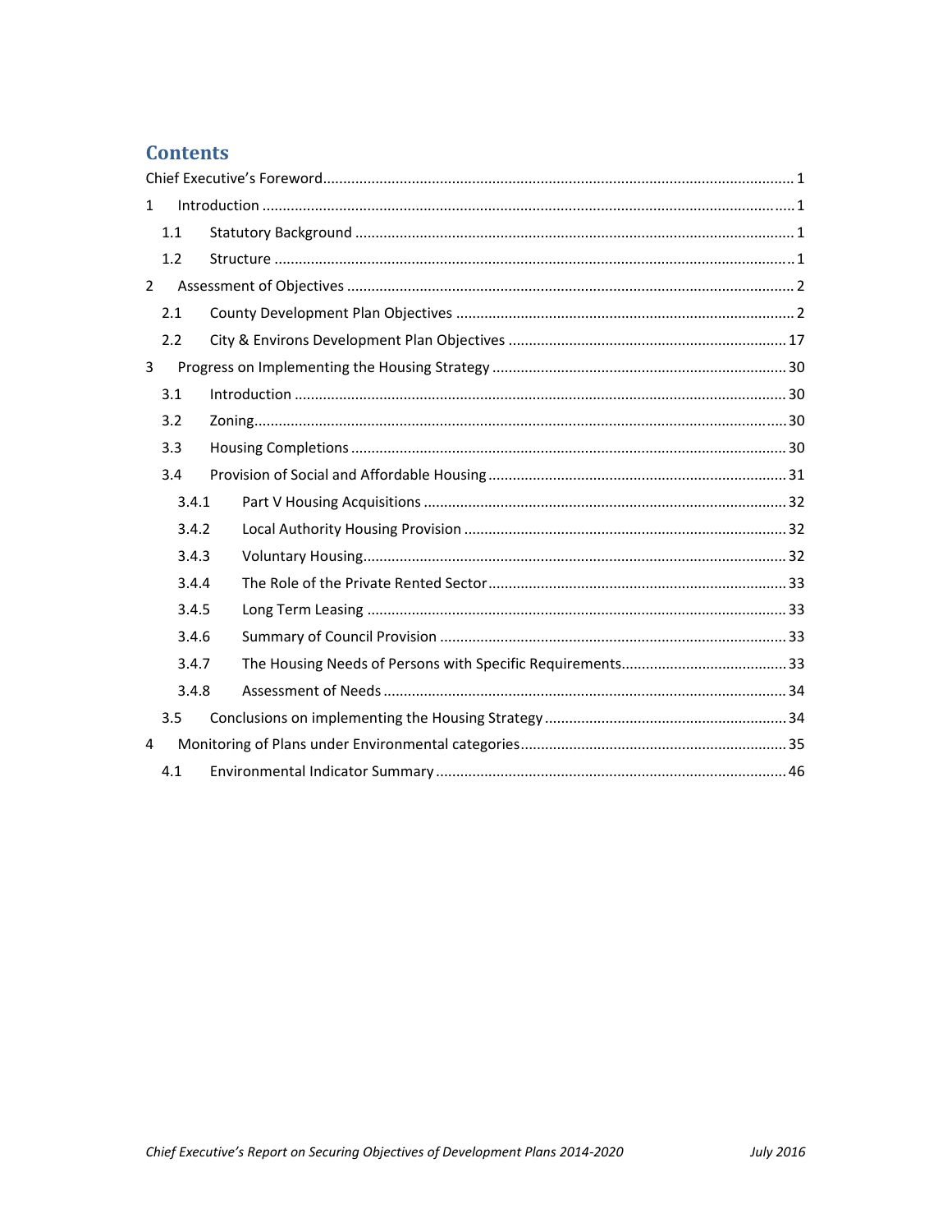# Contents

Chief Executive's Foreword ................................................................................................................. 1

1 Introduction ................................................................................................................................ 1

1.1 Statutory Background ............................................................................................................ 1

1.2 Structure ............................................................................................................................... 1

2 Assessment of Objectives ............................................................................................................ 2

2.1 County Development Plan Objectives ................................................................................... 2

2.2 City & Environs Development Plan Objectives .................................................................... 17

3 Progress on Implementing the Housing Strategy ........................................................................ 30

3.1 Introduction ........................................................................................................................ 30

3.2 Zoning .................................................................................................................................. 30

3.3 Housing Completions ........................................................................................................... 30

3.4 Provision of Social and Affordable Housing ......................................................................... 31

3.4.1 Part V Housing Acquisitions ......................................................................................... 32

3.4.2 Local Authority Housing Provision ............................................................................... 32

3.4.3 Voluntary Housing ........................................................................................................ 32

3.4.4 The Role of the Private Rented Sector ......................................................................... 33

3.4.5 Long Term Leasing ....................................................................................................... 33

3.4.6 Summary of Council Provision ..................................................................................... 33

3.4.7 The Housing Needs of Persons with Specific Requirements ......................................... 33

3.4.8 Assessment of Needs ................................................................................................... 34

3.5 Conclusions on implementing the Housing Strategy ........................................................... 34

4 Monitoring of Plans under Environmental categories ................................................................. 35

4.1 Environmental Indicator Summary ...................................................................................... 46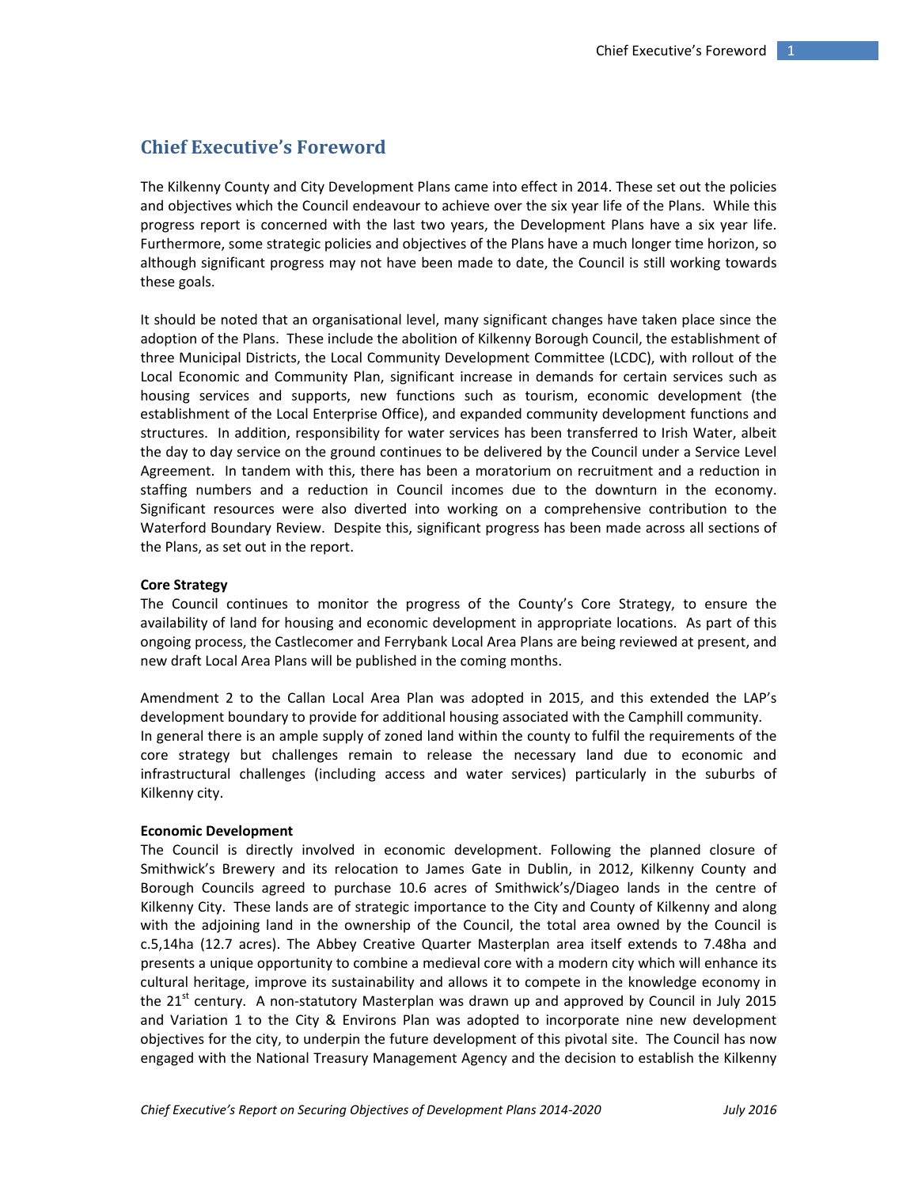## Chief Executive's Foreword

The Kilkenny County and City Development Plans came into effect in 2014. These set out the policies and objectives which the Council endeavour to achieve over the six year life of the Plans. While this progress report is concerned with the last two years, the Development Plans have a six year life. Furthermore, some strategic policies and objectives of the Plans have a much longer time horizon, so although significant progress may not have been made to date, the Council is still working towards these goals.

It should be noted that an organisational level, many significant changes have taken place since the adoption of the Plans. These include the abolition of Kilkenny Borough Council, the establishment of three Municipal Districts, the Local Community Development Committee (LCDC), with rollout of the Local Economic and Community Plan, significant increase in demands for certain services such as housing services and supports, new functions such as tourism, economic development (the establishment of the Local Enterprise Office), and expanded community development functions and structures. In addition, responsibility for water services has been transferred to Irish Water, albeit the day to day service on the ground continues to be delivered by the Council under a Service Level Agreement. In tandem with this, there has been a moratorium on recruitment and a reduction in staffing numbers and a reduction in Council incomes due to the downturn in the economy. Significant resources were also diverted into working on a comprehensive contribution to the Waterford Boundary Review. Despite this, significant progress has been made across all sections of the Plans, as set out in the report.

**Core Strategy**

The Council continues to monitor the progress of the County's Core Strategy, to ensure the availability of land for housing and economic development in appropriate locations. As part of this ongoing process, the Castlecomer and Ferrybank Local Area Plans are being reviewed at present, and new draft Local Area Plans will be published in the coming months.

Amendment 2 to the Callan Local Area Plan was adopted in 2015, and this extended the LAP's development boundary to provide for additional housing associated with the Camphill community.
In general there is an ample supply of zoned land within the county to fulfil the requirements of the core strategy but challenges remain to release the necessary land due to economic and infrastructural challenges (including access and water services) particularly in the suburbs of Kilkenny city.

**Economic Development**

The Council is directly involved in economic development. Following the planned closure of Smithwick's Brewery and its relocation to James Gate in Dublin, in 2012, Kilkenny County and Borough Councils agreed to purchase 10.6 acres of Smithwick's/Diageo lands in the centre of Kilkenny City. These lands are of strategic importance to the City and County of Kilkenny and along with the adjoining land in the ownership of the Council, the total area owned by the Council is c.5,14ha (12.7 acres). The Abbey Creative Quarter Masterplan area itself extends to 7.48ha and presents a unique opportunity to combine a medieval core with a modern city which will enhance its cultural heritage, improve its sustainability and allows it to compete in the knowledge economy in the 21st century. A non-statutory Masterplan was drawn up and approved by Council in July 2015 and Variation 1 to the City & Environs Plan was adopted to incorporate nine new development objectives for the city, to underpin the future development of this pivotal site. The Council has now engaged with the National Treasury Management Agency and the decision to establish the Kilkenny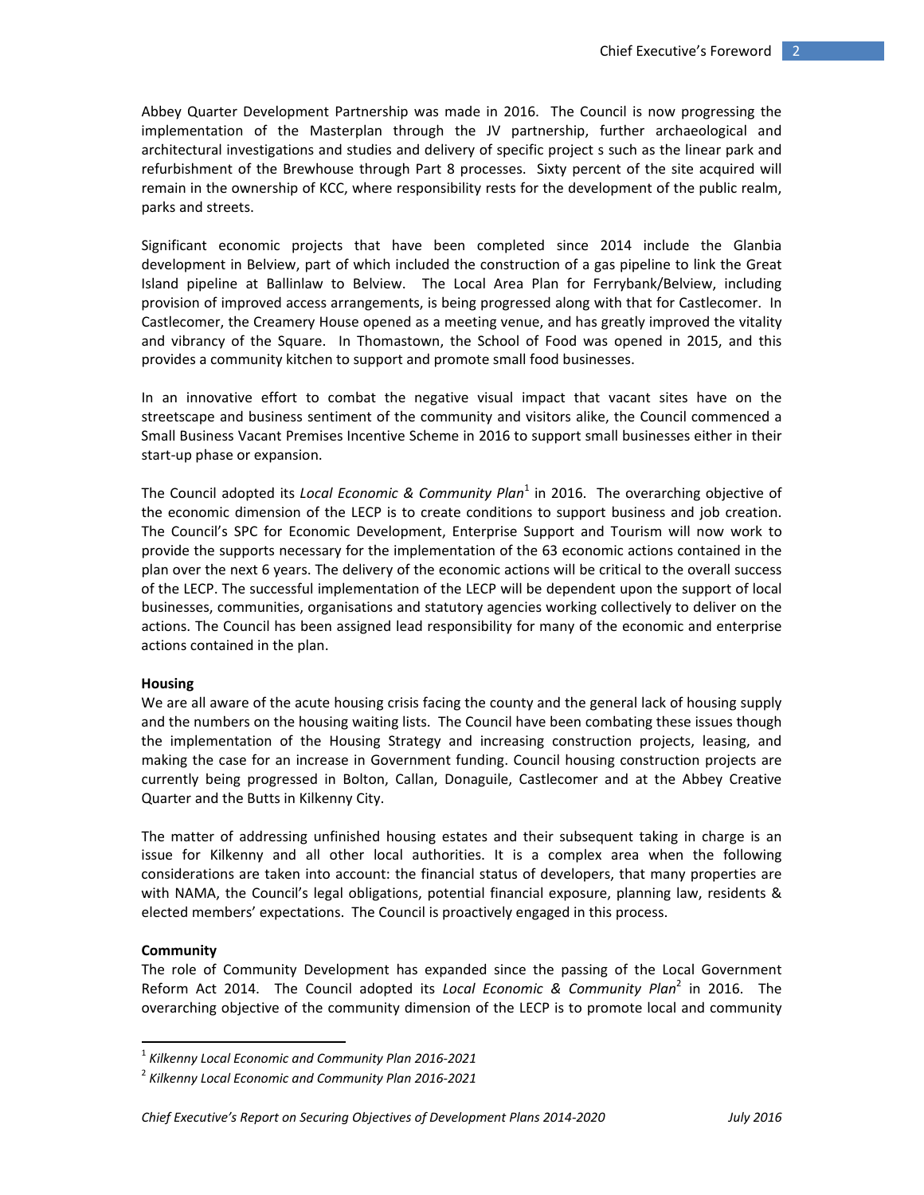Abbey Quarter Development Partnership was made in 2016. The Council is now progressing the implementation of the Masterplan through the JV partnership, further archaeological and architectural investigations and studies and delivery of specific project s such as the linear park and refurbishment of the Brewhouse through Part 8 processes. Sixty percent of the site acquired will remain in the ownership of KCC, where responsibility rests for the development of the public realm, parks and streets.

Significant economic projects that have been completed since 2014 include the Glanbia development in Belview, part of which included the construction of a gas pipeline to link the Great Island pipeline at Ballinlaw to Belview. The Local Area Plan for Ferrybank/Belview, including provision of improved access arrangements, is being progressed along with that for Castlecomer. In Castlecomer, the Creamery House opened as a meeting venue, and has greatly improved the vitality and vibrancy of the Square. In Thomastown, the School of Food was opened in 2015, and this provides a community kitchen to support and promote small food businesses.

In an innovative effort to combat the negative visual impact that vacant sites have on the streetscape and business sentiment of the community and visitors alike, the Council commenced a Small Business Vacant Premises Incentive Scheme in 2016 to support small businesses either in their start-up phase or expansion.

The Council adopted its *Local Economic & Community Plan*[1] in 2016. The overarching objective of the economic dimension of the LECP is to create conditions to support business and job creation. The Council's SPC for Economic Development, Enterprise Support and Tourism will now work to provide the supports necessary for the implementation of the 63 economic actions contained in the plan over the next 6 years. The delivery of the economic actions will be critical to the overall success of the LECP. The successful implementation of the LECP will be dependent upon the support of local businesses, communities, organisations and statutory agencies working collectively to deliver on the actions. The Council has been assigned lead responsibility for many of the economic and enterprise actions contained in the plan.

**Housing**

We are all aware of the acute housing crisis facing the county and the general lack of housing supply and the numbers on the housing waiting lists. The Council have been combating these issues though the implementation of the Housing Strategy and increasing construction projects, leasing, and making the case for an increase in Government funding. Council housing construction projects are currently being progressed in Bolton, Callan, Donaguile, Castlecomer and at the Abbey Creative Quarter and the Butts in Kilkenny City.

The matter of addressing unfinished housing estates and their subsequent taking in charge is an issue for Kilkenny and all other local authorities. It is a complex area when the following considerations are taken into account: the financial status of developers, that many properties are with NAMA, the Council's legal obligations, potential financial exposure, planning law, residents & elected members' expectations. The Council is proactively engaged in this process.

**Community**

The role of Community Development has expanded since the passing of the Local Government Reform Act 2014. The Council adopted its *Local Economic & Community Plan*[2] in 2016. The overarching objective of the community dimension of the LECP is to promote local and community

---

[1] *Kilkenny Local Economic and Community Plan 2016-2021*

[2] *Kilkenny Local Economic and Community Plan 2016-2021*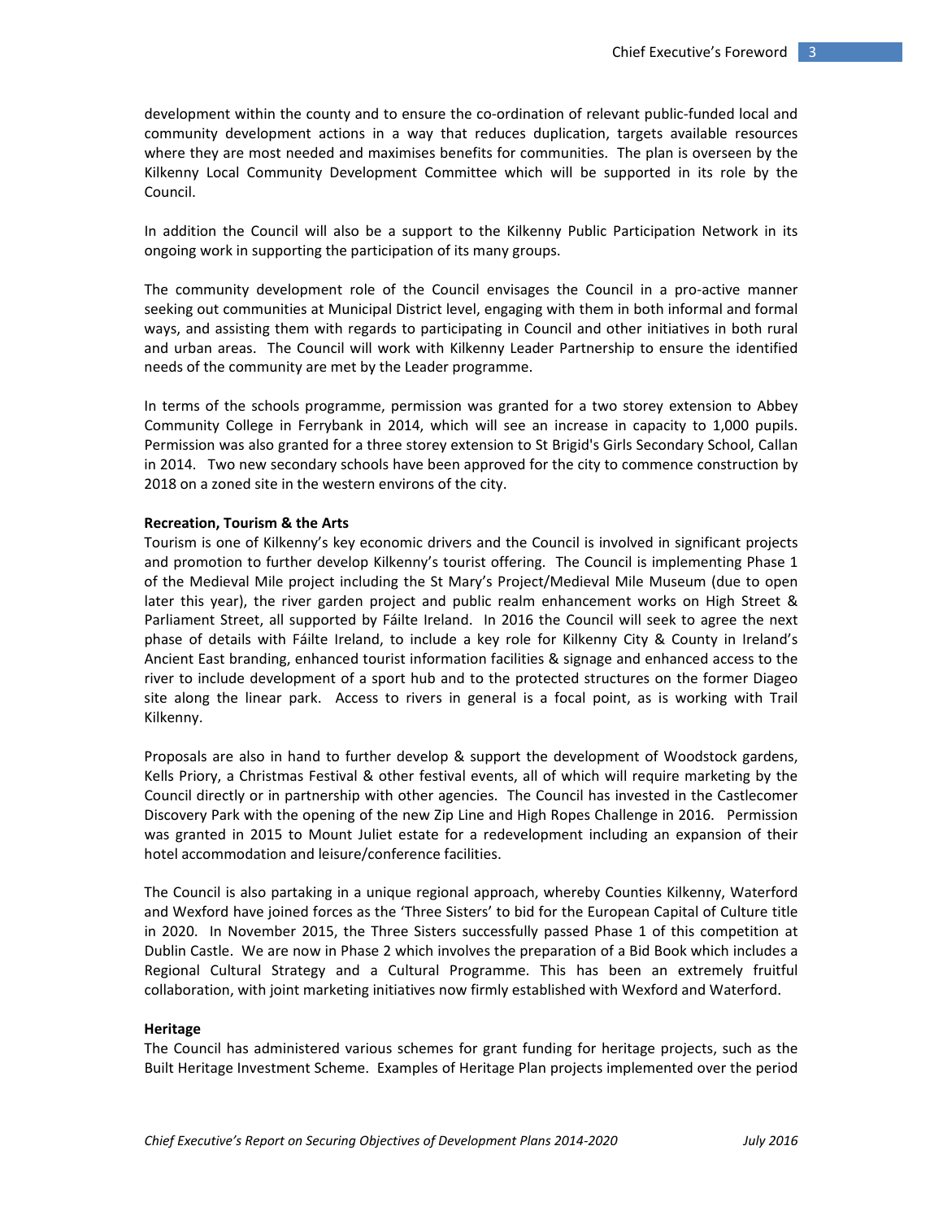development within the county and to ensure the co-ordination of relevant public-funded local and community development actions in a way that reduces duplication, targets available resources where they are most needed and maximises benefits for communities. The plan is overseen by the Kilkenny Local Community Development Committee which will be supported in its role by the Council.

In addition the Council will also be a support to the Kilkenny Public Participation Network in its ongoing work in supporting the participation of its many groups.

The community development role of the Council envisages the Council in a pro-active manner seeking out communities at Municipal District level, engaging with them in both informal and formal ways, and assisting them with regards to participating in Council and other initiatives in both rural and urban areas. The Council will work with Kilkenny Leader Partnership to ensure the identified needs of the community are met by the Leader programme.

In terms of the schools programme, permission was granted for a two storey extension to Abbey Community College in Ferrybank in 2014, which will see an increase in capacity to 1,000 pupils. Permission was also granted for a three storey extension to St Brigid's Girls Secondary School, Callan in 2014. Two new secondary schools have been approved for the city to commence construction by 2018 on a zoned site in the western environs of the city.

**Recreation, Tourism & the Arts**

Tourism is one of Kilkenny's key economic drivers and the Council is involved in significant projects and promotion to further develop Kilkenny's tourist offering. The Council is implementing Phase 1 of the Medieval Mile project including the St Mary's Project/Medieval Mile Museum (due to open later this year), the river garden project and public realm enhancement works on High Street & Parliament Street, all supported by Fáilte Ireland. In 2016 the Council will seek to agree the next phase of details with Fáilte Ireland, to include a key role for Kilkenny City & County in Ireland's Ancient East branding, enhanced tourist information facilities & signage and enhanced access to the river to include development of a sport hub and to the protected structures on the former Diageo site along the linear park. Access to rivers in general is a focal point, as is working with Trail Kilkenny.

Proposals are also in hand to further develop & support the development of Woodstock gardens, Kells Priory, a Christmas Festival & other festival events, all of which will require marketing by the Council directly or in partnership with other agencies. The Council has invested in the Castlecomer Discovery Park with the opening of the new Zip Line and High Ropes Challenge in 2016. Permission was granted in 2015 to Mount Juliet estate for a redevelopment including an expansion of their hotel accommodation and leisure/conference facilities.

The Council is also partaking in a unique regional approach, whereby Counties Kilkenny, Waterford and Wexford have joined forces as the 'Three Sisters' to bid for the European Capital of Culture title in 2020. In November 2015, the Three Sisters successfully passed Phase 1 of this competition at Dublin Castle. We are now in Phase 2 which involves the preparation of a Bid Book which includes a Regional Cultural Strategy and a Cultural Programme. This has been an extremely fruitful collaboration, with joint marketing initiatives now firmly established with Wexford and Waterford.

**Heritage**

The Council has administered various schemes for grant funding for heritage projects, such as the Built Heritage Investment Scheme. Examples of Heritage Plan projects implemented over the period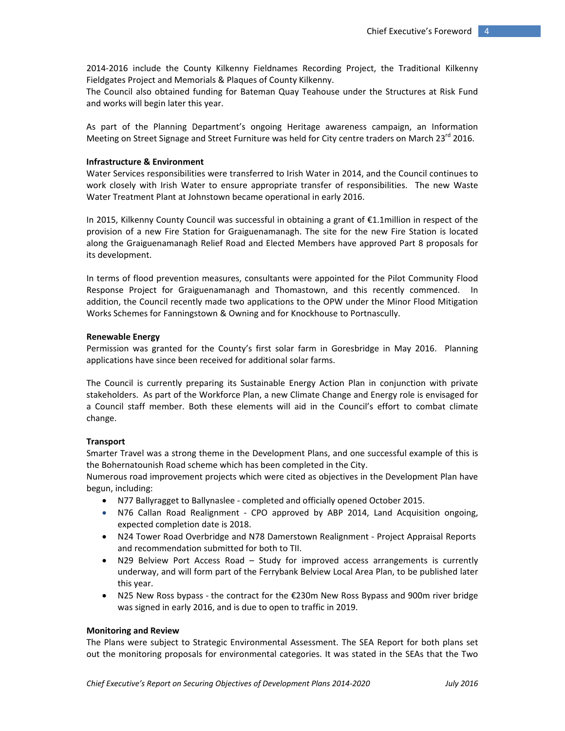2014-2016 include the County Kilkenny Fieldnames Recording Project, the Traditional Kilkenny Fieldgates Project and Memorials & Plaques of County Kilkenny.
The Council also obtained funding for Bateman Quay Teahouse under the Structures at Risk Fund and works will begin later this year.

As part of the Planning Department's ongoing Heritage awareness campaign, an Information Meeting on Street Signage and Street Furniture was held for City centre traders on March 23rd 2016.

**Infrastructure & Environment**
Water Services responsibilities were transferred to Irish Water in 2014, and the Council continues to work closely with Irish Water to ensure appropriate transfer of responsibilities. The new Waste Water Treatment Plant at Johnstown became operational in early 2016.

In 2015, Kilkenny County Council was successful in obtaining a grant of €1.1million in respect of the provision of a new Fire Station for Graiguenamanagh. The site for the new Fire Station is located along the Graiguenamanagh Relief Road and Elected Members have approved Part 8 proposals for its development.

In terms of flood prevention measures, consultants were appointed for the Pilot Community Flood Response Project for Graiguenamanagh and Thomastown, and this recently commenced. In addition, the Council recently made two applications to the OPW under the Minor Flood Mitigation Works Schemes for Fanningstown & Owning and for Knockhouse to Portnascully.

**Renewable Energy**
Permission was granted for the County's first solar farm in Goresbridge in May 2016. Planning applications have since been received for additional solar farms.

The Council is currently preparing its Sustainable Energy Action Plan in conjunction with private stakeholders. As part of the Workforce Plan, a new Climate Change and Energy role is envisaged for a Council staff member. Both these elements will aid in the Council's effort to combat climate change.

**Transport**
Smarter Travel was a strong theme in the Development Plans, and one successful example of this is the Bohernatounish Road scheme which has been completed in the City.
Numerous road improvement projects which were cited as objectives in the Development Plan have begun, including:

- N77 Ballyragget to Ballynaslee - completed and officially opened October 2015.
- N76 Callan Road Realignment - CPO approved by ABP 2014, Land Acquisition ongoing, expected completion date is 2018.
- N24 Tower Road Overbridge and N78 Damerstown Realignment - Project Appraisal Reports and recommendation submitted for both to TII.
- N29 Belview Port Access Road – Study for improved access arrangements is currently underway, and will form part of the Ferrybank Belview Local Area Plan, to be published later this year.
- N25 New Ross bypass - the contract for the €230m New Ross Bypass and 900m river bridge was signed in early 2016, and is due to open to traffic in 2019.

**Monitoring and Review**
The Plans were subject to Strategic Environmental Assessment. The SEA Report for both plans set out the monitoring proposals for environmental categories. It was stated in the SEAs that the Two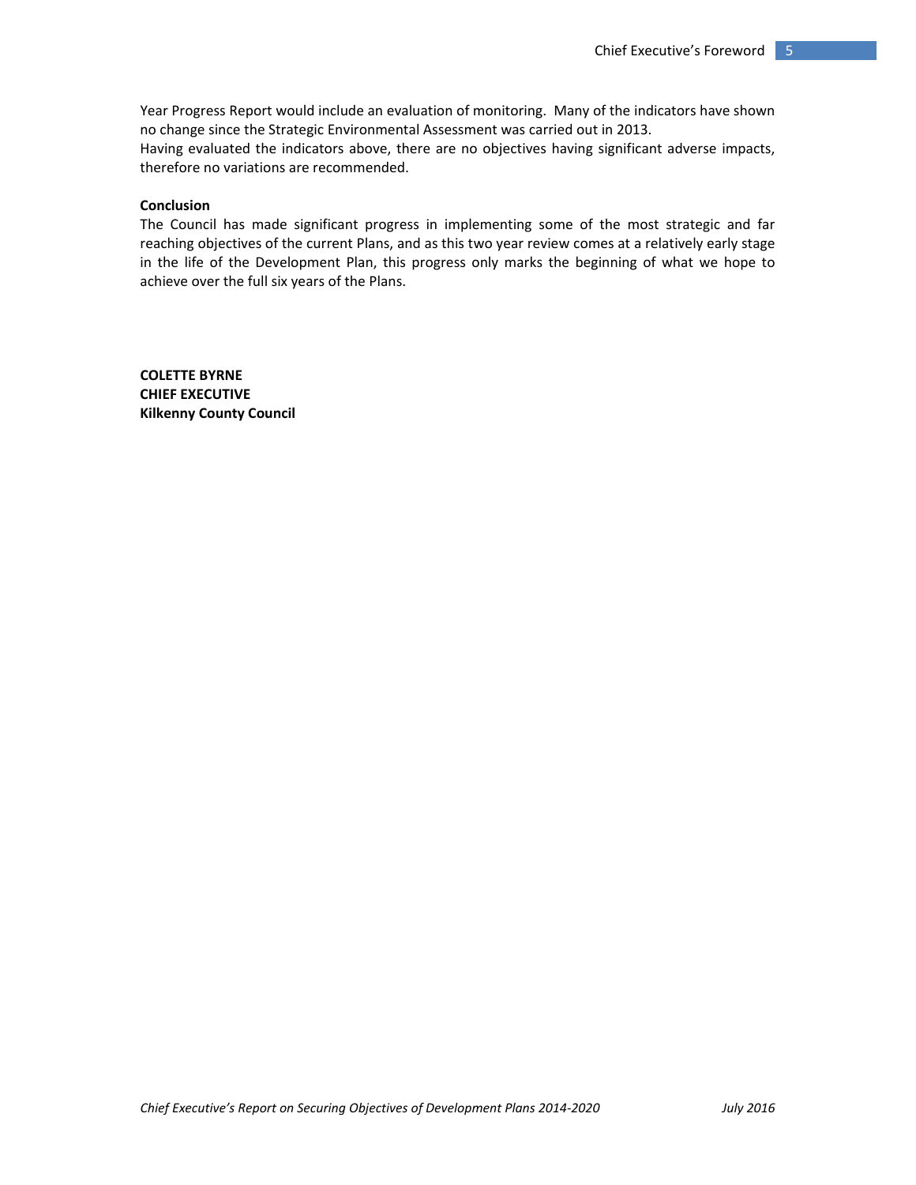Year Progress Report would include an evaluation of monitoring. Many of the indicators have shown no change since the Strategic Environmental Assessment was carried out in 2013.
Having evaluated the indicators above, there are no objectives having significant adverse impacts, therefore no variations are recommended.

**Conclusion**
The Council has made significant progress in implementing some of the most strategic and far reaching objectives of the current Plans, and as this two year review comes at a relatively early stage in the life of the Development Plan, this progress only marks the beginning of what we hope to achieve over the full six years of the Plans.

**COLETTE BYRNE**
**CHIEF EXECUTIVE**
**Kilkenny County Council**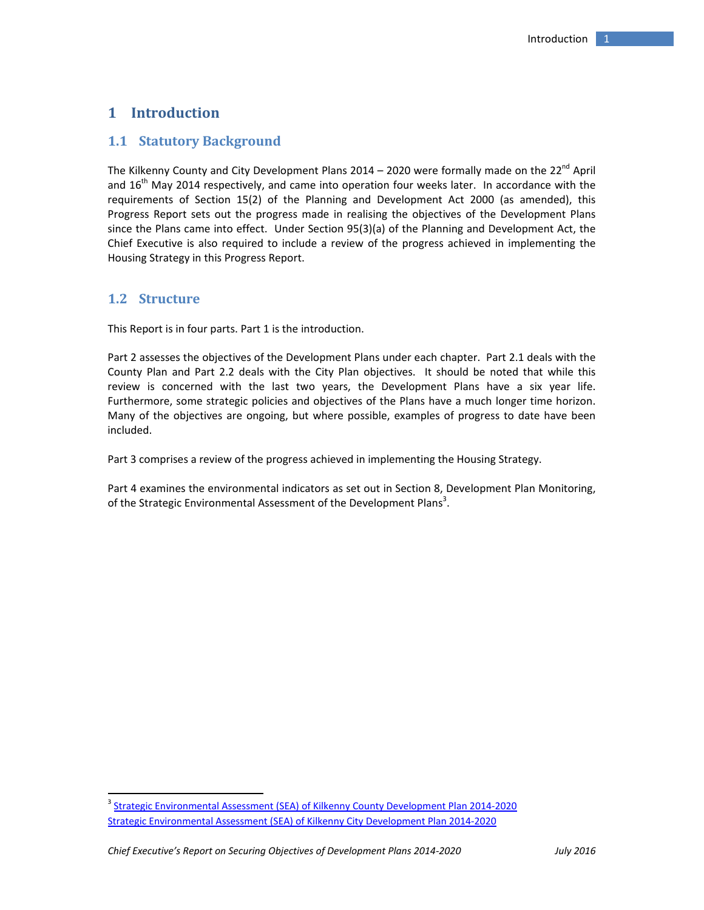# 1 Introduction

## 1.1 Statutory Background

The Kilkenny County and City Development Plans 2014 – 2020 were formally made on the 22nd April and 16th May 2014 respectively, and came into operation four weeks later. In accordance with the requirements of Section 15(2) of the Planning and Development Act 2000 (as amended), this Progress Report sets out the progress made in realising the objectives of the Development Plans since the Plans came into effect. Under Section 95(3)(a) of the Planning and Development Act, the Chief Executive is also required to include a review of the progress achieved in implementing the Housing Strategy in this Progress Report.

## 1.2 Structure

This Report is in four parts. Part 1 is the introduction.

Part 2 assesses the objectives of the Development Plans under each chapter. Part 2.1 deals with the County Plan and Part 2.2 deals with the City Plan objectives. It should be noted that while this review is concerned with the last two years, the Development Plans have a six year life. Furthermore, some strategic policies and objectives of the Plans have a much longer time horizon. Many of the objectives are ongoing, but where possible, examples of progress to date have been included.

Part 3 comprises a review of the progress achieved in implementing the Housing Strategy.

Part 4 examines the environmental indicators as set out in Section 8, Development Plan Monitoring, of the Strategic Environmental Assessment of the Development Plans[3].

---

[3] Strategic Environmental Assessment (SEA) of Kilkenny County Development Plan 2014-2020
Strategic Environmental Assessment (SEA) of Kilkenny City Development Plan 2014-2020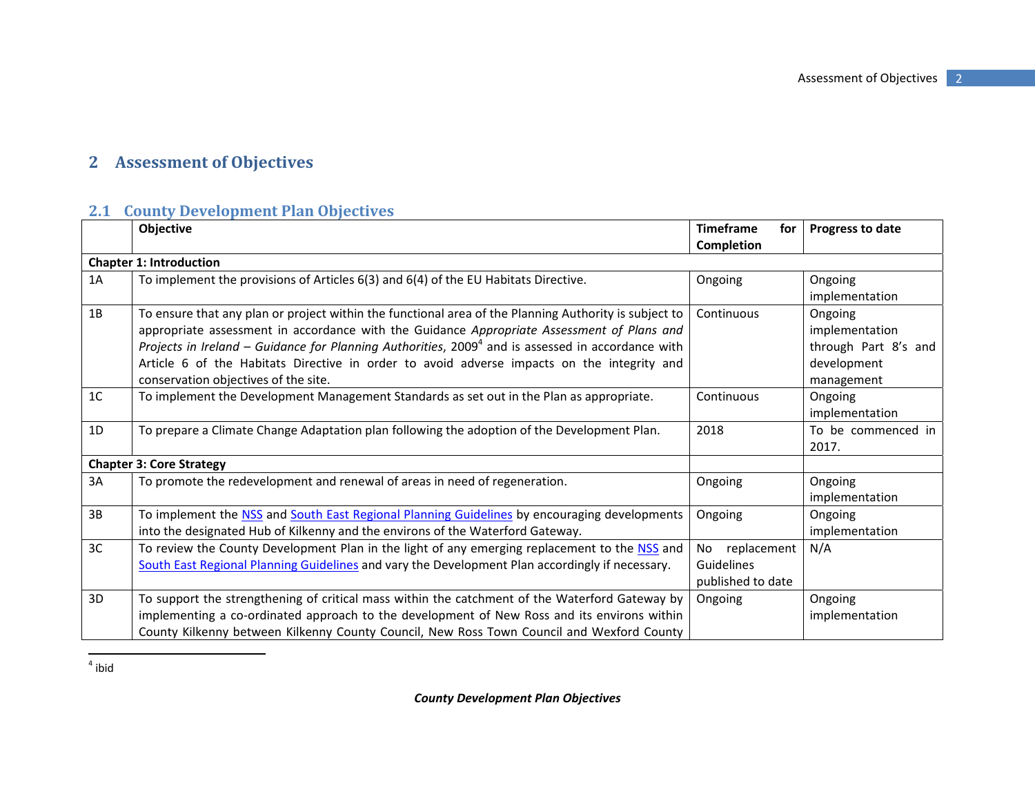# 2 Assessment of Objectives

## 2.1 County Development Plan Objectives

| | Objective | Timeframe for Completion | Progress to date |
|---|---|---|---|
| **Chapter 1: Introduction** | | | |
| 1A | To implement the provisions of Articles 6(3) and 6(4) of the EU Habitats Directive. | Ongoing | Ongoing implementation |
| 1B | To ensure that any plan or project within the functional area of the Planning Authority is subject to appropriate assessment in accordance with the Guidance *Appropriate Assessment of Plans and Projects in Ireland – Guidance for Planning Authorities*, 2009[4] and is assessed in accordance with Article 6 of the Habitats Directive in order to avoid adverse impacts on the integrity and conservation objectives of the site. | Continuous | Ongoing implementation through Part 8's and development management |
| 1C | To implement the Development Management Standards as set out in the Plan as appropriate. | Continuous | Ongoing implementation |
| 1D | To prepare a Climate Change Adaptation plan following the adoption of the Development Plan. | 2018 | To be commenced in 2017. |
| **Chapter 3: Core Strategy** | | | |
| 3A | To promote the redevelopment and renewal of areas in need of regeneration. | Ongoing | Ongoing implementation |
| 3B | To implement the NSS and South East Regional Planning Guidelines by encouraging developments into the designated Hub of Kilkenny and the environs of the Waterford Gateway. | Ongoing | Ongoing implementation |
| 3C | To review the County Development Plan in the light of any emerging replacement to the NSS and South East Regional Planning Guidelines and vary the Development Plan accordingly if necessary. | No replacement Guidelines published to date | N/A |
| 3D | To support the strengthening of critical mass within the catchment of the Waterford Gateway by implementing a co-ordinated approach to the development of New Ross and its environs within County Kilkenny between Kilkenny County Council, New Ross Town Council and Wexford County | Ongoing | Ongoing implementation |

[4] ibid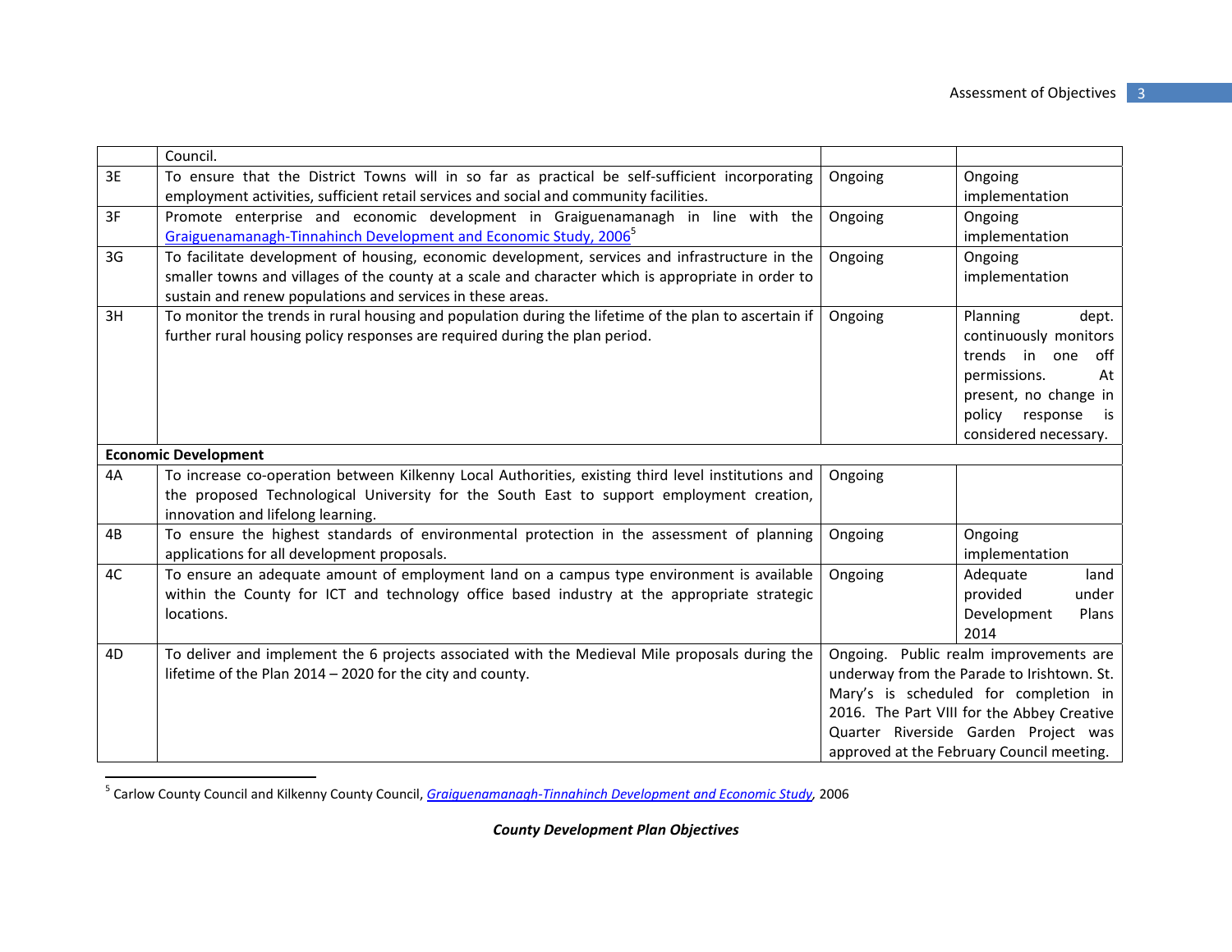| | | | |
|---|---|---|---|
| | Council. | | |
| 3E | To ensure that the District Towns will in so far as practical be self-sufficient incorporating employment activities, sufficient retail services and social and community facilities. | Ongoing | Ongoing implementation |
| 3F | Promote enterprise and economic development in Graiguenamanagh in line with the Graiguenamanagh-Tinnahinch Development and Economic Study, 2006[5] | Ongoing | Ongoing implementation |
| 3G | To facilitate development of housing, economic development, services and infrastructure in the smaller towns and villages of the county at a scale and character which is appropriate in order to sustain and renew populations and services in these areas. | Ongoing | Ongoing implementation |
| 3H | To monitor the trends in rural housing and population during the lifetime of the plan to ascertain if further rural housing policy responses are required during the plan period. | Ongoing | Planning dept. continuously monitors trends in one off permissions. At present, no change in policy response is considered necessary. |
| **Economic Development** | | | |
| 4A | To increase co-operation between Kilkenny Local Authorities, existing third level institutions and the proposed Technological University for the South East to support employment creation, innovation and lifelong learning. | Ongoing | |
| 4B | To ensure the highest standards of environmental protection in the assessment of planning applications for all development proposals. | Ongoing | Ongoing implementation |
| 4C | To ensure an adequate amount of employment land on a campus type environment is available within the County for ICT and technology office based industry at the appropriate strategic locations. | Ongoing | Adequate land provided under Development Plans 2014 |
| 4D | To deliver and implement the 6 projects associated with the Medieval Mile proposals during the lifetime of the Plan 2014 – 2020 for the city and county. | Ongoing. Public realm improvements are underway from the Parade to Irishtown. St. Mary's is scheduled for completion in 2016. The Part VIII for the Abbey Creative Quarter Riverside Garden Project was approved at the February Council meeting. | |

[5] Carlow County Council and Kilkenny County Council, *Graiguenamanagh-Tinnahinch Development and Economic Study*, 2006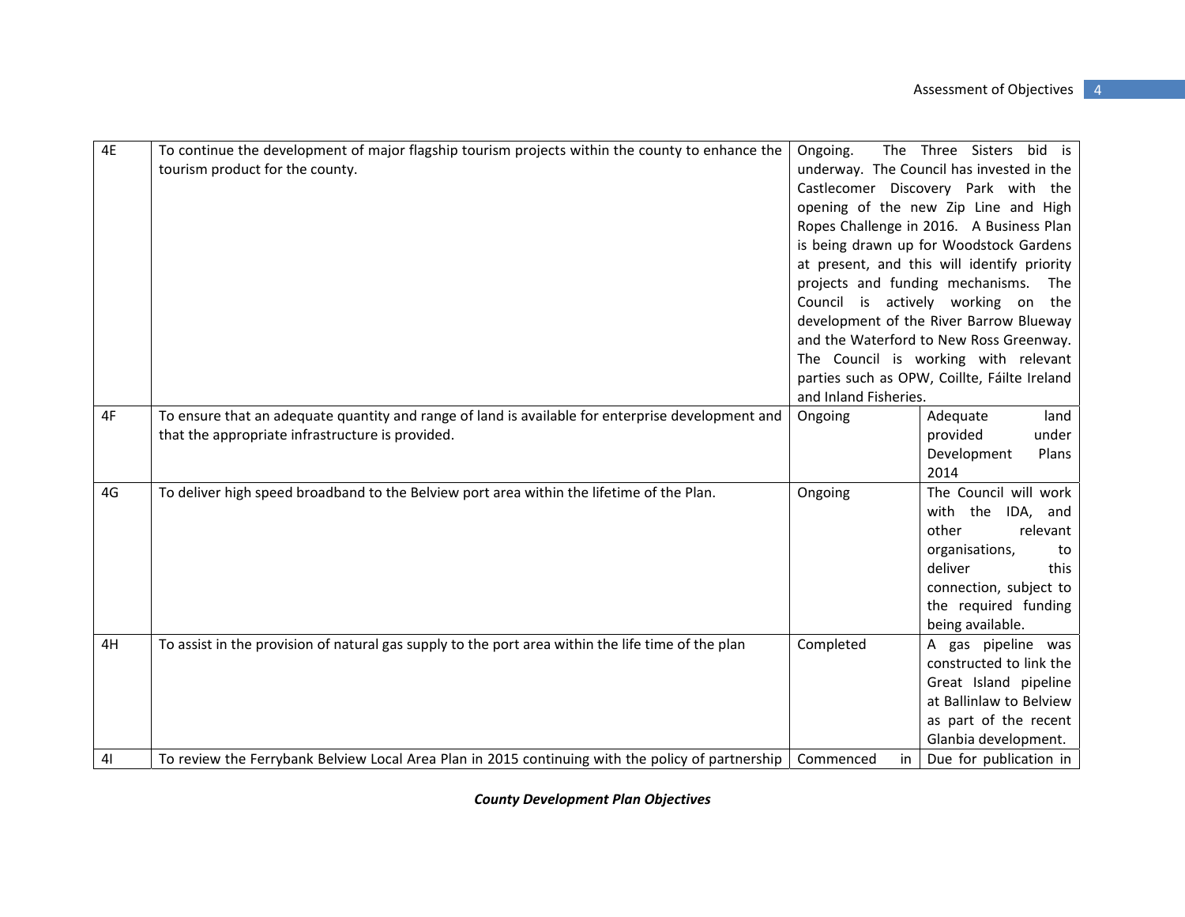| | | | |
|---|---|---|---|
| 4E | To continue the development of major flagship tourism projects within the county to enhance the tourism product for the county. | Ongoing. The Three Sisters bid is underway. The Council has invested in the Castlecomer Discovery Park with the opening of the new Zip Line and High Ropes Challenge in 2016. A Business Plan is being drawn up for Woodstock Gardens at present, and this will identify priority projects and funding mechanisms. The Council is actively working on the development of the River Barrow Blueway and the Waterford to New Ross Greenway. The Council is working with relevant parties such as OPW, Coillte, Fáilte Ireland and Inland Fisheries. | |
| 4F | To ensure that an adequate quantity and range of land is available for enterprise development and that the appropriate infrastructure is provided. | Ongoing | Adequate land provided under Development Plans 2014 |
| 4G | To deliver high speed broadband to the Belview port area within the lifetime of the Plan. | Ongoing | The Council will work with the IDA, and other relevant organisations, to deliver this connection, subject to the required funding being available. |
| 4H | To assist in the provision of natural gas supply to the port area within the life time of the plan | Completed | A gas pipeline was constructed to link the Great Island pipeline at Ballinlaw to Belview as part of the recent Glanbia development. |
| 4I | To review the Ferrybank Belview Local Area Plan in 2015 continuing with the policy of partnership | Commenced in | Due for publication in |

***County Development Plan Objectives***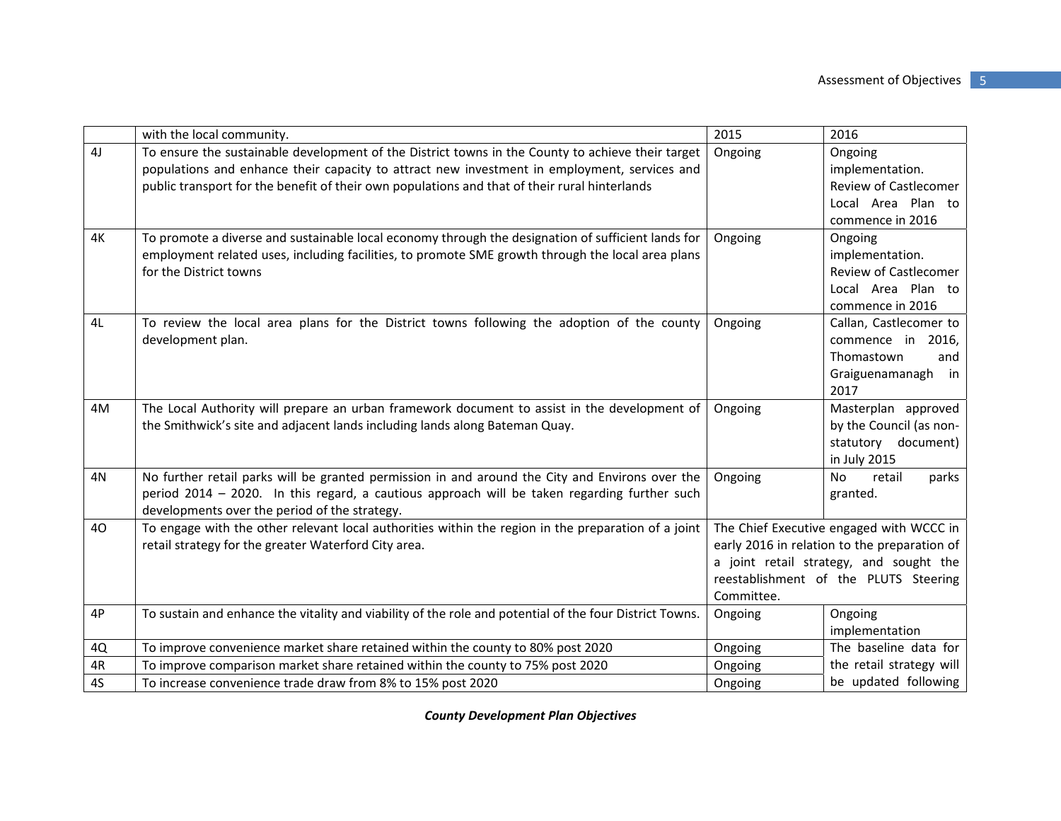| | with the local community. | 2015 | 2016 |
|---|---|---|---|
| 4J | To ensure the sustainable development of the District towns in the County to achieve their target populations and enhance their capacity to attract new investment in employment, services and public transport for the benefit of their own populations and that of their rural hinterlands | Ongoing | Ongoing implementation. Review of Castlecomer Local Area Plan to commence in 2016 |
| 4K | To promote a diverse and sustainable local economy through the designation of sufficient lands for employment related uses, including facilities, to promote SME growth through the local area plans for the District towns | Ongoing | Ongoing implementation. Review of Castlecomer Local Area Plan to commence in 2016 |
| 4L | To review the local area plans for the District towns following the adoption of the county development plan. | Ongoing | Callan, Castlecomer to commence in 2016, Thomastown and Graiguenamanagh in 2017 |
| 4M | The Local Authority will prepare an urban framework document to assist in the development of the Smithwick's site and adjacent lands including lands along Bateman Quay. | Ongoing | Masterplan approved by the Council (as non-statutory document) in July 2015 |
| 4N | No further retail parks will be granted permission in and around the City and Environs over the period 2014 – 2020. In this regard, a cautious approach will be taken regarding further such developments over the period of the strategy. | Ongoing | No retail parks granted. |
| 4O | To engage with the other relevant local authorities within the region in the preparation of a joint retail strategy for the greater Waterford City area. | The Chief Executive engaged with WCCC in early 2016 in relation to the preparation of a joint retail strategy, and sought the reestablishment of the PLUTS Steering Committee. | |
| 4P | To sustain and enhance the vitality and viability of the role and potential of the four District Towns. | Ongoing | Ongoing implementation |
| 4Q | To improve convenience market share retained within the county to 80% post 2020 | Ongoing | The baseline data for the retail strategy will be updated following |
| 4R | To improve comparison market share retained within the county to 75% post 2020 | Ongoing | |
| 4S | To increase convenience trade draw from 8% to 15% post 2020 | Ongoing | |

***County Development Plan Objectives***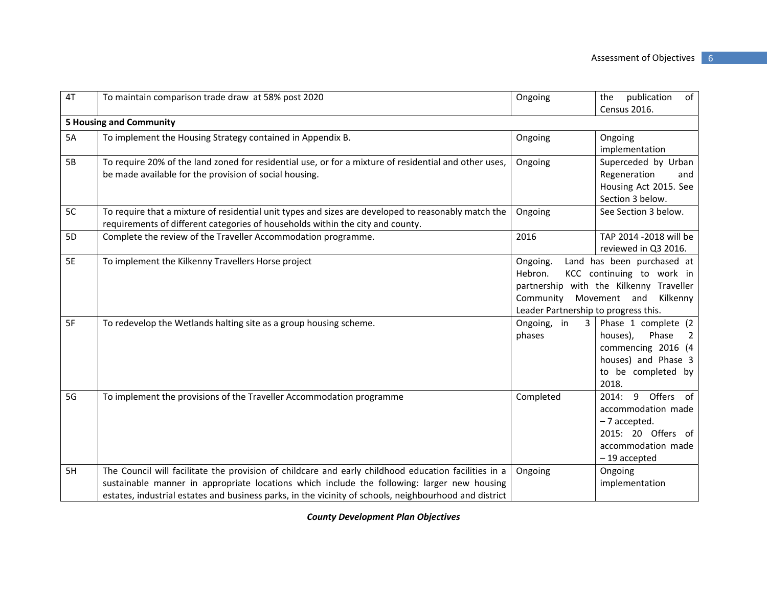| | | | |
|---|---|---|---|
| 4T | To maintain comparison trade draw at 58% post 2020 | Ongoing | the publication of Census 2016. |
| **5 Housing and Community** | | | |
| 5A | To implement the Housing Strategy contained in Appendix B. | Ongoing | Ongoing implementation |
| 5B | To require 20% of the land zoned for residential use, or for a mixture of residential and other uses, be made available for the provision of social housing. | Ongoing | Superceded by Urban Regeneration and Housing Act 2015. See Section 3 below. |
| 5C | To require that a mixture of residential unit types and sizes are developed to reasonably match the requirements of different categories of households within the city and county. | Ongoing | See Section 3 below. |
| 5D | Complete the review of the Traveller Accommodation programme. | 2016 | TAP 2014 -2018 will be reviewed in Q3 2016. |
| 5E | To implement the Kilkenny Travellers Horse project | Ongoing. Land has been purchased at Hebron. KCC continuing to work in partnership with the Kilkenny Traveller Community Movement and Kilkenny Leader Partnership to progress this. | |
| 5F | To redevelop the Wetlands halting site as a group housing scheme. | Ongoing, in 3 phases | Phase 1 complete (2 houses), Phase 2 commencing 2016 (4 houses) and Phase 3 to be completed by 2018. |
| 5G | To implement the provisions of the Traveller Accommodation programme | Completed | 2014: 9 Offers of accommodation made – 7 accepted.<br>2015: 20 Offers of accommodation made – 19 accepted |
| 5H | The Council will facilitate the provision of childcare and early childhood education facilities in a sustainable manner in appropriate locations which include the following: larger new housing estates, industrial estates and business parks, in the vicinity of schools, neighbourhood and district | Ongoing | Ongoing implementation |

***County Development Plan Objectives***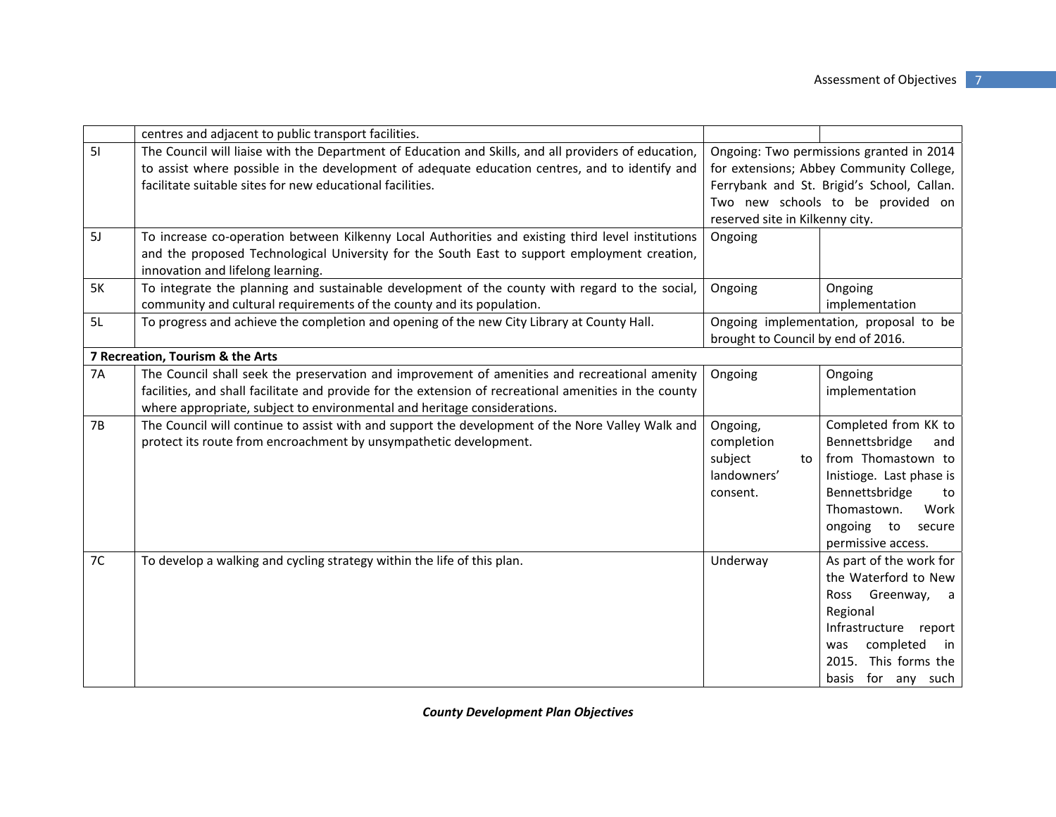| | | | |
|---|---|---|---|
| | centres and adjacent to public transport facilities. | | |
| 5I | The Council will liaise with the Department of Education and Skills, and all providers of education, to assist where possible in the development of adequate education centres, and to identify and facilitate suitable sites for new educational facilities. | Ongoing: Two permissions granted in 2014 for extensions; Abbey Community College, Ferrybank and St. Brigid's School, Callan. Two new schools to be provided on reserved site in Kilkenny city. | |
| 5J | To increase co-operation between Kilkenny Local Authorities and existing third level institutions and the proposed Technological University for the South East to support employment creation, innovation and lifelong learning. | Ongoing | |
| 5K | To integrate the planning and sustainable development of the county with regard to the social, community and cultural requirements of the county and its population. | Ongoing | Ongoing implementation |
| 5L | To progress and achieve the completion and opening of the new City Library at County Hall. | Ongoing implementation, proposal to be brought to Council by end of 2016. | |
| **7 Recreation, Tourism & the Arts** | | | |
| 7A | The Council shall seek the preservation and improvement of amenities and recreational amenity facilities, and shall facilitate and provide for the extension of recreational amenities in the county where appropriate, subject to environmental and heritage considerations. | Ongoing | Ongoing implementation |
| 7B | The Council will continue to assist with and support the development of the Nore Valley Walk and protect its route from encroachment by unsympathetic development. | Ongoing, completion subject to landowners' consent. | Completed from KK to Bennettsbridge and from Thomastown to Inistioge. Last phase is Bennettsbridge to Thomastown. Work ongoing to secure permissive access. |
| 7C | To develop a walking and cycling strategy within the life of this plan. | Underway | As part of the work for the Waterford to New Ross Greenway, a Regional Infrastructure report was completed in 2015. This forms the basis for any such |

*County Development Plan Objectives*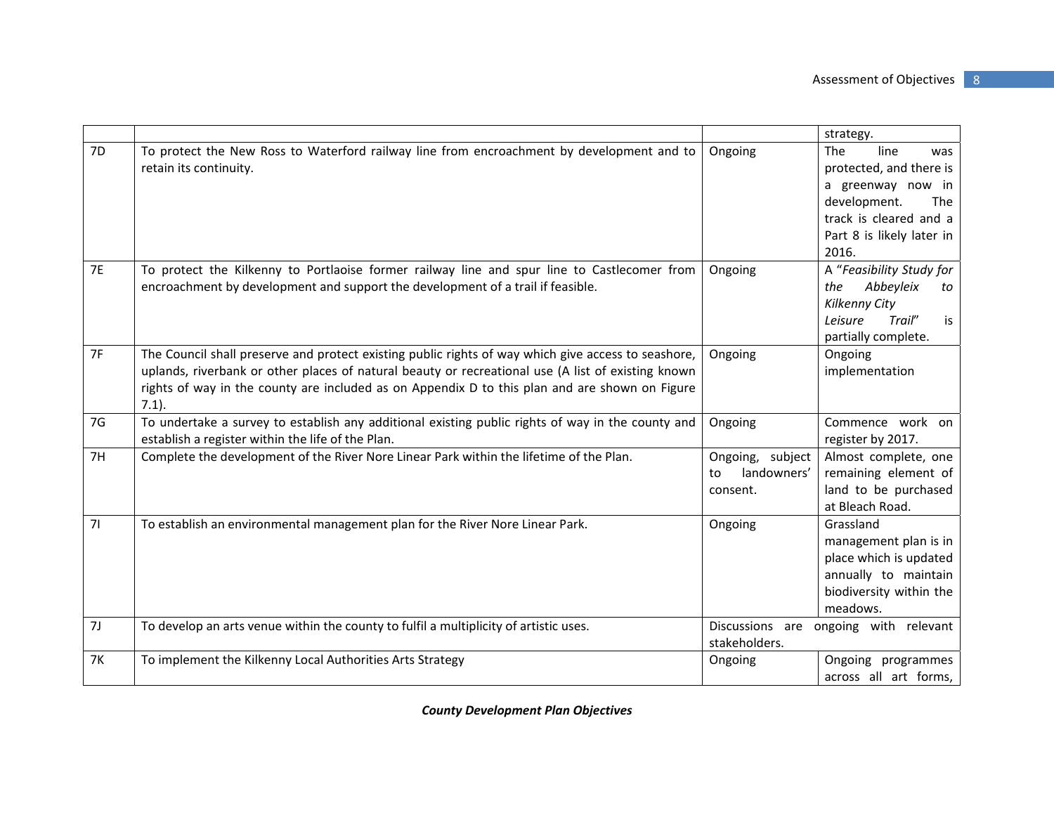| | | | |
|---|---|---|---|
| | | | strategy. |
| 7D | To protect the New Ross to Waterford railway line from encroachment by development and to retain its continuity. | Ongoing | The line was protected, and there is a greenway now in development. The track is cleared and a Part 8 is likely later in 2016. |
| 7E | To protect the Kilkenny to Portlaoise former railway line and spur line to Castlecomer from encroachment by development and support the development of a trail if feasible. | Ongoing | A "*Feasibility Study for the Abbeyleix to Kilkenny City Leisure Trail*" is partially complete. |
| 7F | The Council shall preserve and protect existing public rights of way which give access to seashore, uplands, riverbank or other places of natural beauty or recreational use (A list of existing known rights of way in the county are included as on Appendix D to this plan and are shown on Figure 7.1). | Ongoing | Ongoing implementation |
| 7G | To undertake a survey to establish any additional existing public rights of way in the county and establish a register within the life of the Plan. | Ongoing | Commence work on register by 2017. |
| 7H | Complete the development of the River Nore Linear Park within the lifetime of the Plan. | Ongoing, subject to landowners' consent. | Almost complete, one remaining element of land to be purchased at Bleach Road. |
| 7I | To establish an environmental management plan for the River Nore Linear Park. | Ongoing | Grassland management plan is in place which is updated annually to maintain biodiversity within the meadows. |
| 7J | To develop an arts venue within the county to fulfil a multiplicity of artistic uses. | Discussions are ongoing with relevant stakeholders. | |
| 7K | To implement the Kilkenny Local Authorities Arts Strategy | Ongoing | Ongoing programmes across all art forms, |

***County Development Plan Objectives***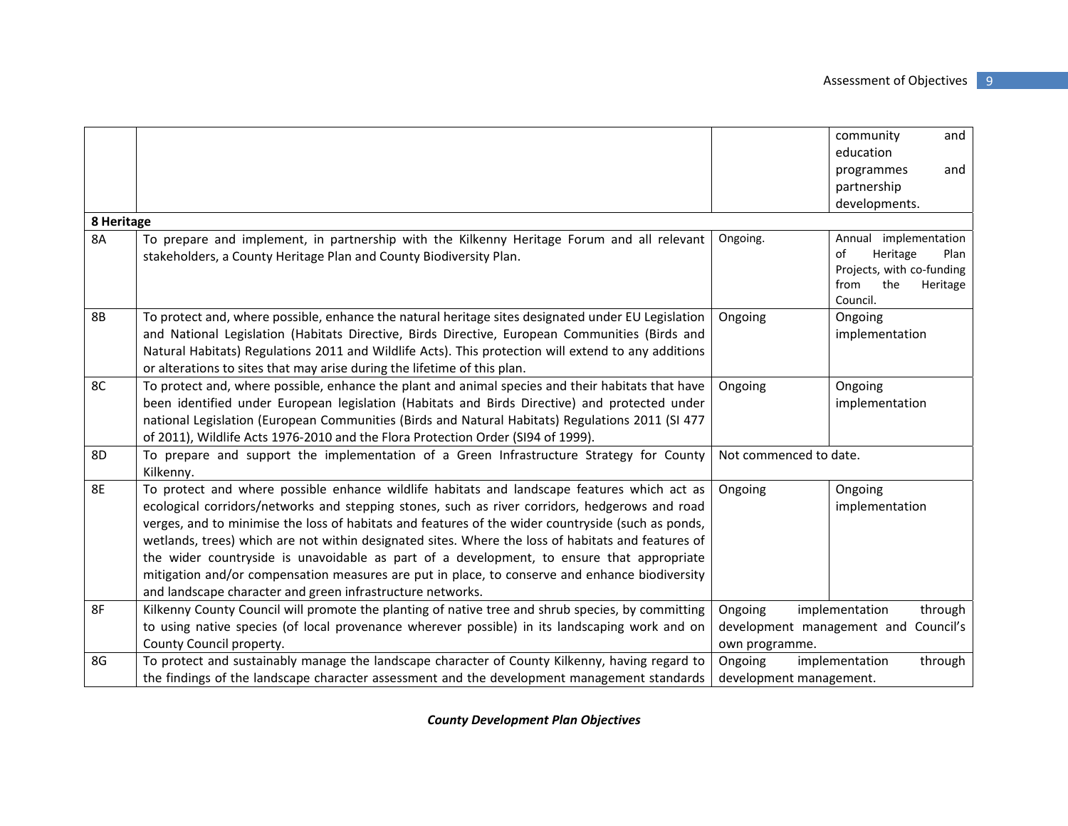| | | | |
|---|---|---|---|
| | | | community and education programmes and partnership developments. |
| **8 Heritage** | | | |
| 8A | To prepare and implement, in partnership with the Kilkenny Heritage Forum and all relevant stakeholders, a County Heritage Plan and County Biodiversity Plan. | Ongoing. | Annual implementation of Heritage Plan Projects, with co-funding from the Heritage Council. |
| 8B | To protect and, where possible, enhance the natural heritage sites designated under EU Legislation and National Legislation (Habitats Directive, Birds Directive, European Communities (Birds and Natural Habitats) Regulations 2011 and Wildlife Acts). This protection will extend to any additions or alterations to sites that may arise during the lifetime of this plan. | Ongoing | Ongoing implementation |
| 8C | To protect and, where possible, enhance the plant and animal species and their habitats that have been identified under European legislation (Habitats and Birds Directive) and protected under national Legislation (European Communities (Birds and Natural Habitats) Regulations 2011 (SI 477 of 2011), Wildlife Acts 1976-2010 and the Flora Protection Order (SI94 of 1999). | Ongoing | Ongoing implementation |
| 8D | To prepare and support the implementation of a Green Infrastructure Strategy for County Kilkenny. | Not commenced to date. | |
| 8E | To protect and where possible enhance wildlife habitats and landscape features which act as ecological corridors/networks and stepping stones, such as river corridors, hedgerows and road verges, and to minimise the loss of habitats and features of the wider countryside (such as ponds, wetlands, trees) which are not within designated sites. Where the loss of habitats and features of the wider countryside is unavoidable as part of a development, to ensure that appropriate mitigation and/or compensation measures are put in place, to conserve and enhance biodiversity and landscape character and green infrastructure networks. | Ongoing | Ongoing implementation |
| 8F | Kilkenny County Council will promote the planting of native tree and shrub species, by committing to using native species (of local provenance wherever possible) in its landscaping work and on County Council property. | Ongoing implementation through development management and Council's own programme. | |
| 8G | To protect and sustainably manage the landscape character of County Kilkenny, having regard to the findings of the landscape character assessment and the development management standards | Ongoing implementation through development management. | |

***County Development Plan Objectives***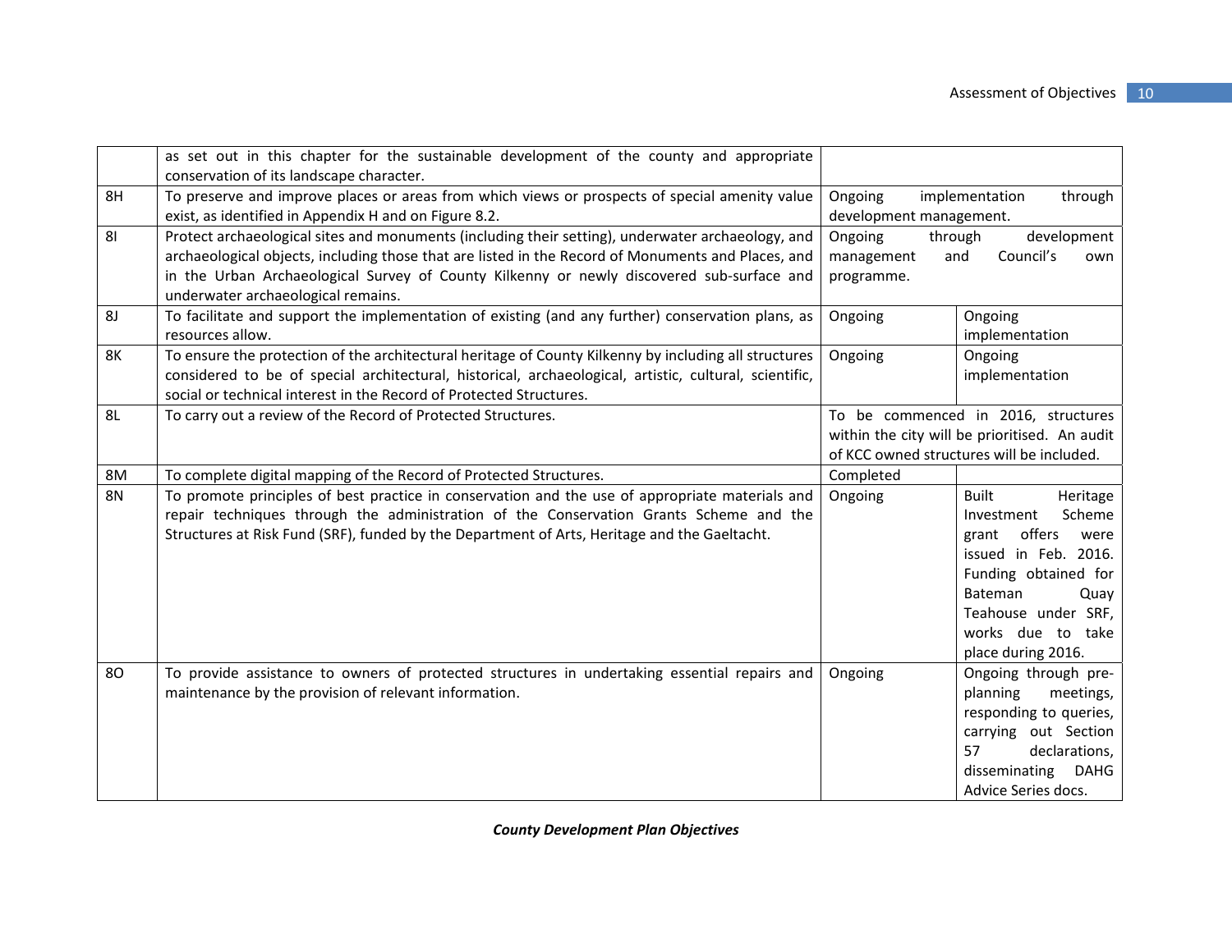|  |  |  |  |
|---|---|---|---|
|  | as set out in this chapter for the sustainable development of the county and appropriate conservation of its landscape character. |  |  |
| 8H | To preserve and improve places or areas from which views or prospects of special amenity value exist, as identified in Appendix H and on Figure 8.2. | Ongoing implementation through development management. |  |
| 8I | Protect archaeological sites and monuments (including their setting), underwater archaeology, and archaeological objects, including those that are listed in the Record of Monuments and Places, and in the Urban Archaeological Survey of County Kilkenny or newly discovered sub-surface and underwater archaeological remains. | Ongoing through development management and Council's own programme. |  |
| 8J | To facilitate and support the implementation of existing (and any further) conservation plans, as resources allow. | Ongoing | Ongoing implementation |
| 8K | To ensure the protection of the architectural heritage of County Kilkenny by including all structures considered to be of special architectural, historical, archaeological, artistic, cultural, scientific, social or technical interest in the Record of Protected Structures. | Ongoing | Ongoing implementation |
| 8L | To carry out a review of the Record of Protected Structures. | To be commenced in 2016, structures within the city will be prioritised. An audit of KCC owned structures will be included. |  |
| 8M | To complete digital mapping of the Record of Protected Structures. | Completed |  |
| 8N | To promote principles of best practice in conservation and the use of appropriate materials and repair techniques through the administration of the Conservation Grants Scheme and the Structures at Risk Fund (SRF), funded by the Department of Arts, Heritage and the Gaeltacht. | Ongoing | Built Heritage Investment Scheme grant offers were issued in Feb. 2016. Funding obtained for Bateman Quay Teahouse under SRF, works due to take place during 2016. |
| 8O | To provide assistance to owners of protected structures in undertaking essential repairs and maintenance by the provision of relevant information. | Ongoing | Ongoing through pre-planning meetings, responding to queries, carrying out Section 57 declarations, disseminating DAHG Advice Series docs. |

***County Development Plan Objectives***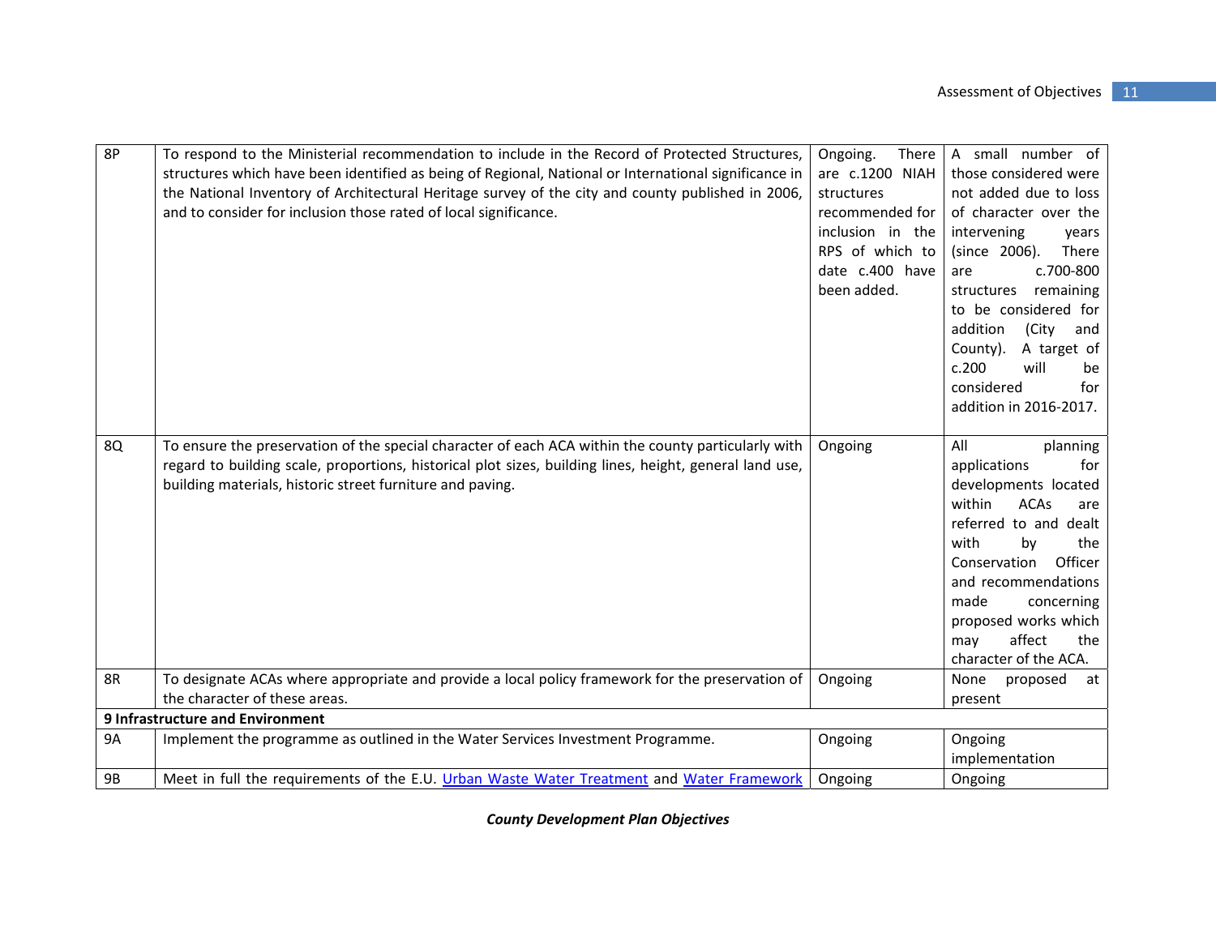| | | | |
|---|---|---|---|
| 8P | To respond to the Ministerial recommendation to include in the Record of Protected Structures, structures which have been identified as being of Regional, National or International significance in the National Inventory of Architectural Heritage survey of the city and county published in 2006, and to consider for inclusion those rated of local significance. | Ongoing. There are c.1200 NIAH structures recommended for inclusion in the RPS of which to date c.400 have been added. | A small number of those considered were not added due to loss of character over the intervening years (since 2006). There are c.700-800 structures remaining to be considered for addition (City and County). A target of c.200 will be considered for addition in 2016-2017. |
| 8Q | To ensure the preservation of the special character of each ACA within the county particularly with regard to building scale, proportions, historical plot sizes, building lines, height, general land use, building materials, historic street furniture and paving. | Ongoing | All planning applications for developments located within ACAs are referred to and dealt with by the Conservation Officer and recommendations made concerning proposed works which may affect the character of the ACA. |
| 8R | To designate ACAs where appropriate and provide a local policy framework for the preservation of the character of these areas. | Ongoing | None proposed at present |
| **9 Infrastructure and Environment** | | | |
| 9A | Implement the programme as outlined in the Water Services Investment Programme. | Ongoing | Ongoing implementation |
| 9B | Meet in full the requirements of the E.U. [Urban Waste Water Treatment] and [Water Framework] | Ongoing | Ongoing |

***County Development Plan Objectives***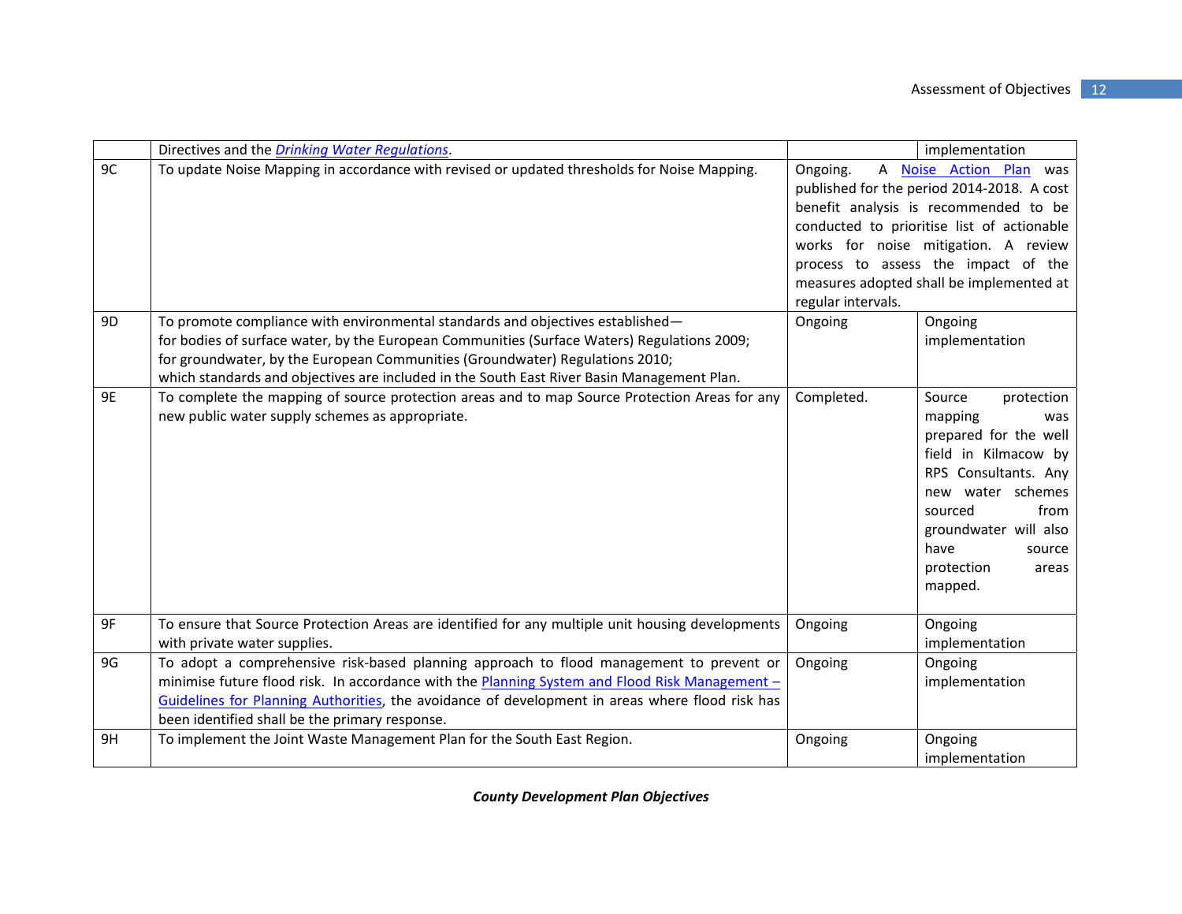| | | | |
|---|---|---|---|
| | Directives and the *Drinking Water Regulations*. | | implementation |
| 9C | To update Noise Mapping in accordance with revised or updated thresholds for Noise Mapping. | Ongoing. A Noise Action Plan was published for the period 2014-2018. A cost benefit analysis is recommended to be conducted to prioritise list of actionable works for noise mitigation. A review process to assess the impact of the measures adopted shall be implemented at regular intervals. | |
| 9D | To promote compliance with environmental standards and objectives established—<br>for bodies of surface water, by the European Communities (Surface Waters) Regulations 2009;<br>for groundwater, by the European Communities (Groundwater) Regulations 2010;<br>which standards and objectives are included in the South East River Basin Management Plan. | Ongoing | Ongoing implementation |
| 9E | To complete the mapping of source protection areas and to map Source Protection Areas for any new public water supply schemes as appropriate. | Completed. | Source protection mapping was prepared for the well field in Kilmacow by RPS Consultants. Any new water schemes sourced from groundwater will also have source protection areas mapped. |
| 9F | To ensure that Source Protection Areas are identified for any multiple unit housing developments with private water supplies. | Ongoing | Ongoing implementation |
| 9G | To adopt a comprehensive risk-based planning approach to flood management to prevent or minimise future flood risk. In accordance with the Planning System and Flood Risk Management – Guidelines for Planning Authorities, the avoidance of development in areas where flood risk has been identified shall be the primary response. | Ongoing | Ongoing implementation |
| 9H | To implement the Joint Waste Management Plan for the South East Region. | Ongoing | Ongoing implementation |

***County Development Plan Objectives***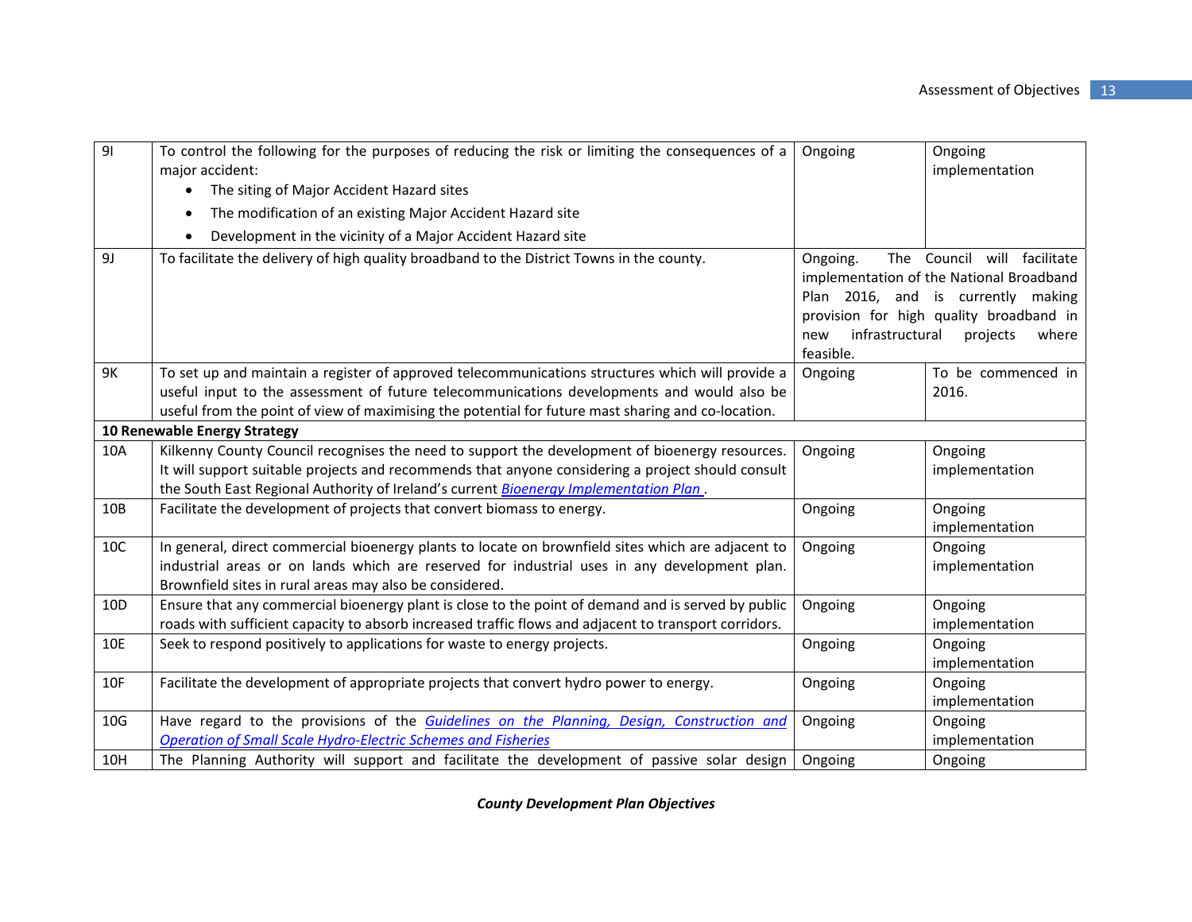| | | | |
|---|---|---|---|
| 9I | To control the following for the purposes of reducing the risk or limiting the consequences of a major accident:<br>• The siting of Major Accident Hazard sites<br>• The modification of an existing Major Accident Hazard site<br>• Development in the vicinity of a Major Accident Hazard site | Ongoing | Ongoing implementation |
| 9J | To facilitate the delivery of high quality broadband to the District Towns in the county. | Ongoing. The Council will facilitate implementation of the National Broadband Plan 2016, and is currently making provision for high quality broadband in new infrastructural projects where feasible. | |
| 9K | To set up and maintain a register of approved telecommunications structures which will provide a useful input to the assessment of future telecommunications developments and would also be useful from the point of view of maximising the potential for future mast sharing and co-location. | Ongoing | To be commenced in 2016. |
| **10 Renewable Energy Strategy** | | | |
| 10A | Kilkenny County Council recognises the need to support the development of bioenergy resources. It will support suitable projects and recommends that anyone considering a project should consult the South East Regional Authority of Ireland's current *Bioenergy Implementation Plan* . | Ongoing | Ongoing implementation |
| 10B | Facilitate the development of projects that convert biomass to energy. | Ongoing | Ongoing implementation |
| 10C | In general, direct commercial bioenergy plants to locate on brownfield sites which are adjacent to industrial areas or on lands which are reserved for industrial uses in any development plan. Brownfield sites in rural areas may also be considered. | Ongoing | Ongoing implementation |
| 10D | Ensure that any commercial bioenergy plant is close to the point of demand and is served by public roads with sufficient capacity to absorb increased traffic flows and adjacent to transport corridors. | Ongoing | Ongoing implementation |
| 10E | Seek to respond positively to applications for waste to energy projects. | Ongoing | Ongoing implementation |
| 10F | Facilitate the development of appropriate projects that convert hydro power to energy. | Ongoing | Ongoing implementation |
| 10G | Have regard to the provisions of the *Guidelines on the Planning, Design, Construction and Operation of Small Scale Hydro-Electric Schemes and Fisheries* | Ongoing | Ongoing implementation |
| 10H | The Planning Authority will support and facilitate the development of passive solar design | Ongoing | Ongoing |

***County Development Plan Objectives***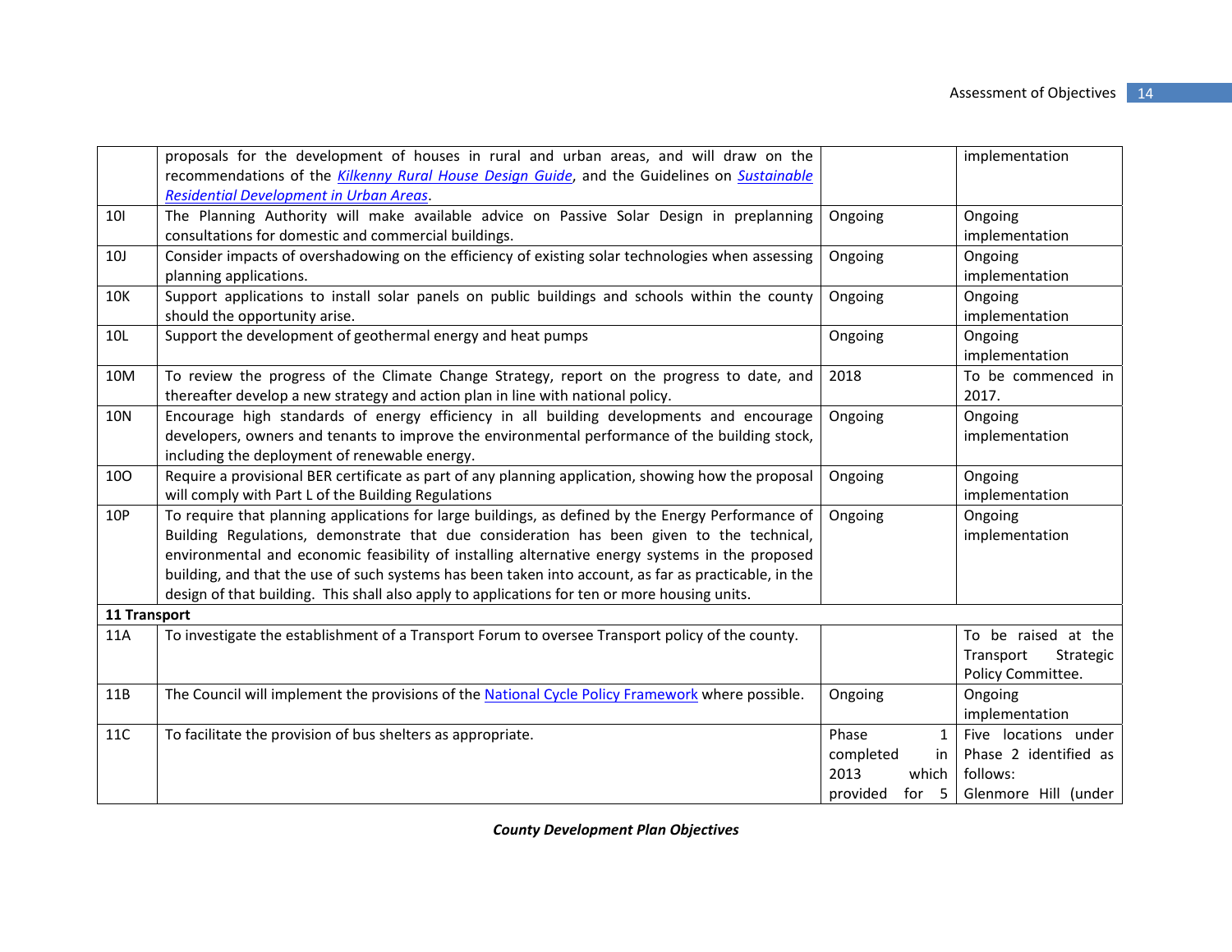| | | | |
|---|---|---|---|
| | proposals for the development of houses in rural and urban areas, and will draw on the recommendations of the *Kilkenny Rural House Design Guide*, and the Guidelines on *Sustainable Residential Development in Urban Areas*. | | implementation |
| 10I | The Planning Authority will make available advice on Passive Solar Design in preplanning consultations for domestic and commercial buildings. | Ongoing | Ongoing implementation |
| 10J | Consider impacts of overshadowing on the efficiency of existing solar technologies when assessing planning applications. | Ongoing | Ongoing implementation |
| 10K | Support applications to install solar panels on public buildings and schools within the county should the opportunity arise. | Ongoing | Ongoing implementation |
| 10L | Support the development of geothermal energy and heat pumps | Ongoing | Ongoing implementation |
| 10M | To review the progress of the Climate Change Strategy, report on the progress to date, and thereafter develop a new strategy and action plan in line with national policy. | 2018 | To be commenced in 2017. |
| 10N | Encourage high standards of energy efficiency in all building developments and encourage developers, owners and tenants to improve the environmental performance of the building stock, including the deployment of renewable energy. | Ongoing | Ongoing implementation |
| 10O | Require a provisional BER certificate as part of any planning application, showing how the proposal will comply with Part L of the Building Regulations | Ongoing | Ongoing implementation |
| 10P | To require that planning applications for large buildings, as defined by the Energy Performance of Building Regulations, demonstrate that due consideration has been given to the technical, environmental and economic feasibility of installing alternative energy systems in the proposed building, and that the use of such systems has been taken into account, as far as practicable, in the design of that building. This shall also apply to applications for ten or more housing units. | Ongoing | Ongoing implementation |
| **11 Transport** | | | |
| 11A | To investigate the establishment of a Transport Forum to oversee Transport policy of the county. | | To be raised at the Transport Strategic Policy Committee. |
| 11B | The Council will implement the provisions of the National Cycle Policy Framework where possible. | Ongoing | Ongoing implementation |
| 11C | To facilitate the provision of bus shelters as appropriate. | Phase 1 completed in 2013 which provided for 5 | Five locations under Phase 2 identified as follows: Glenmore Hill (under |

***County Development Plan Objectives***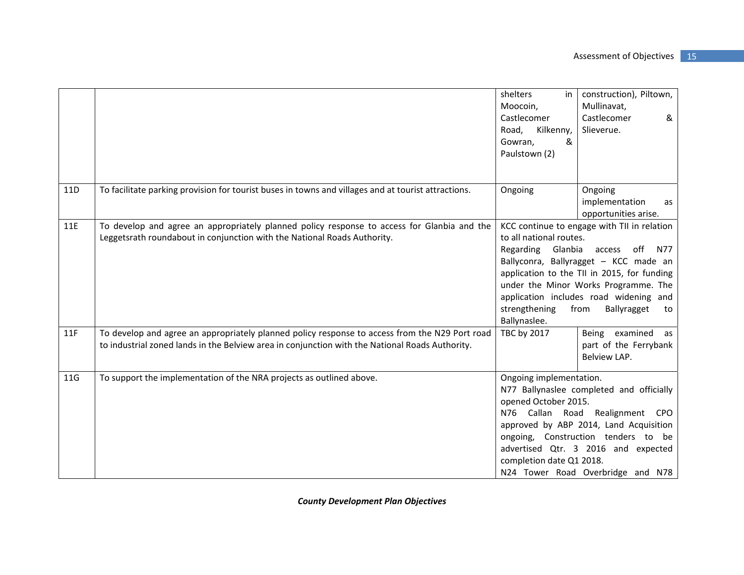| | | | |
|---|---|---|---|
| | | shelters in Moocoin, Castlecomer Road, Kilkenny, Gowran, & Paulstown (2) | construction), Piltown, Mullinavat, Castlecomer & Slieverue. |
| 11D | To facilitate parking provision for tourist buses in towns and villages and at tourist attractions. | Ongoing | Ongoing implementation as opportunities arise. |
| 11E | To develop and agree an appropriately planned policy response to access for Glanbia and the Leggetsrath roundabout in conjunction with the National Roads Authority. | KCC continue to engage with TII in relation to all national routes. Regarding Glanbia access off N77 Ballyconra, Ballyragget – KCC made an application to the TII in 2015, for funding under the Minor Works Programme. The application includes road widening and strengthening from Ballyragget to Ballynaslee. | |
| 11F | To develop and agree an appropriately planned policy response to access from the N29 Port road to industrial zoned lands in the Belview area in conjunction with the National Roads Authority. | TBC by 2017 | Being examined as part of the Ferrybank Belview LAP. |
| 11G | To support the implementation of the NRA projects as outlined above. | Ongoing implementation. N77 Ballynaslee completed and officially opened October 2015. N76 Callan Road Realignment CPO approved by ABP 2014, Land Acquisition ongoing, Construction tenders to be advertised Qtr. 3 2016 and expected completion date Q1 2018. N24 Tower Road Overbridge and N78 | |

***County Development Plan Objectives***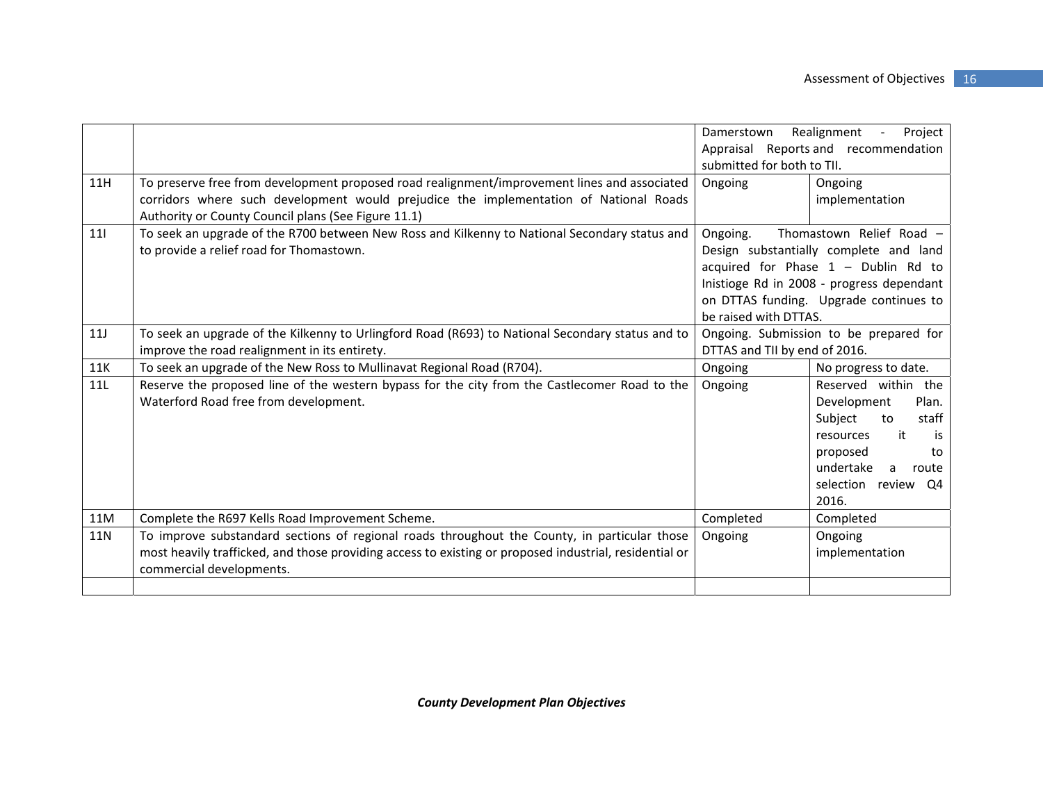| | | | |
|---|---|---|---|
| | | Damerstown Realignment - Project Appraisal Reports and recommendation submitted for both to TII. | |
| 11H | To preserve free from development proposed road realignment/improvement lines and associated corridors where such development would prejudice the implementation of National Roads Authority or County Council plans (See Figure 11.1) | Ongoing | Ongoing implementation |
| 11I | To seek an upgrade of the R700 between New Ross and Kilkenny to National Secondary status and to provide a relief road for Thomastown. | Ongoing. Thomastown Relief Road – Design substantially complete and land acquired for Phase 1 – Dublin Rd to Inistioge Rd in 2008 - progress dependant on DTTAS funding. Upgrade continues to be raised with DTTAS. | |
| 11J | To seek an upgrade of the Kilkenny to Urlingford Road (R693) to National Secondary status and to improve the road realignment in its entirety. | Ongoing. Submission to be prepared for DTTAS and TII by end of 2016. | |
| 11K | To seek an upgrade of the New Ross to Mullinavat Regional Road (R704). | Ongoing | No progress to date. |
| 11L | Reserve the proposed line of the western bypass for the city from the Castlecomer Road to the Waterford Road free from development. | Ongoing | Reserved within the Development Plan. Subject to staff resources it is proposed to undertake a route selection review Q4 2016. |
| 11M | Complete the R697 Kells Road Improvement Scheme. | Completed | Completed |
| 11N | To improve substandard sections of regional roads throughout the County, in particular those most heavily trafficked, and those providing access to existing or proposed industrial, residential or commercial developments. | Ongoing | Ongoing implementation |
| | | | |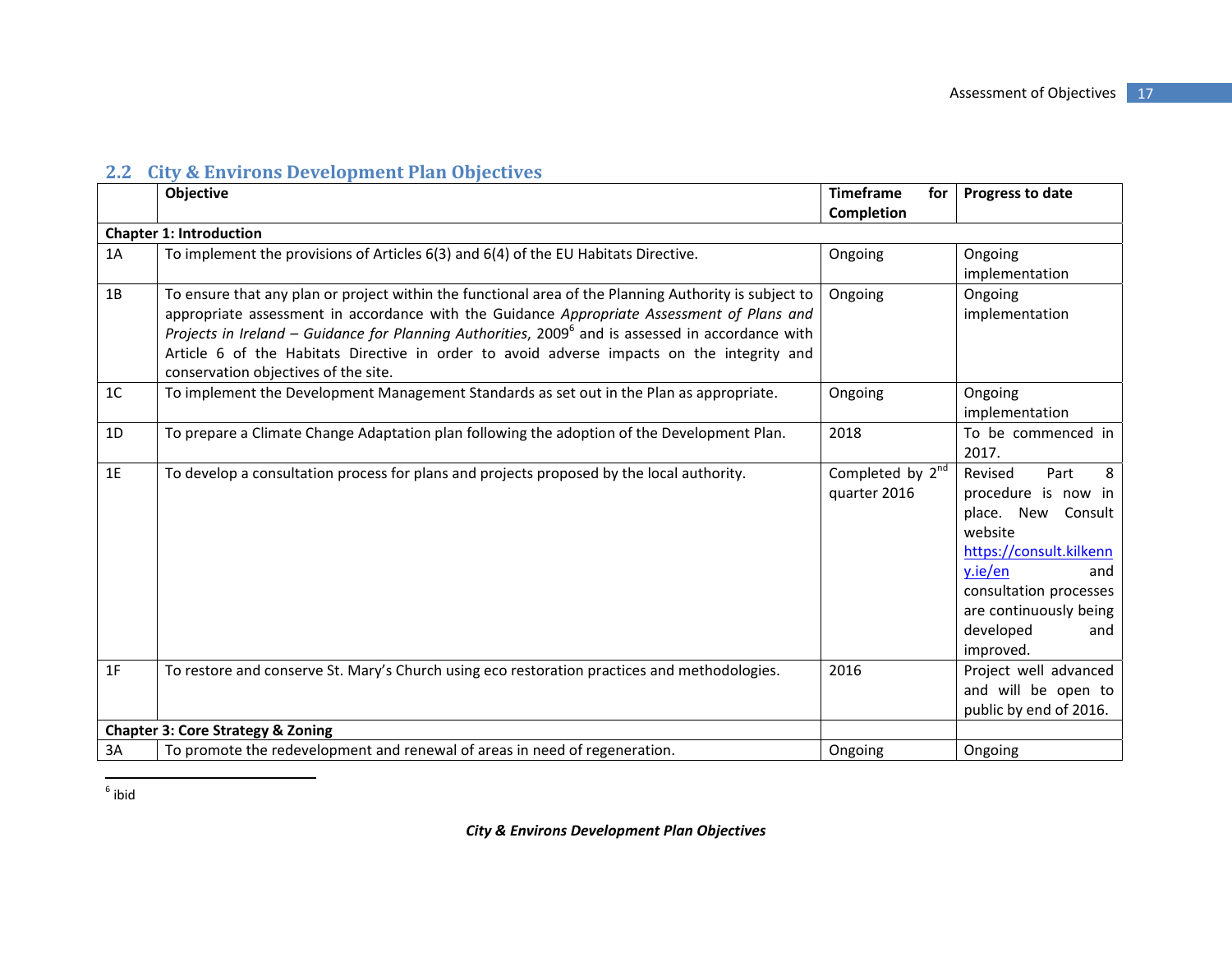## 2.2 City & Environs Development Plan Objectives

| | Objective | Timeframe for Completion | Progress to date |
|---|---|---|---|
| **Chapter 1: Introduction** | | | |
| 1A | To implement the provisions of Articles 6(3) and 6(4) of the EU Habitats Directive. | Ongoing | Ongoing implementation |
| 1B | To ensure that any plan or project within the functional area of the Planning Authority is subject to appropriate assessment in accordance with the Guidance *Appropriate Assessment of Plans and Projects in Ireland – Guidance for Planning Authorities*, 2009[6] and is assessed in accordance with Article 6 of the Habitats Directive in order to avoid adverse impacts on the integrity and conservation objectives of the site. | Ongoing | Ongoing implementation |
| 1C | To implement the Development Management Standards as set out in the Plan as appropriate. | Ongoing | Ongoing implementation |
| 1D | To prepare a Climate Change Adaptation plan following the adoption of the Development Plan. | 2018 | To be commenced in 2017. |
| 1E | To develop a consultation process for plans and projects proposed by the local authority. | Completed by 2nd quarter 2016 | Revised Part 8 procedure is now in place. New Consult website https://consult.kilkenny.ie/en and consultation processes are continuously being developed and improved. |
| 1F | To restore and conserve St. Mary's Church using eco restoration practices and methodologies. | 2016 | Project well advanced and will be open to public by end of 2016. |
| **Chapter 3: Core Strategy & Zoning** | | | |
| 3A | To promote the redevelopment and renewal of areas in need of regeneration. | Ongoing | Ongoing |

[6] ibid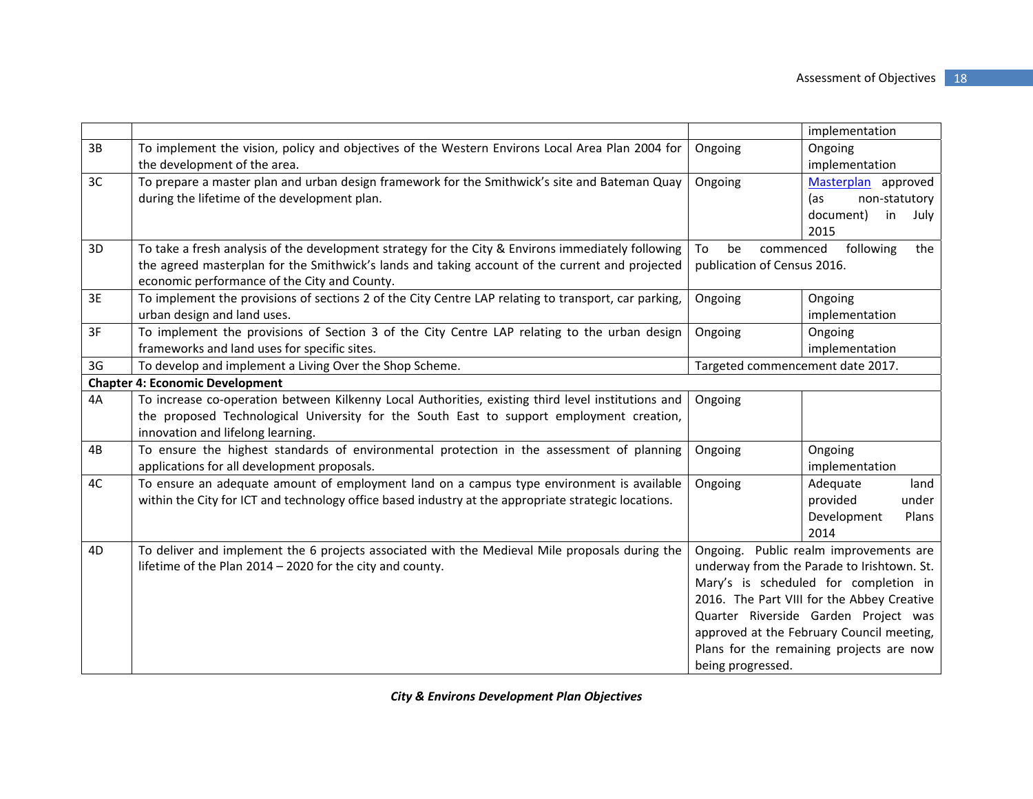| | | | |
|---|---|---|---|
| | | | implementation |
| 3B | To implement the vision, policy and objectives of the Western Environs Local Area Plan 2004 for the development of the area. | Ongoing | Ongoing implementation |
| 3C | To prepare a master plan and urban design framework for the Smithwick's site and Bateman Quay during the lifetime of the development plan. | Ongoing | Masterplan approved (as non-statutory document) in July 2015 |
| 3D | To take a fresh analysis of the development strategy for the City & Environs immediately following the agreed masterplan for the Smithwick's lands and taking account of the current and projected economic performance of the City and County. | To be commenced following the publication of Census 2016. | |
| 3E | To implement the provisions of sections 2 of the City Centre LAP relating to transport, car parking, urban design and land uses. | Ongoing | Ongoing implementation |
| 3F | To implement the provisions of Section 3 of the City Centre LAP relating to the urban design frameworks and land uses for specific sites. | Ongoing | Ongoing implementation |
| 3G | To develop and implement a Living Over the Shop Scheme. | Targeted commencement date 2017. | |
| **Chapter 4: Economic Development** | | | |
| 4A | To increase co-operation between Kilkenny Local Authorities, existing third level institutions and the proposed Technological University for the South East to support employment creation, innovation and lifelong learning. | Ongoing | |
| 4B | To ensure the highest standards of environmental protection in the assessment of planning applications for all development proposals. | Ongoing | Ongoing implementation |
| 4C | To ensure an adequate amount of employment land on a campus type environment is available within the City for ICT and technology office based industry at the appropriate strategic locations. | Ongoing | Adequate land provided under Development Plans 2014 |
| 4D | To deliver and implement the 6 projects associated with the Medieval Mile proposals during the lifetime of the Plan 2014 – 2020 for the city and county. | Ongoing. Public realm improvements are underway from the Parade to Irishtown. St. Mary's is scheduled for completion in 2016. The Part VIII for the Abbey Creative Quarter Riverside Garden Project was approved at the February Council meeting, Plans for the remaining projects are now being progressed. | |

***City & Environs Development Plan Objectives***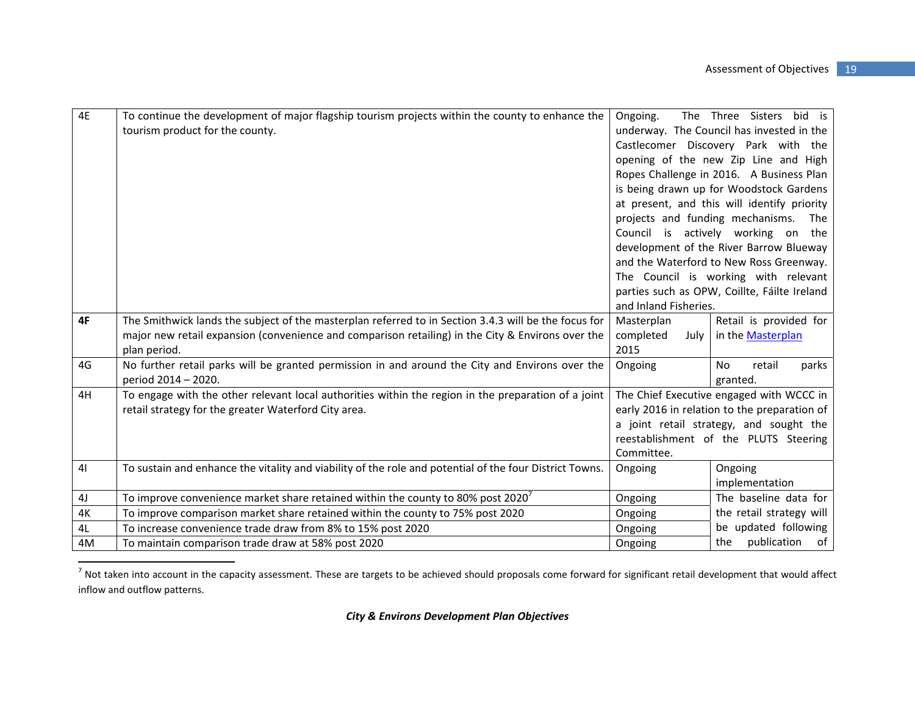| | | | |
|---|---|---|---|
| 4E | To continue the development of major flagship tourism projects within the county to enhance the tourism product for the county. | Ongoing. The Three Sisters bid is underway. The Council has invested in the Castlecomer Discovery Park with the opening of the new Zip Line and High Ropes Challenge in 2016. A Business Plan is being drawn up for Woodstock Gardens at present, and this will identify priority projects and funding mechanisms. The Council is actively working on the development of the River Barrow Blueway and the Waterford to New Ross Greenway. The Council is working with relevant parties such as OPW, Coillte, Fáilte Ireland and Inland Fisheries. | |
| **4F** | The Smithwick lands the subject of the masterplan referred to in Section 3.4.3 will be the focus for major new retail expansion (convenience and comparison retailing) in the City & Environs over the plan period. | Masterplan completed July 2015 | Retail is provided for in the Masterplan |
| 4G | No further retail parks will be granted permission in and around the City and Environs over the period 2014 – 2020. | Ongoing | No retail parks granted. |
| 4H | To engage with the other relevant local authorities within the region in the preparation of a joint retail strategy for the greater Waterford City area. | The Chief Executive engaged with WCCC in early 2016 in relation to the preparation of a joint retail strategy, and sought the reestablishment of the PLUTS Steering Committee. | |
| 4I | To sustain and enhance the vitality and viability of the role and potential of the four District Towns. | Ongoing | Ongoing implementation |
| 4J | To improve convenience market share retained within the county to 80% post 2020[7] | Ongoing | The baseline data for the retail strategy will be updated following the publication of |
| 4K | To improve comparison market share retained within the county to 75% post 2020 | Ongoing | |
| 4L | To increase convenience trade draw from 8% to 15% post 2020 | Ongoing | |
| 4M | To maintain comparison trade draw at 58% post 2020 | Ongoing | |

[7] Not taken into account in the capacity assessment. These are targets to be achieved should proposals come forward for significant retail development that would affect inflow and outflow patterns.

***City & Environs Development Plan Objectives***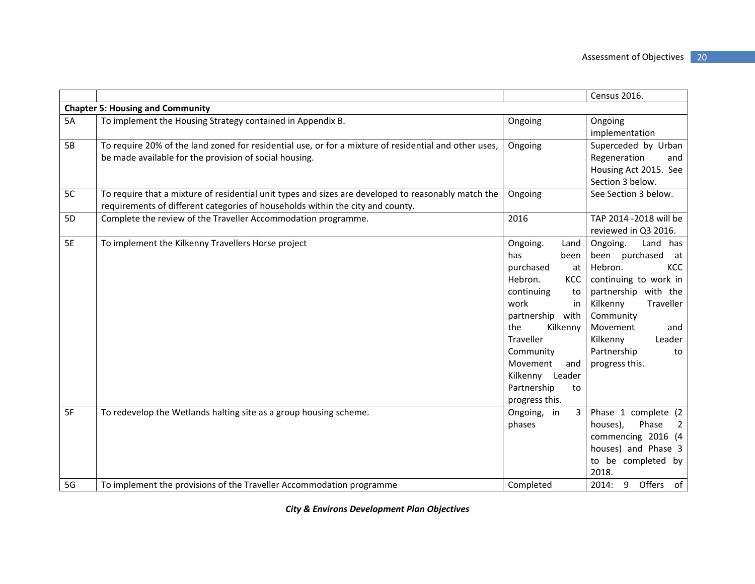| | | | |
|---|---|---|---|
| | | | Census 2016. |
| **Chapter 5: Housing and Community** | | | |
| 5A | To implement the Housing Strategy contained in Appendix B. | Ongoing | Ongoing implementation |
| 5B | To require 20% of the land zoned for residential use, or for a mixture of residential and other uses, be made available for the provision of social housing. | Ongoing | Superceded by Urban Regeneration and Housing Act 2015. See Section 3 below. |
| 5C | To require that a mixture of residential unit types and sizes are developed to reasonably match the requirements of different categories of households within the city and county. | Ongoing | See Section 3 below. |
| 5D | Complete the review of the Traveller Accommodation programme. | 2016 | TAP 2014 -2018 will be reviewed in Q3 2016. |
| 5E | To implement the Kilkenny Travellers Horse project | Ongoing. Land has been purchased at Hebron. KCC continuing to work in partnership with the Kilkenny Traveller Community Movement and Kilkenny Leader Partnership to progress this. | Ongoing. Land has been purchased at Hebron. KCC continuing to work in partnership with the Kilkenny Traveller Community Movement and Kilkenny Leader Partnership to progress this. |
| 5F | To redevelop the Wetlands halting site as a group housing scheme. | Ongoing, in 3 phases | Phase 1 complete (2 houses), Phase 2 commencing 2016 (4 houses) and Phase 3 to be completed by 2018. |
| 5G | To implement the provisions of the Traveller Accommodation programme | Completed | 2014: 9 Offers of |

***City & Environs Development Plan Objectives***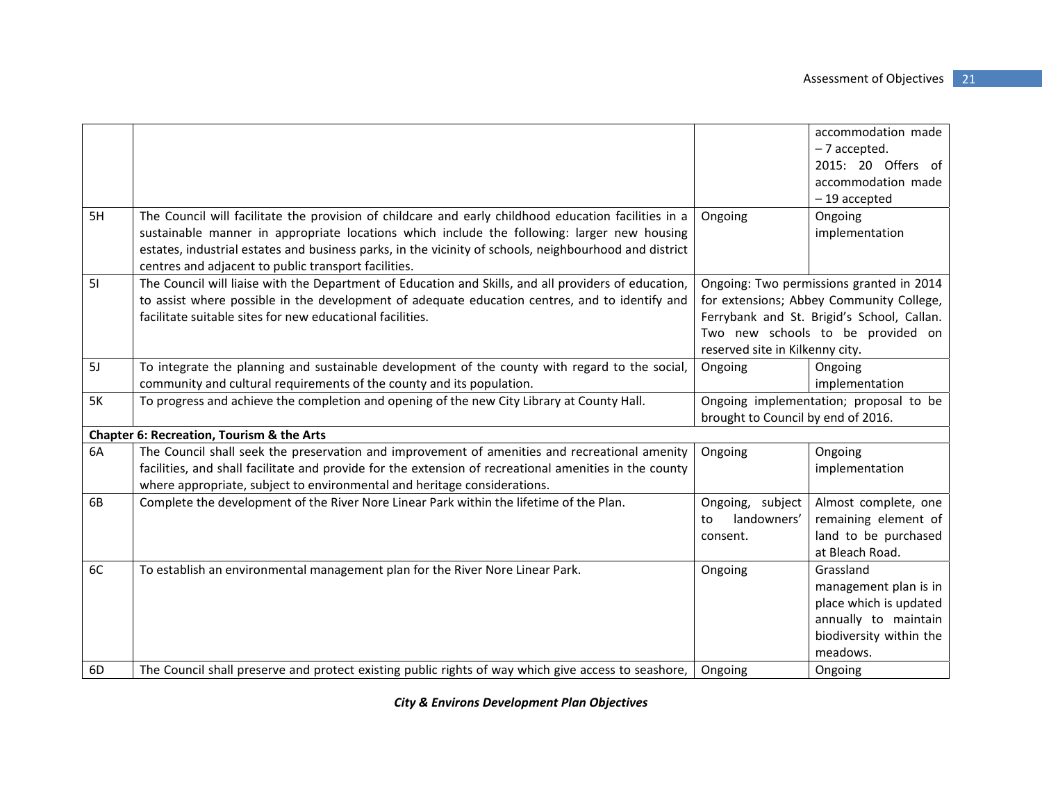| | | | |
|---|---|---|---|
| | | | accommodation made – 7 accepted. 2015: 20 Offers of accommodation made – 19 accepted |
| 5H | The Council will facilitate the provision of childcare and early childhood education facilities in a sustainable manner in appropriate locations which include the following: larger new housing estates, industrial estates and business parks, in the vicinity of schools, neighbourhood and district centres and adjacent to public transport facilities. | Ongoing | Ongoing implementation |
| 5I | The Council will liaise with the Department of Education and Skills, and all providers of education, to assist where possible in the development of adequate education centres, and to identify and facilitate suitable sites for new educational facilities. | Ongoing: Two permissions granted in 2014 for extensions; Abbey Community College, Ferrybank and St. Brigid's School, Callan. Two new schools to be provided on reserved site in Kilkenny city. | |
| 5J | To integrate the planning and sustainable development of the county with regard to the social, community and cultural requirements of the county and its population. | Ongoing | Ongoing implementation |
| 5K | To progress and achieve the completion and opening of the new City Library at County Hall. | Ongoing implementation; proposal to be brought to Council by end of 2016. | |
| **Chapter 6: Recreation, Tourism & the Arts** | | | |
| 6A | The Council shall seek the preservation and improvement of amenities and recreational amenity facilities, and shall facilitate and provide for the extension of recreational amenities in the county where appropriate, subject to environmental and heritage considerations. | Ongoing | Ongoing implementation |
| 6B | Complete the development of the River Nore Linear Park within the lifetime of the Plan. | Ongoing, subject to landowners' consent. | Almost complete, one remaining element of land to be purchased at Bleach Road. |
| 6C | To establish an environmental management plan for the River Nore Linear Park. | Ongoing | Grassland management plan is in place which is updated annually to maintain biodiversity within the meadows. |
| 6D | The Council shall preserve and protect existing public rights of way which give access to seashore, | Ongoing | Ongoing |

***City & Environs Development Plan Objectives***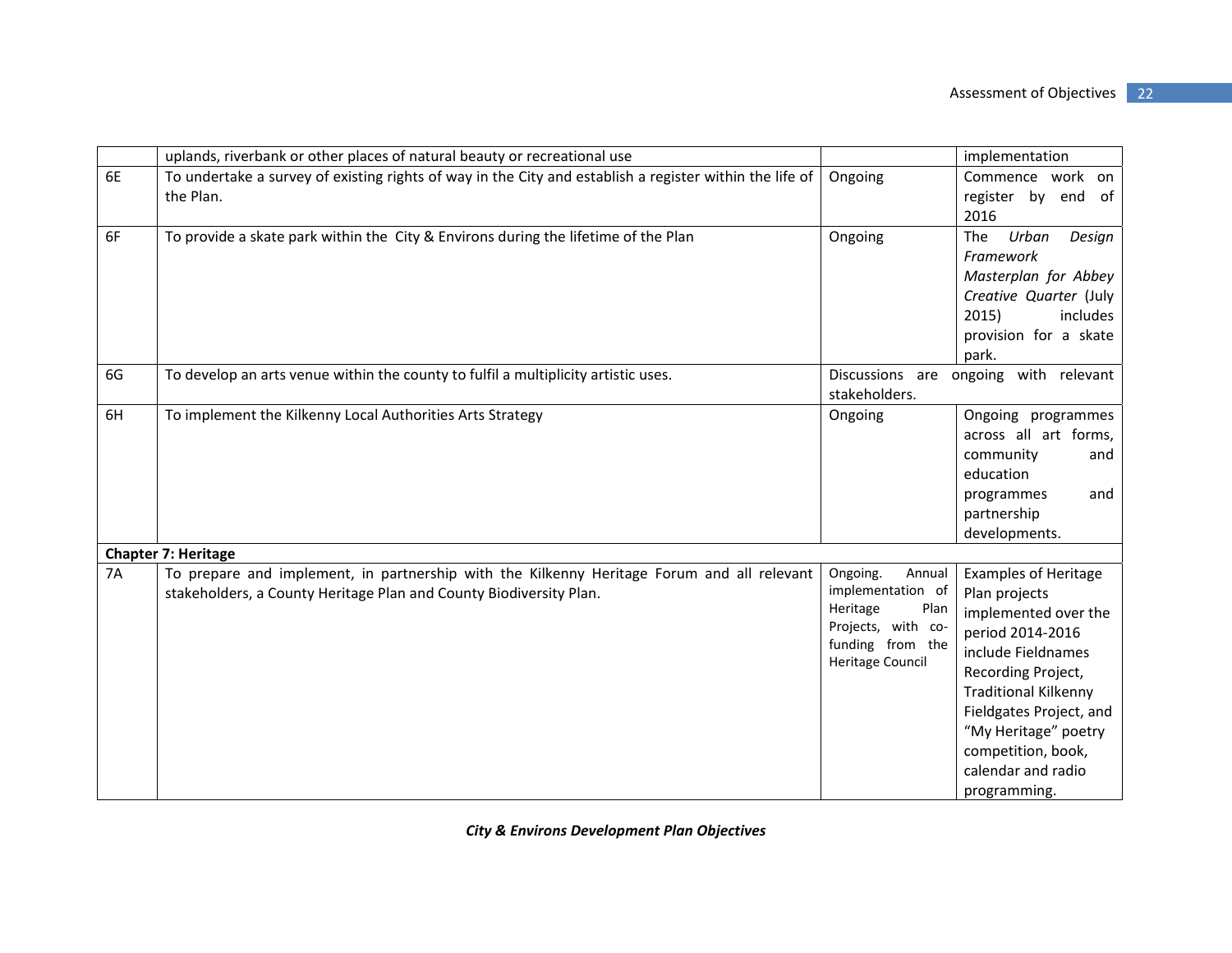| | | | |
|---|---|---|---|
| | uplands, riverbank or other places of natural beauty or recreational use | | implementation |
| 6E | To undertake a survey of existing rights of way in the City and establish a register within the life of the Plan. | Ongoing | Commence work on register by end of 2016 |
| 6F | To provide a skate park within the City & Environs during the lifetime of the Plan | Ongoing | The *Urban Design Framework Masterplan for Abbey Creative Quarter* (July 2015) includes provision for a skate park. |
| 6G | To develop an arts venue within the county to fulfil a multiplicity artistic uses. | Discussions are ongoing with relevant stakeholders. | |
| 6H | To implement the Kilkenny Local Authorities Arts Strategy | Ongoing | Ongoing programmes across all art forms, community and education programmes and partnership developments. |
| **Chapter 7: Heritage** | | | |
| 7A | To prepare and implement, in partnership with the Kilkenny Heritage Forum and all relevant stakeholders, a County Heritage Plan and County Biodiversity Plan. | Ongoing. Annual implementation of Heritage Plan Projects, with co-funding from the Heritage Council | Examples of Heritage Plan projects implemented over the period 2014-2016 include Fieldnames Recording Project, Traditional Kilkenny Fieldgates Project, and "My Heritage" poetry competition, book, calendar and radio programming. |

***City & Environs Development Plan Objectives***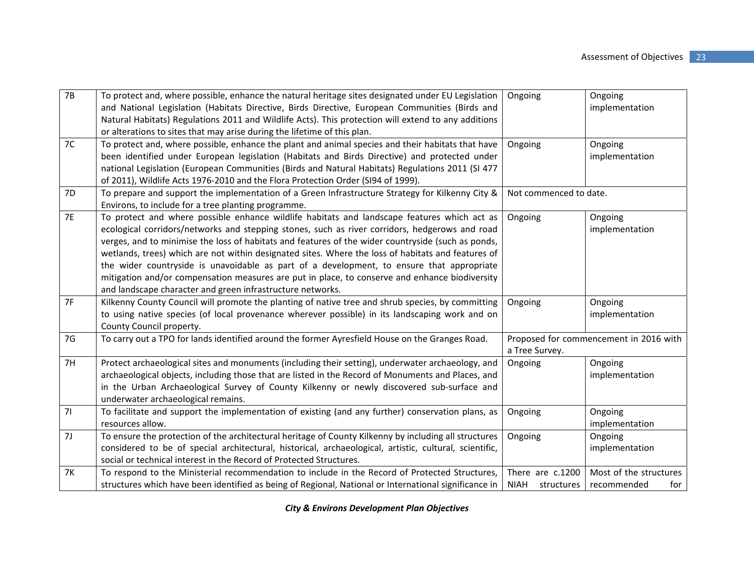| | | | |
|---|---|---|---|
| 7B | To protect and, where possible, enhance the natural heritage sites designated under EU Legislation and National Legislation (Habitats Directive, Birds Directive, European Communities (Birds and Natural Habitats) Regulations 2011 and Wildlife Acts). This protection will extend to any additions or alterations to sites that may arise during the lifetime of this plan. | Ongoing | Ongoing implementation |
| 7C | To protect and, where possible, enhance the plant and animal species and their habitats that have been identified under European legislation (Habitats and Birds Directive) and protected under national Legislation (European Communities (Birds and Natural Habitats) Regulations 2011 (SI 477 of 2011), Wildlife Acts 1976-2010 and the Flora Protection Order (SI94 of 1999). | Ongoing | Ongoing implementation |
| 7D | To prepare and support the implementation of a Green Infrastructure Strategy for Kilkenny City & Environs, to include for a tree planting programme. | Not commenced to date. | |
| 7E | To protect and where possible enhance wildlife habitats and landscape features which act as ecological corridors/networks and stepping stones, such as river corridors, hedgerows and road verges, and to minimise the loss of habitats and features of the wider countryside (such as ponds, wetlands, trees) which are not within designated sites. Where the loss of habitats and features of the wider countryside is unavoidable as part of a development, to ensure that appropriate mitigation and/or compensation measures are put in place, to conserve and enhance biodiversity and landscape character and green infrastructure networks. | Ongoing | Ongoing implementation |
| 7F | Kilkenny County Council will promote the planting of native tree and shrub species, by committing to using native species (of local provenance wherever possible) in its landscaping work and on County Council property. | Ongoing | Ongoing implementation |
| 7G | To carry out a TPO for lands identified around the former Ayresfield House on the Granges Road. | Proposed for commencement in 2016 with a Tree Survey. | |
| 7H | Protect archaeological sites and monuments (including their setting), underwater archaeology, and archaeological objects, including those that are listed in the Record of Monuments and Places, and in the Urban Archaeological Survey of County Kilkenny or newly discovered sub-surface and underwater archaeological remains. | Ongoing | Ongoing implementation |
| 7I | To facilitate and support the implementation of existing (and any further) conservation plans, as resources allow. | Ongoing | Ongoing implementation |
| 7J | To ensure the protection of the architectural heritage of County Kilkenny by including all structures considered to be of special architectural, historical, archaeological, artistic, cultural, scientific, social or technical interest in the Record of Protected Structures. | Ongoing | Ongoing implementation |
| 7K | To respond to the Ministerial recommendation to include in the Record of Protected Structures, structures which have been identified as being of Regional, National or International significance in | There are c.1200 NIAH structures | Most of the structures recommended for |

***City & Environs Development Plan Objectives***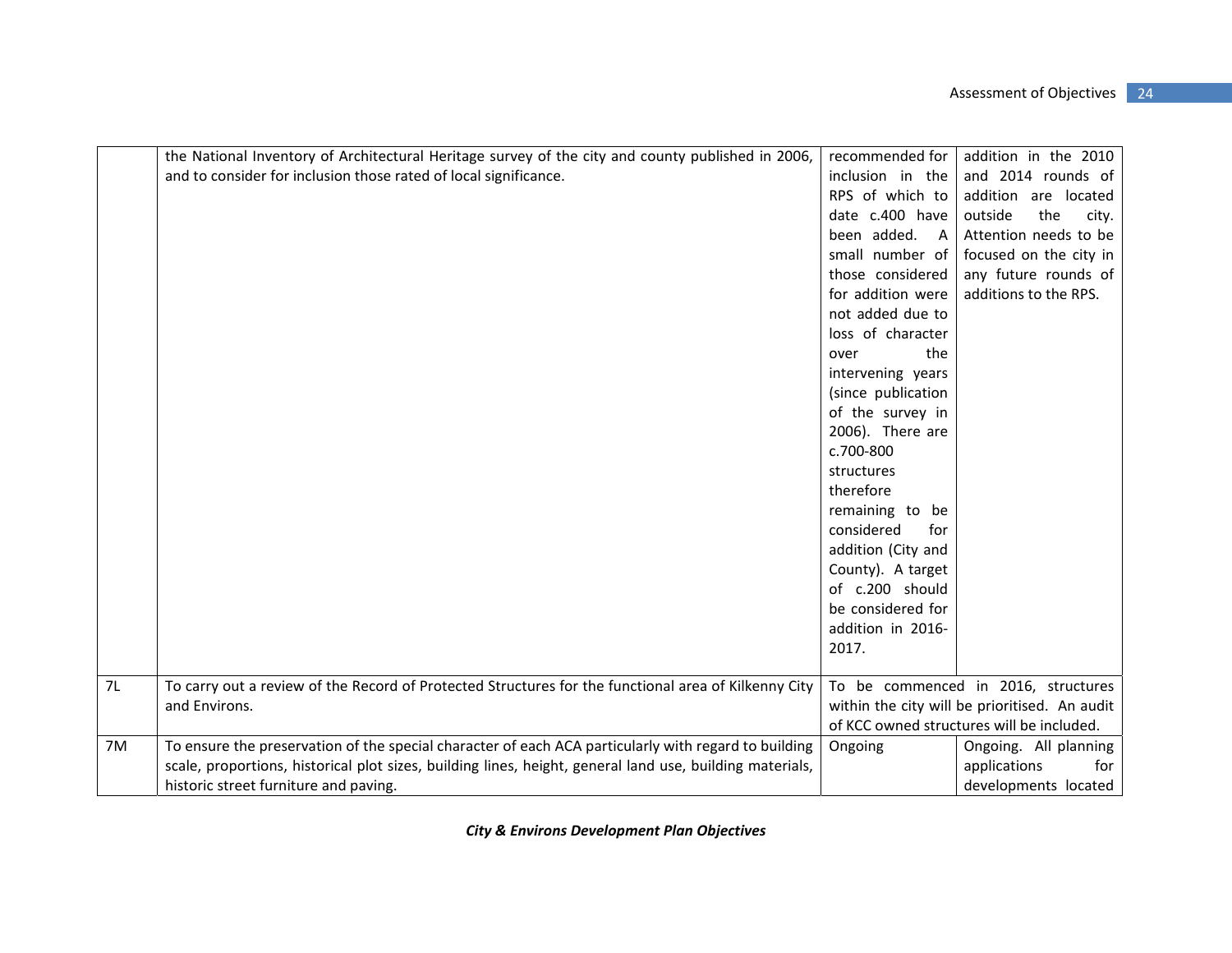|  |  |  |  |
|---|---|---|---|
|  | the National Inventory of Architectural Heritage survey of the city and county published in 2006, and to consider for inclusion those rated of local significance. | recommended for inclusion in the RPS of which to date c.400 have been added. A small number of those considered for addition were not added due to loss of character over the intervening years (since publication of the survey in 2006). There are c.700-800 structures therefore remaining to be considered for addition (City and County). A target of c.200 should be considered for addition in 2016-2017. | addition in the 2010 and 2014 rounds of addition are located outside the city. Attention needs to be focused on the city in any future rounds of additions to the RPS. |
| 7L | To carry out a review of the Record of Protected Structures for the functional area of Kilkenny City and Environs. | To be commenced in 2016, structures within the city will be prioritised. An audit of KCC owned structures will be included. |  |
| 7M | To ensure the preservation of the special character of each ACA particularly with regard to building scale, proportions, historical plot sizes, building lines, height, general land use, building materials, historic street furniture and paving. | Ongoing | Ongoing. All planning applications for developments located |

***City & Environs Development Plan Objectives***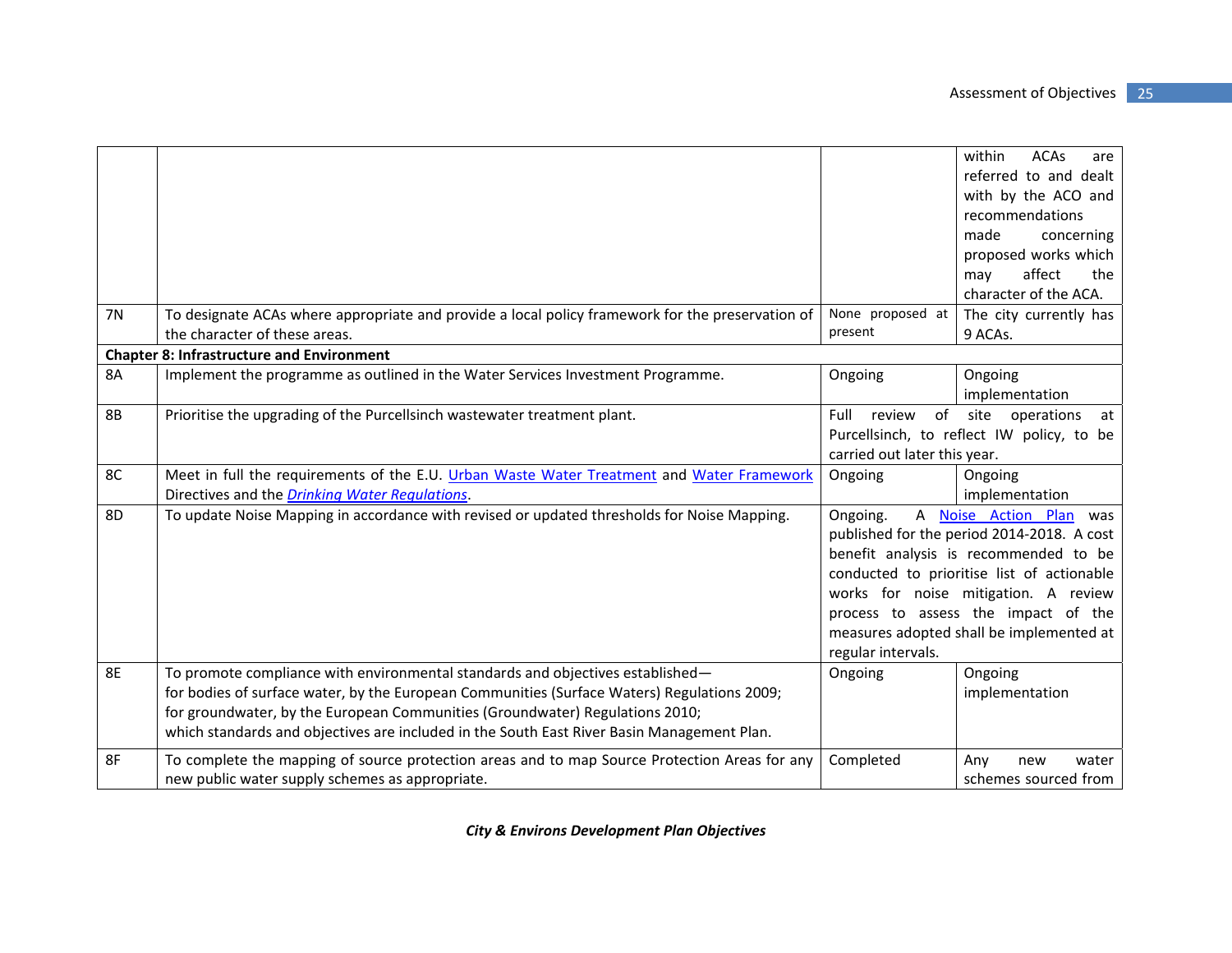| | | | |
|---|---|---|---|
| | | | within ACAs are referred to and dealt with by the ACO and recommendations made concerning proposed works which may affect the character of the ACA. |
| 7N | To designate ACAs where appropriate and provide a local policy framework for the preservation of the character of these areas. | None proposed at present | The city currently has 9 ACAs. |
| **Chapter 8: Infrastructure and Environment** | | | |
| 8A | Implement the programme as outlined in the Water Services Investment Programme. | Ongoing | Ongoing implementation |
| 8B | Prioritise the upgrading of the Purcellsinch wastewater treatment plant. | Full review of site operations at Purcellsinch, to reflect IW policy, to be carried out later this year. | |
| 8C | Meet in full the requirements of the E.U. Urban Waste Water Treatment and Water Framework Directives and the *Drinking Water Regulations*. | Ongoing | Ongoing implementation |
| 8D | To update Noise Mapping in accordance with revised or updated thresholds for Noise Mapping. | Ongoing. A Noise Action Plan was published for the period 2014-2018. A cost benefit analysis is recommended to be conducted to prioritise list of actionable works for noise mitigation. A review process to assess the impact of the measures adopted shall be implemented at regular intervals. | |
| 8E | To promote compliance with environmental standards and objectives established—<br>for bodies of surface water, by the European Communities (Surface Waters) Regulations 2009;<br>for groundwater, by the European Communities (Groundwater) Regulations 2010;<br>which standards and objectives are included in the South East River Basin Management Plan. | Ongoing | Ongoing implementation |
| 8F | To complete the mapping of source protection areas and to map Source Protection Areas for any new public water supply schemes as appropriate. | Completed | Any new water schemes sourced from |

***City & Environs Development Plan Objectives***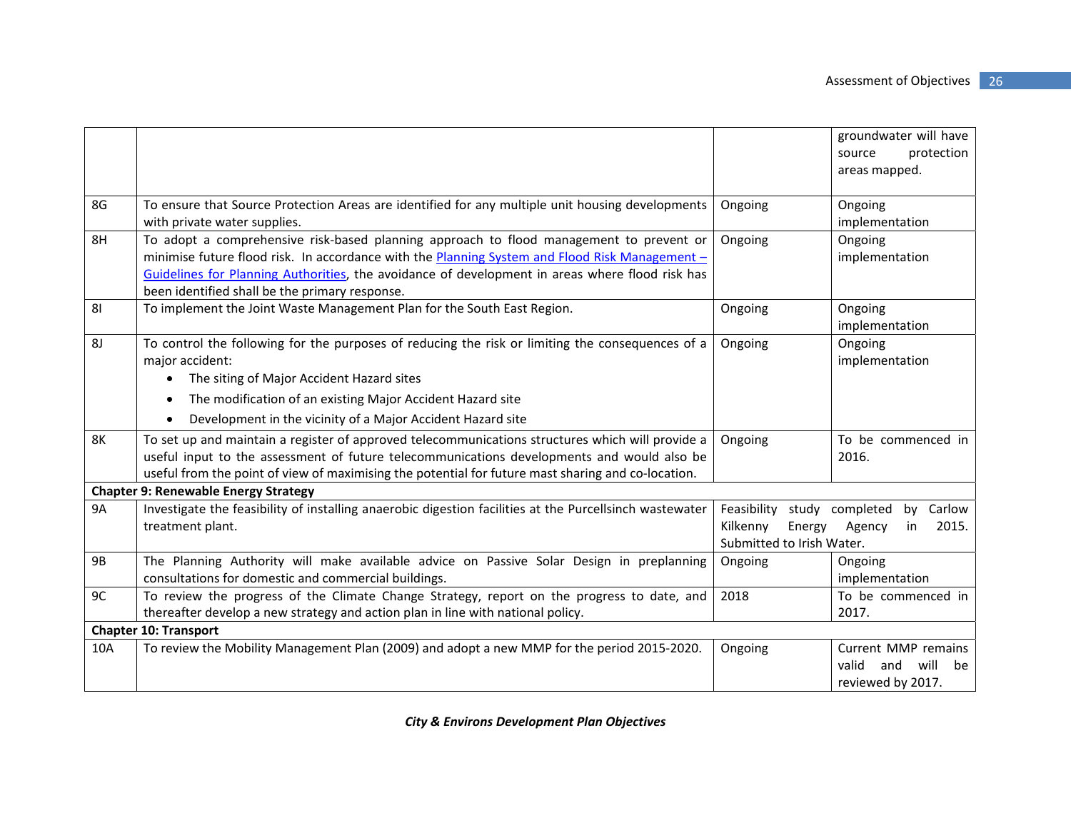| | | | |
|---|---|---|---|
| | | | groundwater will have source protection areas mapped. |
| 8G | To ensure that Source Protection Areas are identified for any multiple unit housing developments with private water supplies. | Ongoing | Ongoing implementation |
| 8H | To adopt a comprehensive risk-based planning approach to flood management to prevent or minimise future flood risk. In accordance with the Planning System and Flood Risk Management – Guidelines for Planning Authorities, the avoidance of development in areas where flood risk has been identified shall be the primary response. | Ongoing | Ongoing implementation |
| 8I | To implement the Joint Waste Management Plan for the South East Region. | Ongoing | Ongoing implementation |
| 8J | To control the following for the purposes of reducing the risk or limiting the consequences of a major accident:<br>• The siting of Major Accident Hazard sites<br>• The modification of an existing Major Accident Hazard site<br>• Development in the vicinity of a Major Accident Hazard site | Ongoing | Ongoing implementation |
| 8K | To set up and maintain a register of approved telecommunications structures which will provide a useful input to the assessment of future telecommunications developments and would also be useful from the point of view of maximising the potential for future mast sharing and co-location. | Ongoing | To be commenced in 2016. |
| **Chapter 9: Renewable Energy Strategy** | | | |
| 9A | Investigate the feasibility of installing anaerobic digestion facilities at the Purcellsinch wastewater treatment plant. | Feasibility study completed by Carlow Kilkenny Energy Agency in 2015. Submitted to Irish Water. | |
| 9B | The Planning Authority will make available advice on Passive Solar Design in preplanning consultations for domestic and commercial buildings. | Ongoing | Ongoing implementation |
| 9C | To review the progress of the Climate Change Strategy, report on the progress to date, and thereafter develop a new strategy and action plan in line with national policy. | 2018 | To be commenced in 2017. |
| **Chapter 10: Transport** | | | |
| 10A | To review the Mobility Management Plan (2009) and adopt a new MMP for the period 2015-2020. | Ongoing | Current MMP remains valid and will be reviewed by 2017. |

***City & Environs Development Plan Objectives***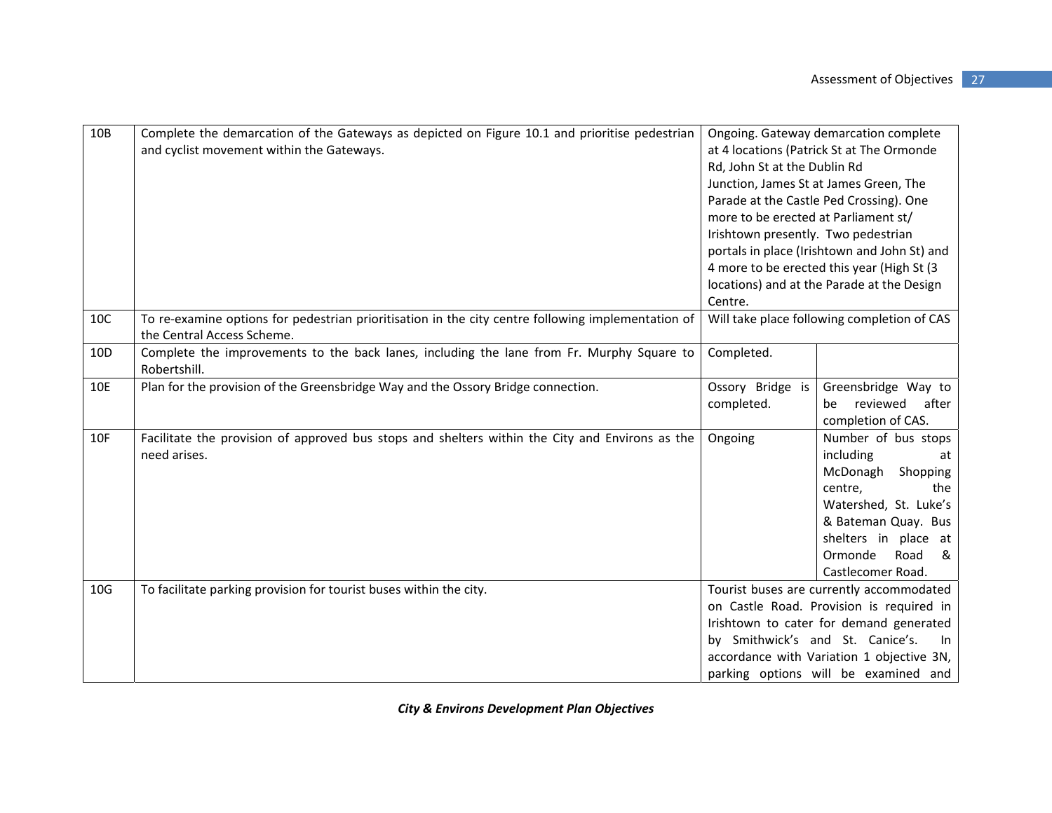| | | | |
|---|---|---|---|
| 10B | Complete the demarcation of the Gateways as depicted on Figure 10.1 and prioritise pedestrian and cyclist movement within the Gateways. | Ongoing. Gateway demarcation complete at 4 locations (Patrick St at The Ormonde Rd, John St at the Dublin Rd Junction, James St at James Green, The Parade at the Castle Ped Crossing). One more to be erected at Parliament st/ Irishtown presently. Two pedestrian portals in place (Irishtown and John St) and 4 more to be erected this year (High St (3 locations) and at the Parade at the Design Centre. | |
| 10C | To re-examine options for pedestrian prioritisation in the city centre following implementation of the Central Access Scheme. | Will take place following completion of CAS | |
| 10D | Complete the improvements to the back lanes, including the lane from Fr. Murphy Square to Robertshill. | Completed. | |
| 10E | Plan for the provision of the Greensbridge Way and the Ossory Bridge connection. | Ossory Bridge is completed. | Greensbridge Way to be reviewed after completion of CAS. |
| 10F | Facilitate the provision of approved bus stops and shelters within the City and Environs as the need arises. | Ongoing | Number of bus stops including at McDonagh Shopping centre, the Watershed, St. Luke's & Bateman Quay. Bus shelters in place at Ormonde Road & Castlecomer Road. |
| 10G | To facilitate parking provision for tourist buses within the city. | Tourist buses are currently accommodated on Castle Road. Provision is required in Irishtown to cater for demand generated by Smithwick's and St. Canice's. In accordance with Variation 1 objective 3N, parking options will be examined and | |

*City & Environs Development Plan Objectives*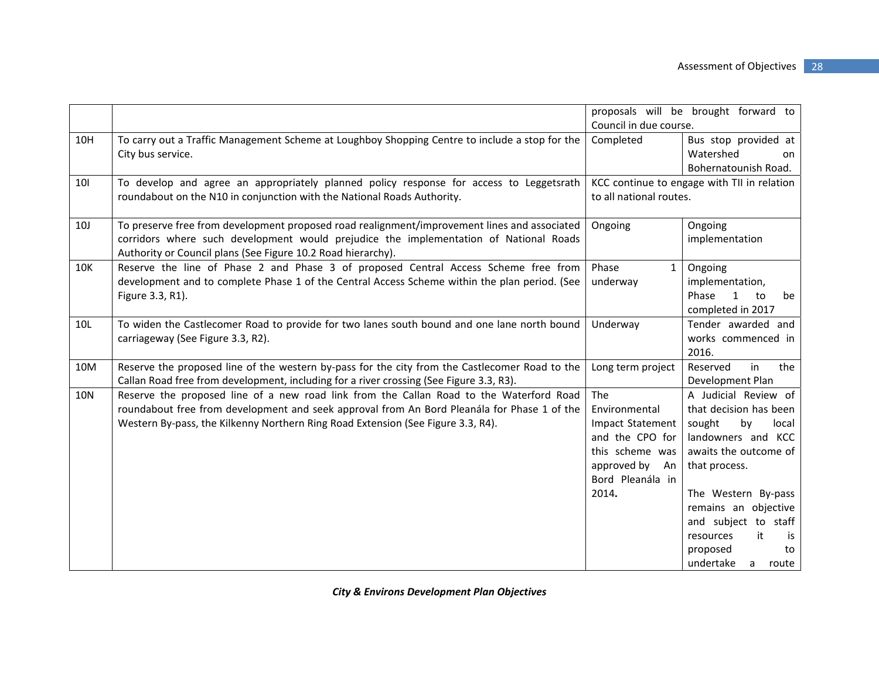| | | | |
|---|---|---|---|
| | | proposals will be brought forward to Council in due course. | |
| 10H | To carry out a Traffic Management Scheme at Loughboy Shopping Centre to include a stop for the City bus service. | Completed | Bus stop provided at Watershed on Bohernatounish Road. |
| 10I | To develop and agree an appropriately planned policy response for access to Leggetsrath roundabout on the N10 in conjunction with the National Roads Authority. | KCC continue to engage with TII in relation to all national routes. | |
| 10J | To preserve free from development proposed road realignment/improvement lines and associated corridors where such development would prejudice the implementation of National Roads Authority or Council plans (See Figure 10.2 Road hierarchy). | Ongoing | Ongoing implementation |
| 10K | Reserve the line of Phase 2 and Phase 3 of proposed Central Access Scheme free from development and to complete Phase 1 of the Central Access Scheme within the plan period. (See Figure 3.3, R1). | Phase 1 underway | Ongoing implementation, Phase 1 to be completed in 2017 |
| 10L | To widen the Castlecomer Road to provide for two lanes south bound and one lane north bound carriageway (See Figure 3.3, R2). | Underway | Tender awarded and works commenced in 2016. |
| 10M | Reserve the proposed line of the western by-pass for the city from the Castlecomer Road to the Callan Road free from development, including for a river crossing (See Figure 3.3, R3). | Long term project | Reserved in the Development Plan |
| 10N | Reserve the proposed line of a new road link from the Callan Road to the Waterford Road roundabout free from development and seek approval from An Bord Pleanála for Phase 1 of the Western By-pass, the Kilkenny Northern Ring Road Extension (See Figure 3.3, R4). | The Environmental Impact Statement and the CPO for this scheme was approved by An Bord Pleanála in 2014**.** | A Judicial Review of that decision has been sought by local landowners and KCC awaits the outcome of that process.<br><br>The Western By-pass remains an objective and subject to staff resources it is proposed to undertake a route |

***City & Environs Development Plan Objectives***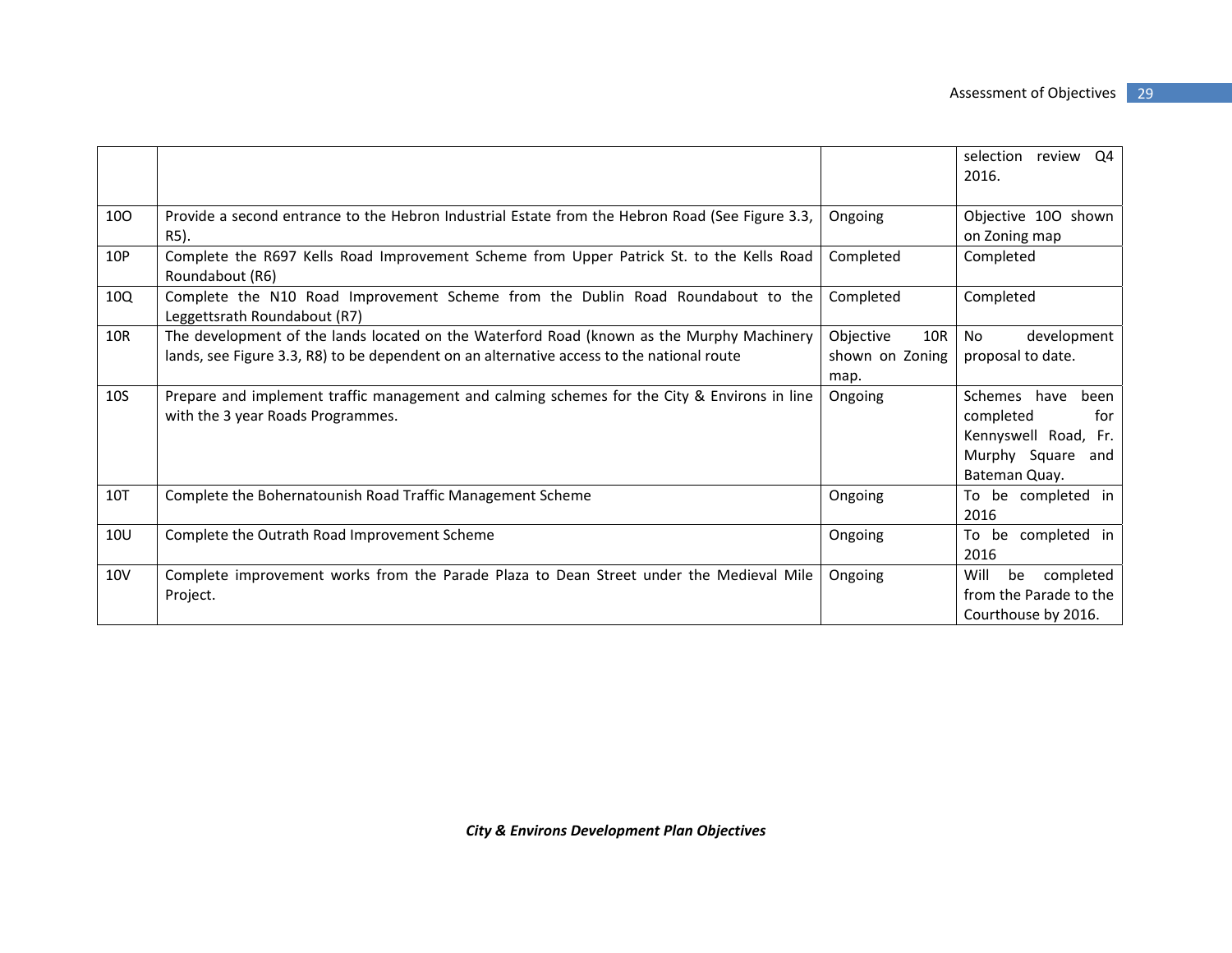| | | | selection review Q4 2016. |
|---|---|---|---|
| 10O | Provide a second entrance to the Hebron Industrial Estate from the Hebron Road (See Figure 3.3, R5). | Ongoing | Objective 10O shown on Zoning map |
| 10P | Complete the R697 Kells Road Improvement Scheme from Upper Patrick St. to the Kells Road Roundabout (R6) | Completed | Completed |
| 10Q | Complete the N10 Road Improvement Scheme from the Dublin Road Roundabout to the Leggettsrath Roundabout (R7) | Completed | Completed |
| 10R | The development of the lands located on the Waterford Road (known as the Murphy Machinery lands, see Figure 3.3, R8) to be dependent on an alternative access to the national route | Objective 10R shown on Zoning map. | No development proposal to date. |
| 10S | Prepare and implement traffic management and calming schemes for the City & Environs in line with the 3 year Roads Programmes. | Ongoing | Schemes have been completed for Kennyswell Road, Fr. Murphy Square and Bateman Quay. |
| 10T | Complete the Bohernatounish Road Traffic Management Scheme | Ongoing | To be completed in 2016 |
| 10U | Complete the Outrath Road Improvement Scheme | Ongoing | To be completed in 2016 |
| 10V | Complete improvement works from the Parade Plaza to Dean Street under the Medieval Mile Project. | Ongoing | Will be completed from the Parade to the Courthouse by 2016. |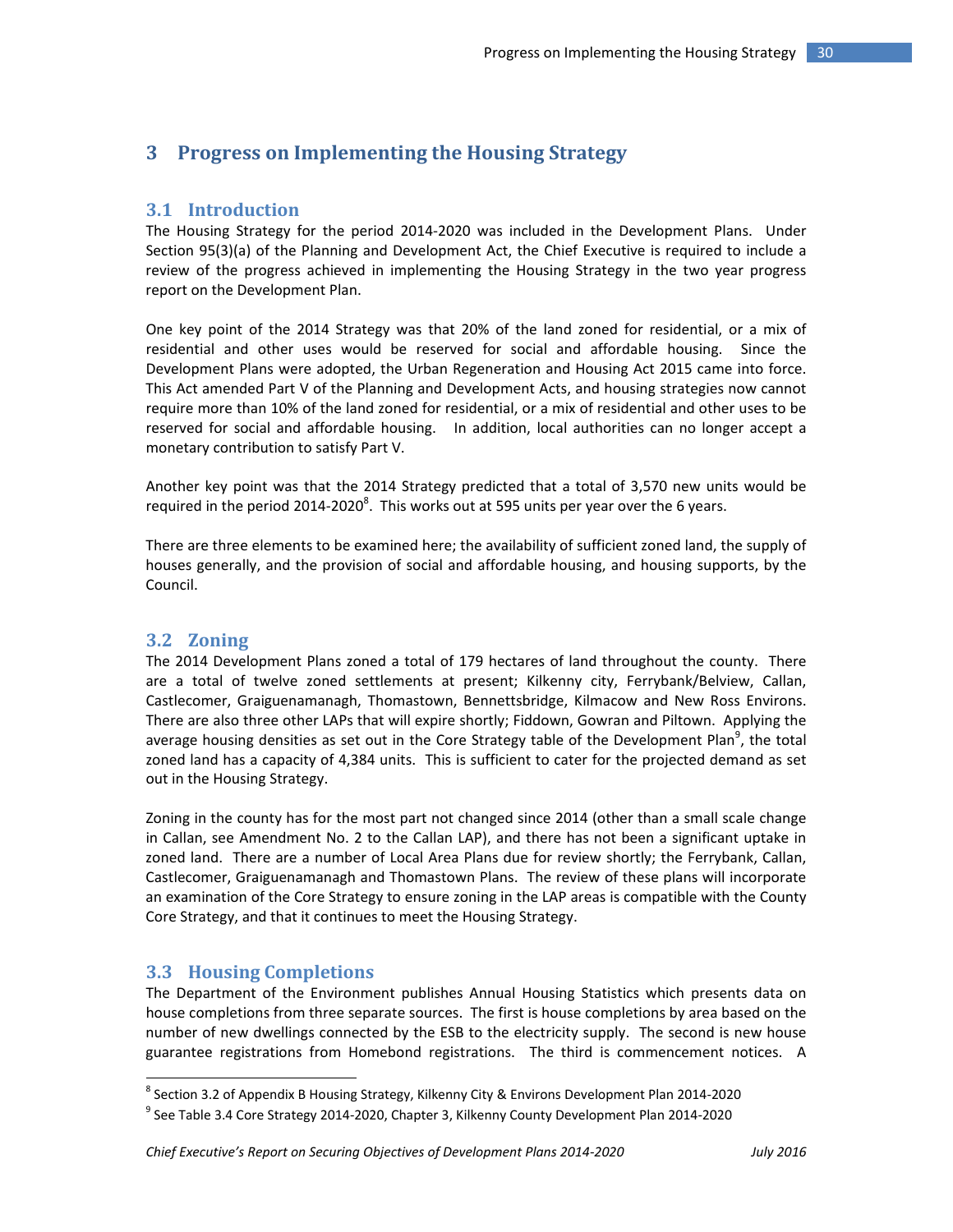# 3 Progress on Implementing the Housing Strategy

## 3.1 Introduction

The Housing Strategy for the period 2014-2020 was included in the Development Plans. Under Section 95(3)(a) of the Planning and Development Act, the Chief Executive is required to include a review of the progress achieved in implementing the Housing Strategy in the two year progress report on the Development Plan.

One key point of the 2014 Strategy was that 20% of the land zoned for residential, or a mix of residential and other uses would be reserved for social and affordable housing. Since the Development Plans were adopted, the Urban Regeneration and Housing Act 2015 came into force. This Act amended Part V of the Planning and Development Acts, and housing strategies now cannot require more than 10% of the land zoned for residential, or a mix of residential and other uses to be reserved for social and affordable housing. In addition, local authorities can no longer accept a monetary contribution to satisfy Part V.

Another key point was that the 2014 Strategy predicted that a total of 3,570 new units would be required in the period 2014-2020[8]. This works out at 595 units per year over the 6 years.

There are three elements to be examined here; the availability of sufficient zoned land, the supply of houses generally, and the provision of social and affordable housing, and housing supports, by the Council.

## 3.2 Zoning

The 2014 Development Plans zoned a total of 179 hectares of land throughout the county. There are a total of twelve zoned settlements at present; Kilkenny city, Ferrybank/Belview, Callan, Castlecomer, Graiguenamanagh, Thomastown, Bennettsbridge, Kilmacow and New Ross Environs. There are also three other LAPs that will expire shortly; Fiddown, Gowran and Piltown. Applying the average housing densities as set out in the Core Strategy table of the Development Plan[9], the total zoned land has a capacity of 4,384 units. This is sufficient to cater for the projected demand as set out in the Housing Strategy.

Zoning in the county has for the most part not changed since 2014 (other than a small scale change in Callan, see Amendment No. 2 to the Callan LAP), and there has not been a significant uptake in zoned land. There are a number of Local Area Plans due for review shortly; the Ferrybank, Callan, Castlecomer, Graiguenamanagh and Thomastown Plans. The review of these plans will incorporate an examination of the Core Strategy to ensure zoning in the LAP areas is compatible with the County Core Strategy, and that it continues to meet the Housing Strategy.

## 3.3 Housing Completions

The Department of the Environment publishes Annual Housing Statistics which presents data on house completions from three separate sources. The first is house completions by area based on the number of new dwellings connected by the ESB to the electricity supply. The second is new house guarantee registrations from Homebond registrations. The third is commencement notices. A

---

[8] Section 3.2 of Appendix B Housing Strategy, Kilkenny City & Environs Development Plan 2014-2020

[9] See Table 3.4 Core Strategy 2014-2020, Chapter 3, Kilkenny County Development Plan 2014-2020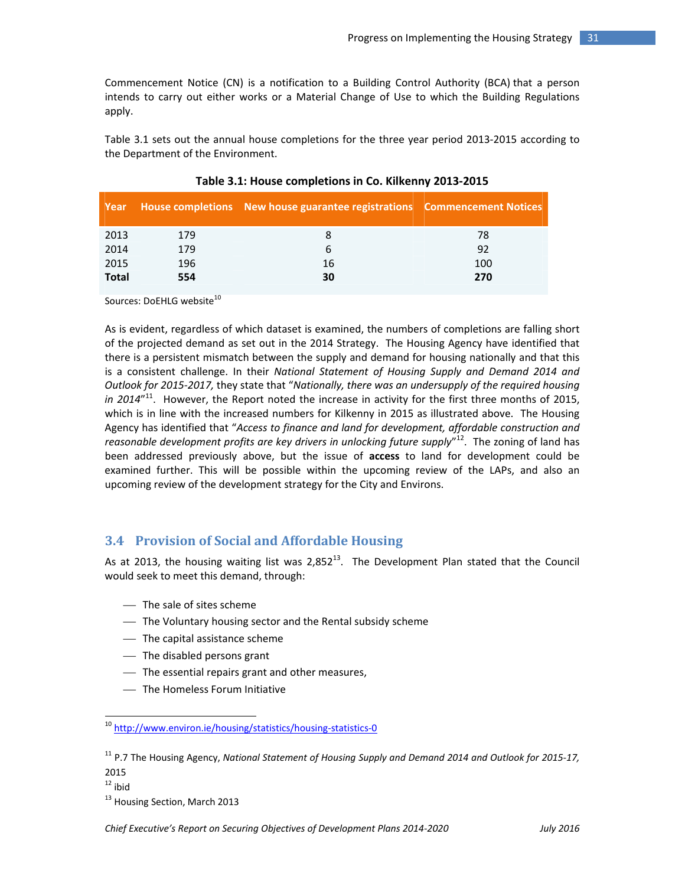Commencement Notice (CN) is a notification to a Building Control Authority (BCA) that a person intends to carry out either works or a Material Change of Use to which the Building Regulations apply.

Table 3.1 sets out the annual house completions for the three year period 2013-2015 according to the Department of the Environment.

**Table 3.1: House completions in Co. Kilkenny 2013-2015**

| Year | House completions | New house guarantee registrations | Commencement Notices |
|---|---|---|---|
| 2013 | 179 | 8 | 78 |
| 2014 | 179 | 6 | 92 |
| 2015 | 196 | 16 | 100 |
| **Total** | **554** | **30** | **270** |

Sources: DoEHLG website[10]

As is evident, regardless of which dataset is examined, the numbers of completions are falling short of the projected demand as set out in the 2014 Strategy. The Housing Agency have identified that there is a persistent mismatch between the supply and demand for housing nationally and that this is a consistent challenge. In their *National Statement of Housing Supply and Demand 2014 and Outlook for 2015-2017,* they state that "*Nationally, there was an undersupply of the required housing in 2014*"[11]. However, the Report noted the increase in activity for the first three months of 2015, which is in line with the increased numbers for Kilkenny in 2015 as illustrated above. The Housing Agency has identified that "*Access to finance and land for development, affordable construction and reasonable development profits are key drivers in unlocking future supply*"[12]. The zoning of land has been addressed previously above, but the issue of **access** to land for development could be examined further. This will be possible within the upcoming review of the LAPs, and also an upcoming review of the development strategy for the City and Environs.

## 3.4 Provision of Social and Affordable Housing

As at 2013, the housing waiting list was 2,852[13]. The Development Plan stated that the Council would seek to meet this demand, through:

- The sale of sites scheme
- The Voluntary housing sector and the Rental subsidy scheme
- The capital assistance scheme
- The disabled persons grant
- The essential repairs grant and other measures,
- The Homeless Forum Initiative

---

[10] http://www.environ.ie/housing/statistics/housing-statistics-0

[11] P.7 The Housing Agency, *National Statement of Housing Supply and Demand 2014 and Outlook for 2015-17,* 2015

[12] ibid

[13] Housing Section, March 2013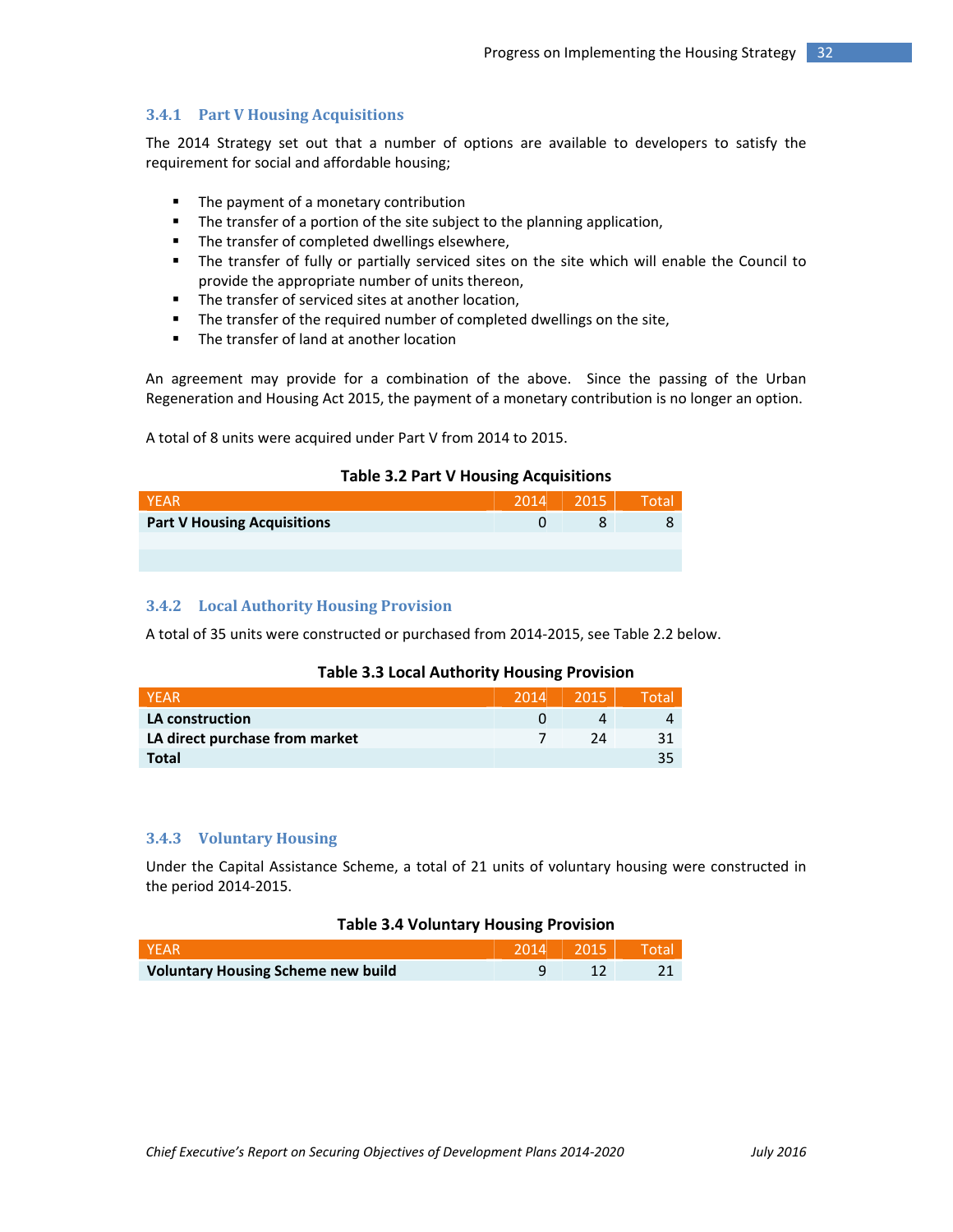### 3.4.1 Part V Housing Acquisitions

The 2014 Strategy set out that a number of options are available to developers to satisfy the requirement for social and affordable housing;

- The payment of a monetary contribution
- The transfer of a portion of the site subject to the planning application,
- The transfer of completed dwellings elsewhere,
- The transfer of fully or partially serviced sites on the site which will enable the Council to provide the appropriate number of units thereon,
- The transfer of serviced sites at another location,
- The transfer of the required number of completed dwellings on the site,
- The transfer of land at another location

An agreement may provide for a combination of the above. Since the passing of the Urban Regeneration and Housing Act 2015, the payment of a monetary contribution is no longer an option.

A total of 8 units were acquired under Part V from 2014 to 2015.

**Table 3.2 Part V Housing Acquisitions**

| YEAR | 2014 | 2015 | Total |
|---|---|---|---|
| **Part V Housing Acquisitions** | 0 | 8 | 8 |
| | | | |
| | | | |

### 3.4.2 Local Authority Housing Provision

A total of 35 units were constructed or purchased from 2014-2015, see Table 2.2 below.

**Table 3.3 Local Authority Housing Provision**

| YEAR | 2014 | 2015 | Total |
|---|---|---|---|
| **LA construction** | 0 | 4 | 4 |
| **LA direct purchase from market** | 7 | 24 | 31 |
| **Total** | | | 35 |

### 3.4.3 Voluntary Housing

Under the Capital Assistance Scheme, a total of 21 units of voluntary housing were constructed in the period 2014-2015.

**Table 3.4 Voluntary Housing Provision**

| YEAR | 2014 | 2015 | Total |
|---|---|---|---|
| **Voluntary Housing Scheme new build** | 9 | 12 | 21 |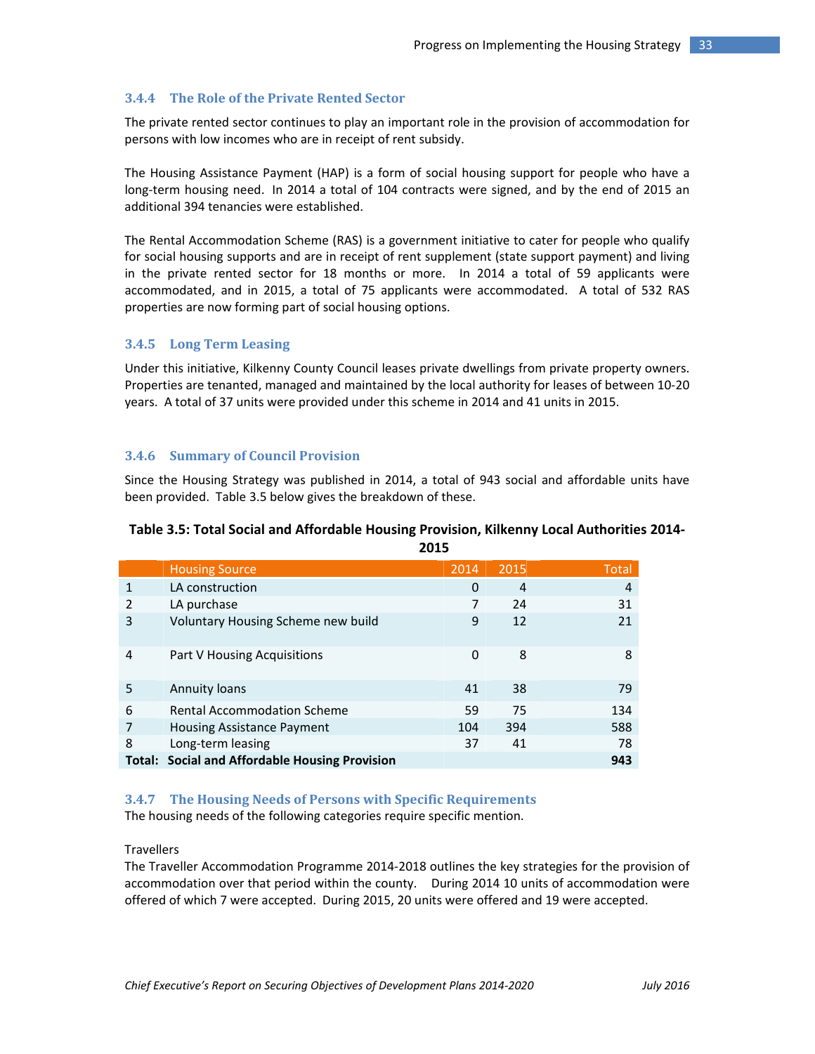### 3.4.4 The Role of the Private Rented Sector

The private rented sector continues to play an important role in the provision of accommodation for persons with low incomes who are in receipt of rent subsidy.

The Housing Assistance Payment (HAP) is a form of social housing support for people who have a long-term housing need. In 2014 a total of 104 contracts were signed, and by the end of 2015 an additional 394 tenancies were established.

The Rental Accommodation Scheme (RAS) is a government initiative to cater for people who qualify for social housing supports and are in receipt of rent supplement (state support payment) and living in the private rented sector for 18 months or more. In 2014 a total of 59 applicants were accommodated, and in 2015, a total of 75 applicants were accommodated. A total of 532 RAS properties are now forming part of social housing options.

### 3.4.5 Long Term Leasing

Under this initiative, Kilkenny County Council leases private dwellings from private property owners. Properties are tenanted, managed and maintained by the local authority for leases of between 10-20 years. A total of 37 units were provided under this scheme in 2014 and 41 units in 2015.

### 3.4.6 Summary of Council Provision

Since the Housing Strategy was published in 2014, a total of 943 social and affordable units have been provided. Table 3.5 below gives the breakdown of these.

**Table 3.5: Total Social and Affordable Housing Provision, Kilkenny Local Authorities 2014-2015**

| | Housing Source | 2014 | 2015 | Total |
|---|---|---|---|---|
| 1 | LA construction | 0 | 4 | 4 |
| 2 | LA purchase | 7 | 24 | 31 |
| 3 | Voluntary Housing Scheme new build | 9 | 12 | 21 |
| 4 | Part V Housing Acquisitions | 0 | 8 | 8 |
| 5 | Annuity loans | 41 | 38 | 79 |
| 6 | Rental Accommodation Scheme | 59 | 75 | 134 |
| 7 | Housing Assistance Payment | 104 | 394 | 588 |
| 8 | Long-term leasing | 37 | 41 | 78 |
| **Total:** | **Social and Affordable Housing Provision** | | | **943** |

### 3.4.7 The Housing Needs of Persons with Specific Requirements

The housing needs of the following categories require specific mention.

Travellers

The Traveller Accommodation Programme 2014-2018 outlines the key strategies for the provision of accommodation over that period within the county. During 2014 10 units of accommodation were offered of which 7 were accepted. During 2015, 20 units were offered and 19 were accepted.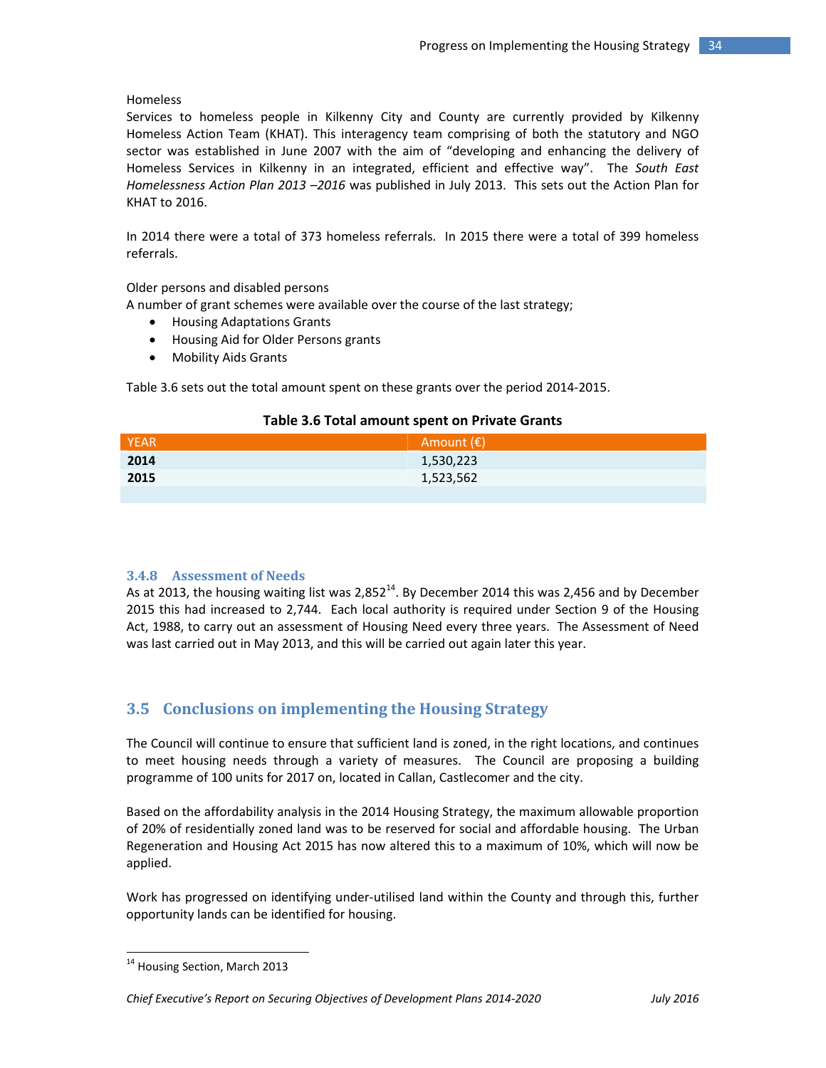Homeless

Services to homeless people in Kilkenny City and County are currently provided by Kilkenny Homeless Action Team (KHAT). This interagency team comprising of both the statutory and NGO sector was established in June 2007 with the aim of "developing and enhancing the delivery of Homeless Services in Kilkenny in an integrated, efficient and effective way". The *South East Homelessness Action Plan 2013 –2016* was published in July 2013. This sets out the Action Plan for KHAT to 2016.

In 2014 there were a total of 373 homeless referrals. In 2015 there were a total of 399 homeless referrals.

Older persons and disabled persons

A number of grant schemes were available over the course of the last strategy;

- Housing Adaptations Grants
- Housing Aid for Older Persons grants
- Mobility Aids Grants

Table 3.6 sets out the total amount spent on these grants over the period 2014-2015.

**Table 3.6 Total amount spent on Private Grants**

| YEAR | Amount (€) |
|---|---|
| **2014** | 1,530,223 |
| **2015** | 1,523,562 |

### 3.4.8 Assessment of Needs

As at 2013, the housing waiting list was 2,852[14]. By December 2014 this was 2,456 and by December 2015 this had increased to 2,744. Each local authority is required under Section 9 of the Housing Act, 1988, to carry out an assessment of Housing Need every three years. The Assessment of Need was last carried out in May 2013, and this will be carried out again later this year.

## 3.5 Conclusions on implementing the Housing Strategy

The Council will continue to ensure that sufficient land is zoned, in the right locations, and continues to meet housing needs through a variety of measures. The Council are proposing a building programme of 100 units for 2017 on, located in Callan, Castlecomer and the city.

Based on the affordability analysis in the 2014 Housing Strategy, the maximum allowable proportion of 20% of residentially zoned land was to be reserved for social and affordable housing. The Urban Regeneration and Housing Act 2015 has now altered this to a maximum of 10%, which will now be applied.

Work has progressed on identifying under-utilised land within the County and through this, further opportunity lands can be identified for housing.

[14] Housing Section, March 2013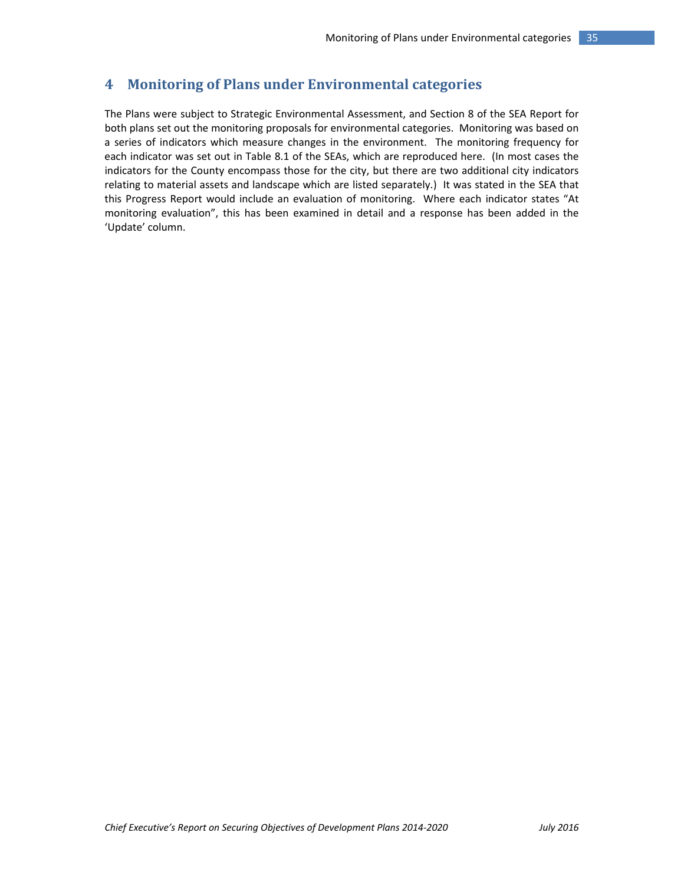# 4 Monitoring of Plans under Environmental categories

The Plans were subject to Strategic Environmental Assessment, and Section 8 of the SEA Report for both plans set out the monitoring proposals for environmental categories. Monitoring was based on a series of indicators which measure changes in the environment. The monitoring frequency for each indicator was set out in Table 8.1 of the SEAs, which are reproduced here. (In most cases the indicators for the County encompass those for the city, but there are two additional city indicators relating to material assets and landscape which are listed separately.) It was stated in the SEA that this Progress Report would include an evaluation of monitoring. Where each indicator states "At monitoring evaluation", this has been examined in detail and a response has been added in the 'Update' column.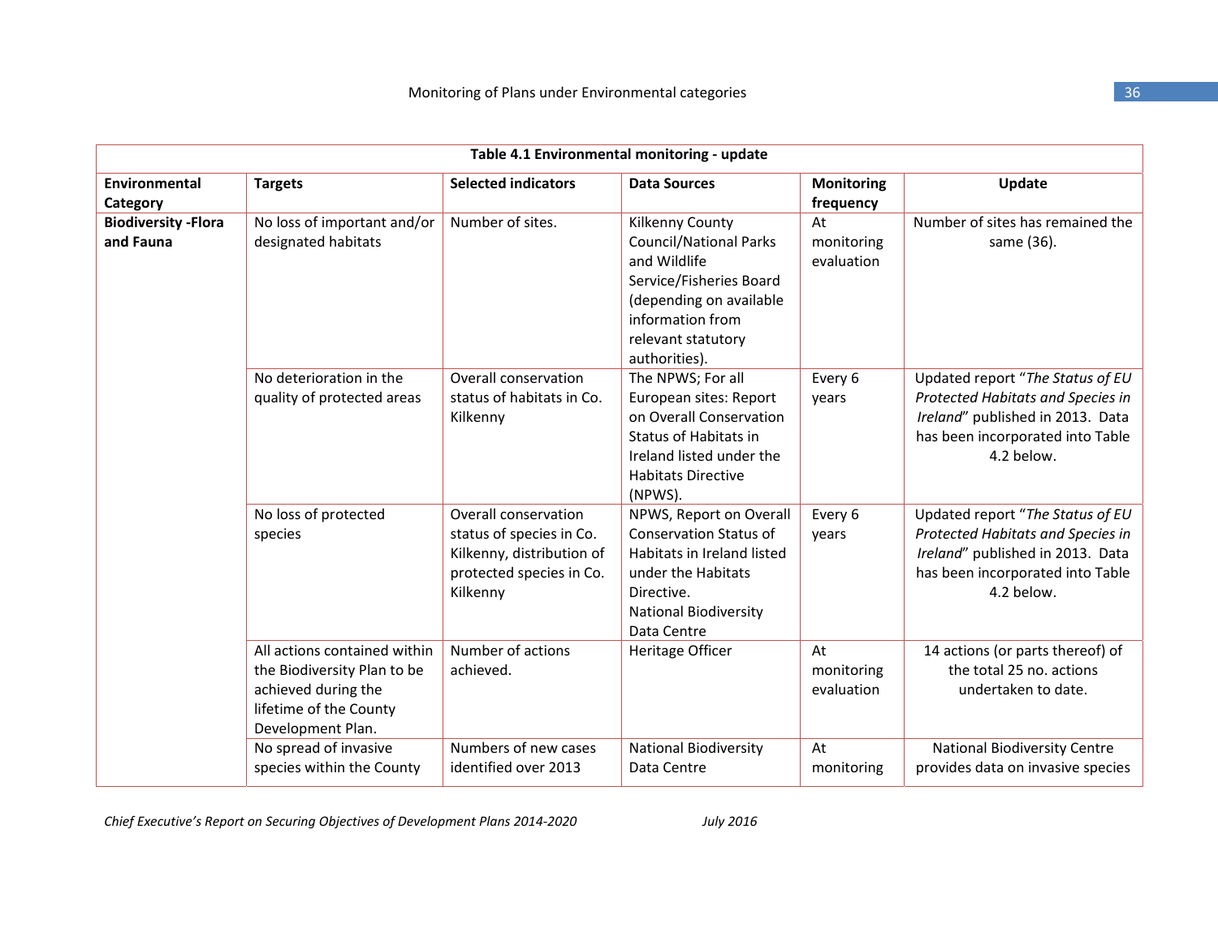**Table 4.1 Environmental monitoring - update**

| Environmental Category | Targets | Selected indicators | Data Sources | Monitoring frequency | Update |
|---|---|---|---|---|---|
| **Biodiversity -Flora and Fauna** | No loss of important and/or designated habitats | Number of sites. | Kilkenny County Council/National Parks and Wildlife Service/Fisheries Board (depending on available information from relevant statutory authorities). | At monitoring evaluation | Number of sites has remained the same (36). |
| | No deterioration in the quality of protected areas | Overall conservation status of habitats in Co. Kilkenny | The NPWS; For all European sites: Report on Overall Conservation Status of Habitats in Ireland listed under the Habitats Directive (NPWS). | Every 6 years | Updated report "*The Status of EU Protected Habitats and Species in Ireland*" published in 2013. Data has been incorporated into Table 4.2 below. |
| | No loss of protected species | Overall conservation status of species in Co. Kilkenny, distribution of protected species in Co. Kilkenny | NPWS, Report on Overall Conservation Status of Habitats in Ireland listed under the Habitats Directive. National Biodiversity Data Centre | Every 6 years | Updated report "*The Status of EU Protected Habitats and Species in Ireland*" published in 2013. Data has been incorporated into Table 4.2 below. |
| | All actions contained within the Biodiversity Plan to be achieved during the lifetime of the County Development Plan. | Number of actions achieved. | Heritage Officer | At monitoring evaluation | 14 actions (or parts thereof) of the total 25 no. actions undertaken to date. |
| | No spread of invasive species within the County | Numbers of new cases identified over 2013 | National Biodiversity Data Centre | At monitoring | National Biodiversity Centre provides data on invasive species |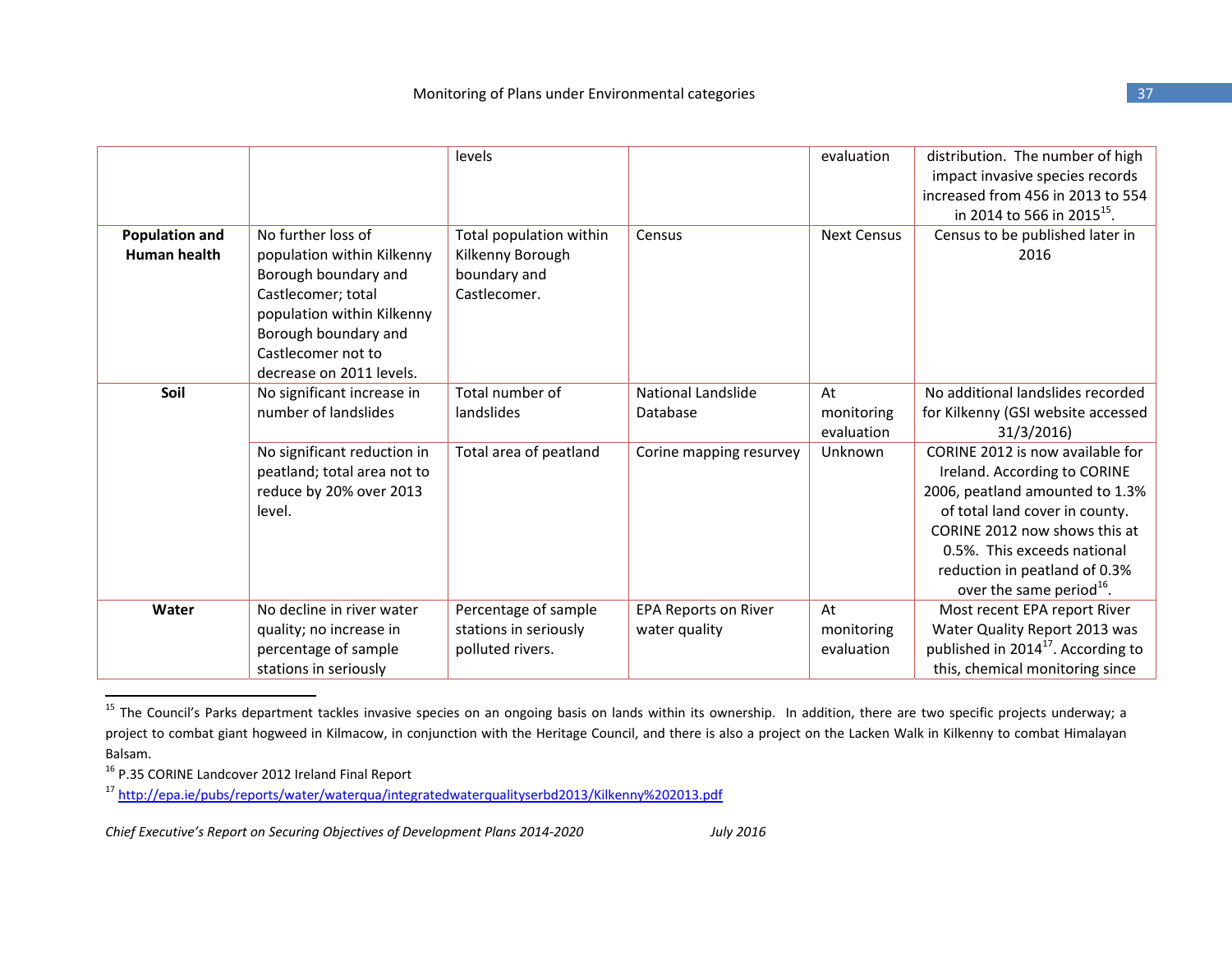| | | levels | | evaluation | distribution. The number of high impact invasive species records increased from 456 in 2013 to 554 in 2014 to 566 in 2015[15]. |
|---|---|---|---|---|---|
| **Population and Human health** | No further loss of population within Kilkenny Borough boundary and Castlecomer; total population within Kilkenny Borough boundary and Castlecomer not to decrease on 2011 levels. | Total population within Kilkenny Borough boundary and Castlecomer. | Census | Next Census | Census to be published later in 2016 |
| **Soil** | No significant increase in number of landslides | Total number of landslides | National Landslide Database | At monitoring evaluation | No additional landslides recorded for Kilkenny (GSI website accessed 31/3/2016) |
| | No significant reduction in peatland; total area not to reduce by 20% over 2013 level. | Total area of peatland | Corine mapping resurvey | Unknown | CORINE 2012 is now available for Ireland. According to CORINE 2006, peatland amounted to 1.3% of total land cover in county. CORINE 2012 now shows this at 0.5%. This exceeds national reduction in peatland of 0.3% over the same period[16]. |
| **Water** | No decline in river water quality; no increase in percentage of sample stations in seriously | Percentage of sample stations in seriously polluted rivers. | EPA Reports on River water quality | At monitoring evaluation | Most recent EPA report River Water Quality Report 2013 was published in 2014[17]. According to this, chemical monitoring since |

[15] The Council's Parks department tackles invasive species on an ongoing basis on lands within its ownership. In addition, there are two specific projects underway; a project to combat giant hogweed in Kilmacow, in conjunction with the Heritage Council, and there is also a project on the Lacken Walk in Kilkenny to combat Himalayan Balsam.

[16] P.35 CORINE Landcover 2012 Ireland Final Report

[17] http://epa.ie/pubs/reports/water/waterqua/integratedwaterqualityserbd2013/Kilkenny%202013.pdf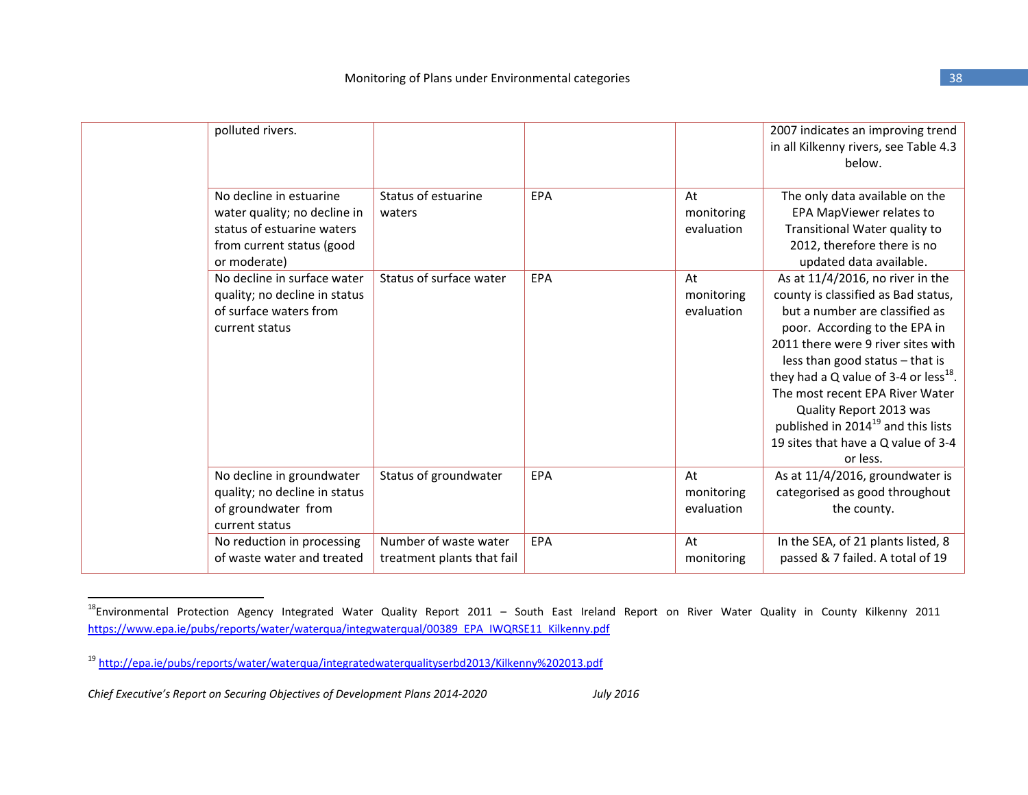|  |  |  |  |  |  |
|---|---|---|---|---|---|
|  | polluted rivers. |  |  |  | 2007 indicates an improving trend in all Kilkenny rivers, see Table 4.3 below. |
|  | No decline in estuarine water quality; no decline in status of estuarine waters from current status (good or moderate) | Status of estuarine waters | EPA | At monitoring evaluation | The only data available on the EPA MapViewer relates to Transitional Water quality to 2012, therefore there is no updated data available. |
|  | No decline in surface water quality; no decline in status of surface waters from current status | Status of surface water | EPA | At monitoring evaluation | As at 11/4/2016, no river in the county is classified as Bad status, but a number are classified as poor. According to the EPA in 2011 there were 9 river sites with less than good status – that is they had a Q value of 3-4 or less[18]. The most recent EPA River Water Quality Report 2013 was published in 2014[19] and this lists 19 sites that have a Q value of 3-4 or less. |
|  | No decline in groundwater quality; no decline in status of groundwater from current status | Status of groundwater | EPA | At monitoring evaluation | As at 11/4/2016, groundwater is categorised as good throughout the county. |
|  | No reduction in processing of waste water and treated | Number of waste water treatment plants that fail | EPA | At monitoring | In the SEA, of 21 plants listed, 8 passed & 7 failed. A total of 19 |

[18] Environmental Protection Agency Integrated Water Quality Report 2011 – South East Ireland Report on River Water Quality in County Kilkenny 2011 https://www.epa.ie/pubs/reports/water/waterqua/integwaterqual/00389_EPA_IWQRSE11_Kilkenny.pdf

[19] http://epa.ie/pubs/reports/water/waterqua/integratedwaterqualityserbd2013/Kilkenny%202013.pdf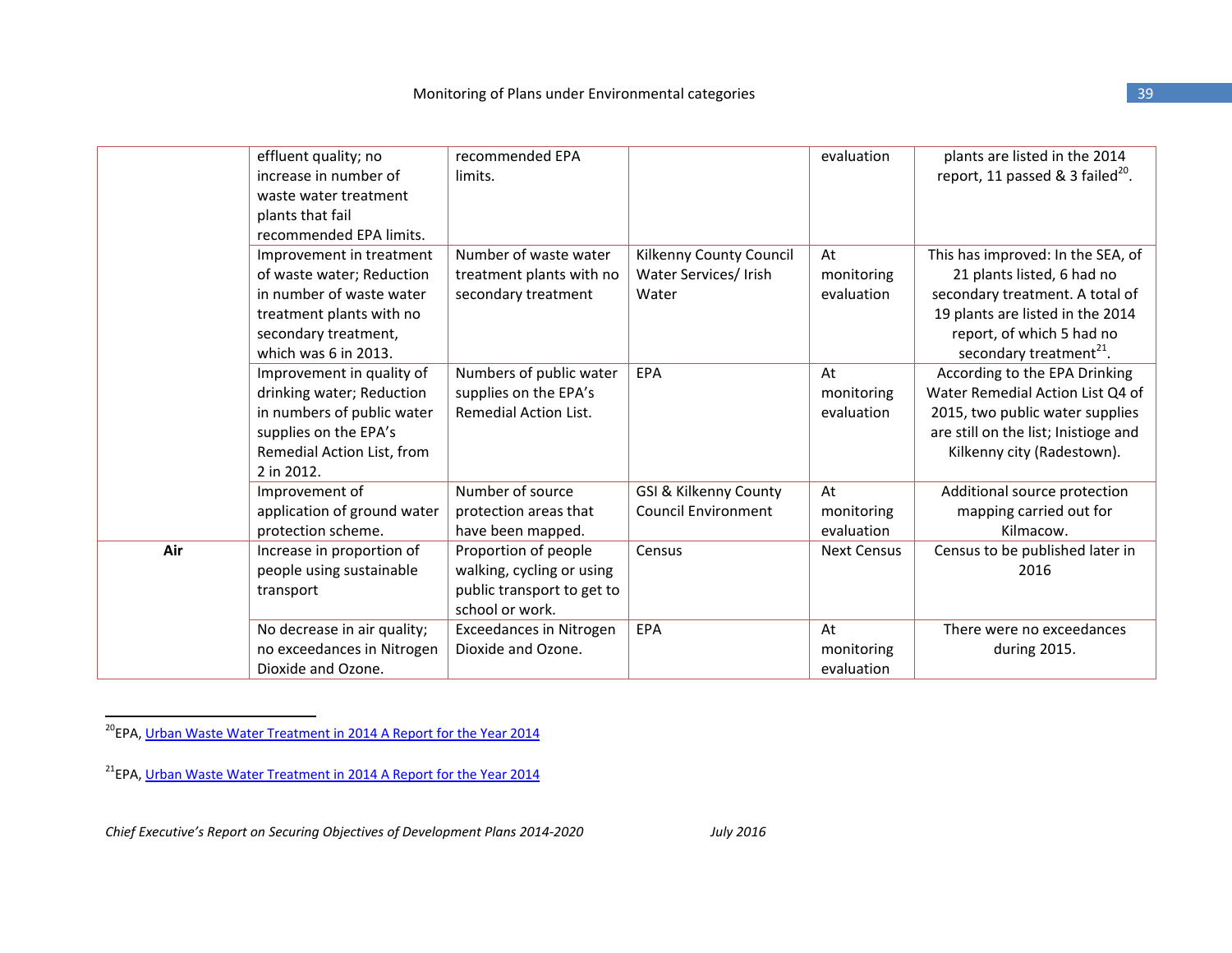| | | | | | |
|---|---|---|---|---|---|
| | effluent quality; no increase in number of waste water treatment plants that fail recommended EPA limits. | recommended EPA limits. | | evaluation | plants are listed in the 2014 report, 11 passed & 3 failed[20]. |
| | Improvement in treatment of waste water; Reduction in number of waste water treatment plants with no secondary treatment, which was 6 in 2013. | Number of waste water treatment plants with no secondary treatment | Kilkenny County Council Water Services/ Irish Water | At monitoring evaluation | This has improved: In the SEA, of 21 plants listed, 6 had no secondary treatment. A total of 19 plants are listed in the 2014 report, of which 5 had no secondary treatment[21]. |
| | Improvement in quality of drinking water; Reduction in numbers of public water supplies on the EPA's Remedial Action List, from 2 in 2012. | Numbers of public water supplies on the EPA's Remedial Action List. | EPA | At monitoring evaluation | According to the EPA Drinking Water Remedial Action List Q4 of 2015, two public water supplies are still on the list; Inistioge and Kilkenny city (Radestown). |
| | Improvement of application of ground water protection scheme. | Number of source protection areas that have been mapped. | GSI & Kilkenny County Council Environment | At monitoring evaluation | Additional source protection mapping carried out for Kilmacow. |
| **Air** | Increase in proportion of people using sustainable transport | Proportion of people walking, cycling or using public transport to get to school or work. | Census | Next Census | Census to be published later in 2016 |
| | No decrease in air quality; no exceedances in Nitrogen Dioxide and Ozone. | Exceedances in Nitrogen Dioxide and Ozone. | EPA | At monitoring evaluation | There were no exceedances during 2015. |

[20]EPA, Urban Waste Water Treatment in 2014 A Report for the Year 2014

[21]EPA, Urban Waste Water Treatment in 2014 A Report for the Year 2014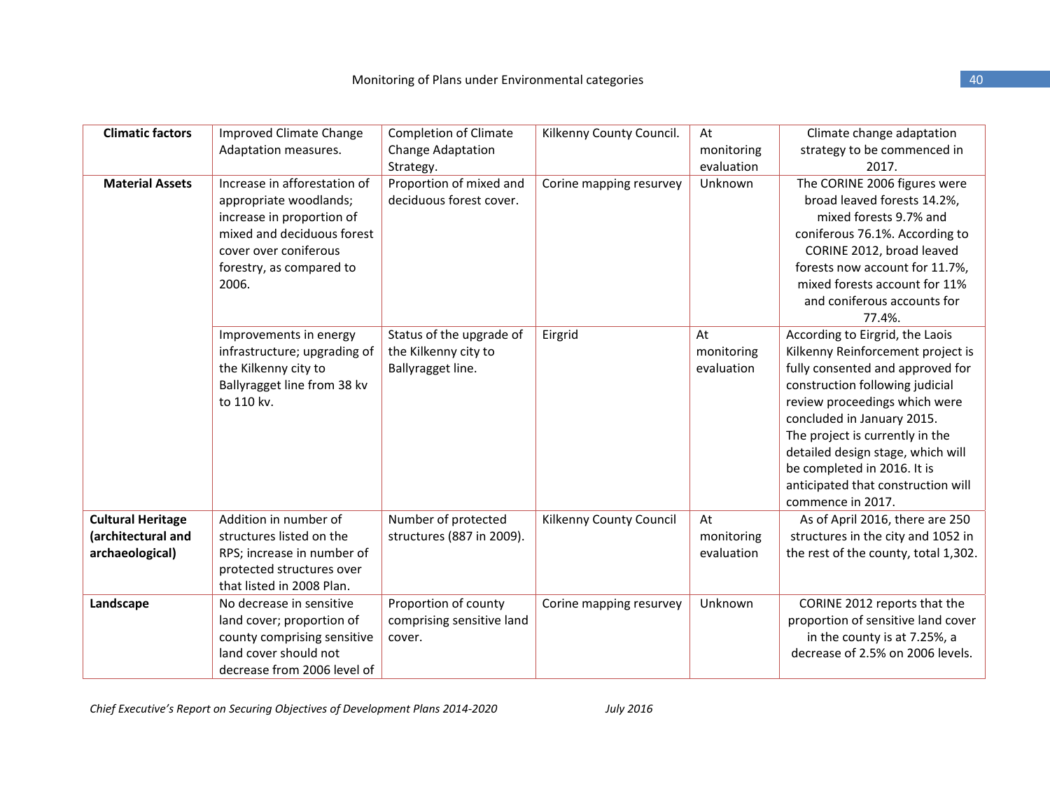| | | | | | |
|---|---|---|---|---|---|
| **Climatic factors** | Improved Climate Change Adaptation measures. | Completion of Climate Change Adaptation Strategy. | Kilkenny County Council. | At monitoring evaluation | Climate change adaptation strategy to be commenced in 2017. |
| **Material Assets** | Increase in afforestation of appropriate woodlands; increase in proportion of mixed and deciduous forest cover over coniferous forestry, as compared to 2006. | Proportion of mixed and deciduous forest cover. | Corine mapping resurvey | Unknown | The CORINE 2006 figures were broad leaved forests 14.2%, mixed forests 9.7% and coniferous 76.1%. According to CORINE 2012, broad leaved forests now account for 11.7%, mixed forests account for 11% and coniferous accounts for 77.4%. |
| | Improvements in energy infrastructure; upgrading of the Kilkenny city to Ballyragget line from 38 kv to 110 kv. | Status of the upgrade of the Kilkenny city to Ballyragget line. | Eirgrid | At monitoring evaluation | According to Eirgrid, the Laois Kilkenny Reinforcement project is fully consented and approved for construction following judicial review proceedings which were concluded in January 2015. The project is currently in the detailed design stage, which will be completed in 2016. It is anticipated that construction will commence in 2017. |
| **Cultural Heritage (architectural and archaeological)** | Addition in number of structures listed on the RPS; increase in number of protected structures over that listed in 2008 Plan. | Number of protected structures (887 in 2009). | Kilkenny County Council | At monitoring evaluation | As of April 2016, there are 250 structures in the city and 1052 in the rest of the county, total 1,302. |
| **Landscape** | No decrease in sensitive land cover; proportion of county comprising sensitive land cover should not decrease from 2006 level of | Proportion of county comprising sensitive land cover. | Corine mapping resurvey | Unknown | CORINE 2012 reports that the proportion of sensitive land cover in the county is at 7.25%, a decrease of 2.5% on 2006 levels. |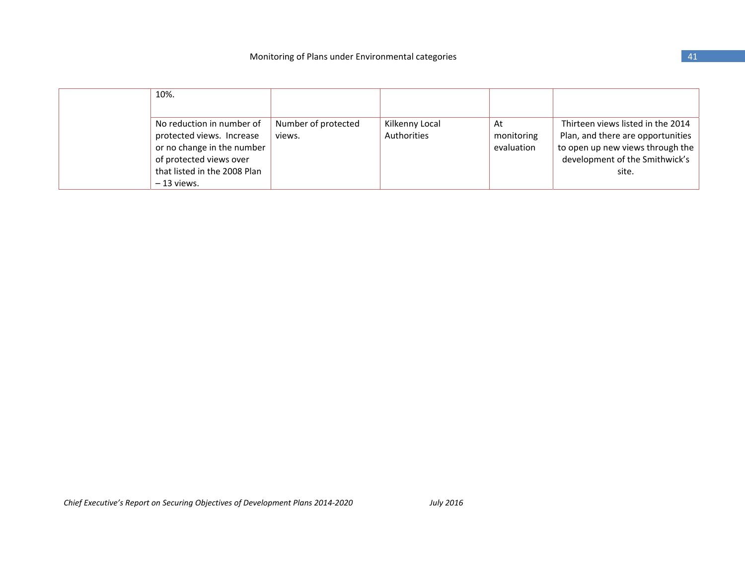| | | | | | |
|---|---|---|---|---|---|
| | 10%. | | | | |
| | No reduction in number of protected views. Increase or no change in the number of protected views over that listed in the 2008 Plan – 13 views. | Number of protected views. | Kilkenny Local Authorities | At monitoring evaluation | Thirteen views listed in the 2014 Plan, and there are opportunities to open up new views through the development of the Smithwick's site. |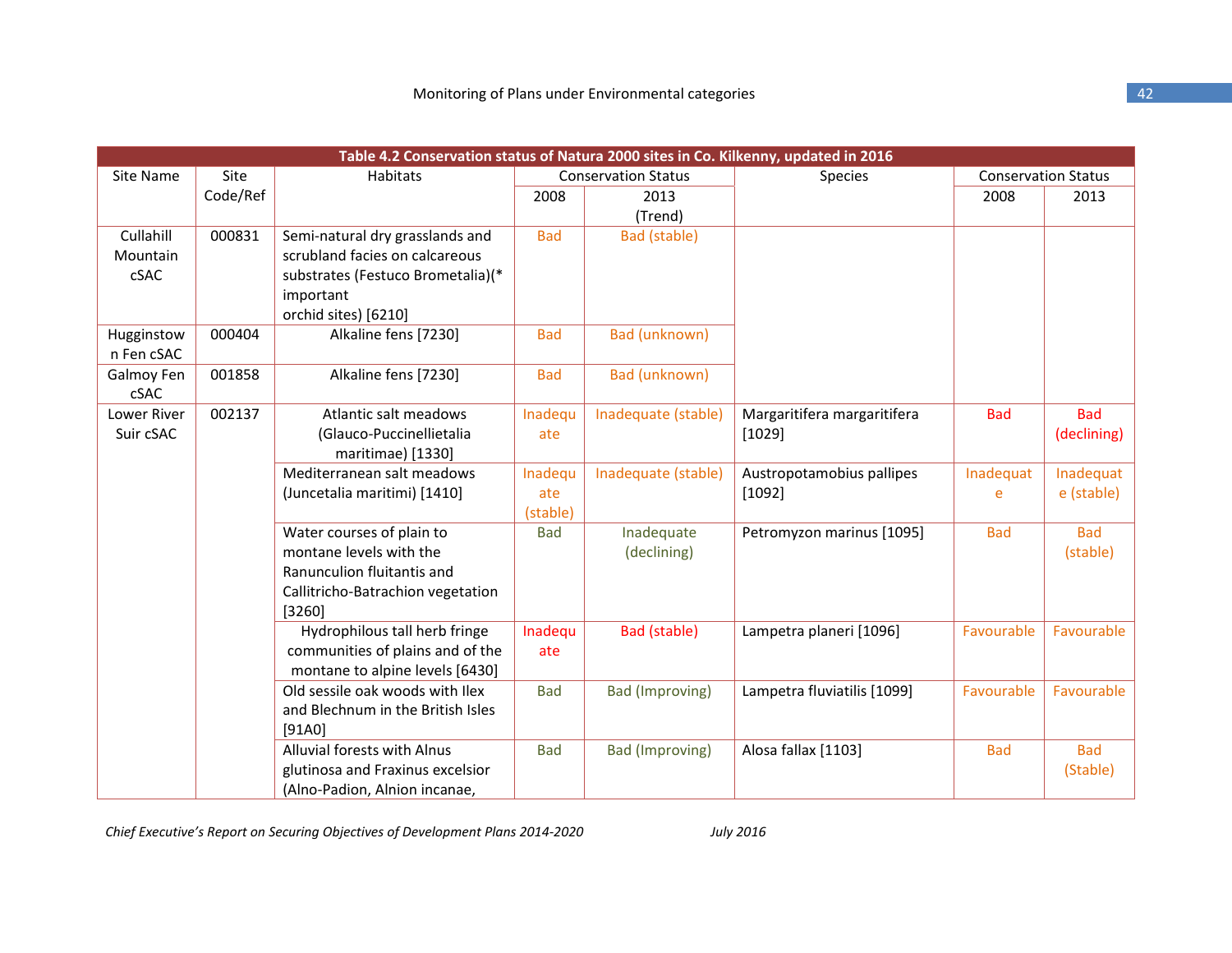| Table 4.2 Conservation status of Natura 2000 sites in Co. Kilkenny, updated in 2016 | | | | | | | |
|---|---|---|---|---|---|---|---|
| Site Name | Site Code/Ref | Habitats | Conservation Status | | Species | Conservation Status | |
| | | | 2008 | 2013 (Trend) | | 2008 | 2013 |
| Cullahill Mountain cSAC | 000831 | Semi-natural dry grasslands and scrubland facies on calcareous substrates (Festuco Brometalia)(* important orchid sites) [6210] | Bad | Bad (stable) | | | |
| Hugginstown Fen cSAC | 000404 | Alkaline fens [7230] | Bad | Bad (unknown) | | | |
| Galmoy Fen cSAC | 001858 | Alkaline fens [7230] | Bad | Bad (unknown) | | | |
| Lower River Suir cSAC | 002137 | Atlantic salt meadows (Glauco-Puccinellietalia maritimae) [1330] | Inadequate | Inadequate (stable) | Margaritifera margaritifera [1029] | Bad | Bad (declining) |
| | | Mediterranean salt meadows (Juncetalia maritimi) [1410] | Inadequate (stable) | Inadequate (stable) | Austropotamobius pallipes [1092] | Inadequate | Inadequate (stable) |
| | | Water courses of plain to montane levels with the Ranunculion fluitantis and Callitricho-Batrachion vegetation [3260] | Bad | Inadequate (declining) | Petromyzon marinus [1095] | Bad | Bad (stable) |
| | | Hydrophilous tall herb fringe communities of plains and of the montane to alpine levels [6430] | Inadequate | Bad (stable) | Lampetra planeri [1096] | Favourable | Favourable |
| | | Old sessile oak woods with Ilex and Blechnum in the British Isles [91A0] | Bad | Bad (Improving) | Lampetra fluviatilis [1099] | Favourable | Favourable |
| | | Alluvial forests with Alnus glutinosa and Fraxinus excelsior (Alno-Padion, Alnion incanae, | Bad | Bad (Improving) | Alosa fallax [1103] | Bad | Bad (Stable) |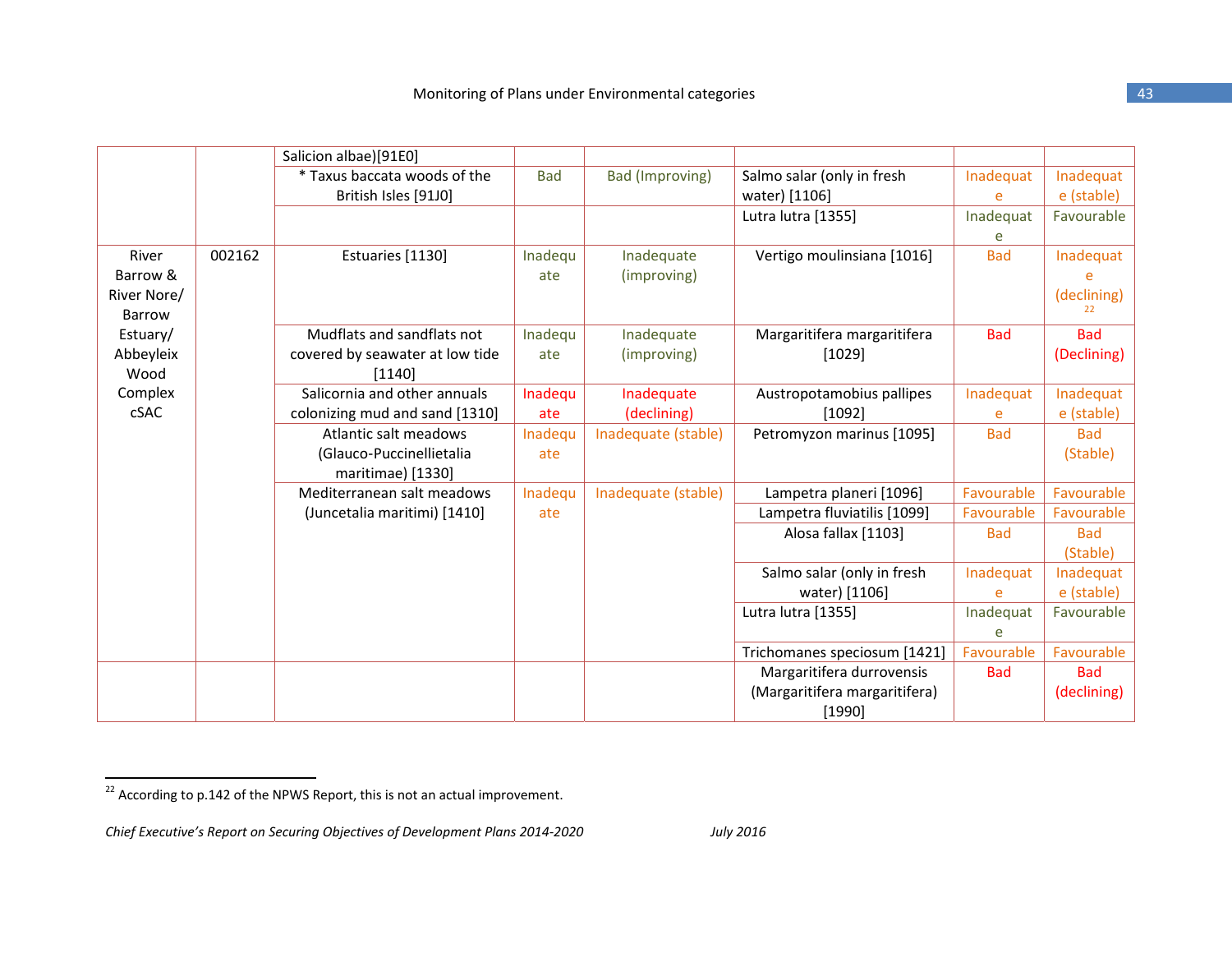|  |  | Salicion albae)[91E0] |  |  |  |  |  |
|---|---|---|---|---|---|---|---|
|  |  | * Taxus baccata woods of the British Isles [91J0] | Bad | Bad (Improving) | Salmo salar (only in fresh water) [1106] | Inadequate | Inadequate (stable) |
|  |  |  |  |  | Lutra lutra [1355] | Inadequate | Favourable |
| River Barrow & River Nore/ Barrow Estuary/ Abbeyleix Wood Complex cSAC | 002162 | Estuaries [1130] | Inadequate | Inadequate (improving) | Vertigo moulinsiana [1016] | Bad | Inadequate (declining)[22] |
|  |  | Mudflats and sandflats not covered by seawater at low tide [1140] | Inadequate | Inadequate (improving) | Margaritifera margaritifera [1029] | Bad | Bad (Declining) |
|  |  | Salicornia and other annuals colonizing mud and sand [1310] | Inadequate | Inadequate (declining) | Austropotamobius pallipes [1092] | Inadequate | Inadequate (stable) |
|  |  | Atlantic salt meadows (Glauco-Puccinellietalia maritimae) [1330] | Inadequate | Inadequate (stable) | Petromyzon marinus [1095] | Bad | Bad (Stable) |
|  |  | Mediterranean salt meadows (Juncetalia maritimi) [1410] | Inadequate | Inadequate (stable) | Lampetra planeri [1096] | Favourable | Favourable |
|  |  |  |  |  | Lampetra fluviatilis [1099] | Favourable | Favourable |
|  |  |  |  |  | Alosa fallax [1103] | Bad | Bad (Stable) |
|  |  |  |  |  | Salmo salar (only in fresh water) [1106] | Inadequate | Inadequate (stable) |
|  |  |  |  |  | Lutra lutra [1355] | Inadequate | Favourable |
|  |  |  |  |  | Trichomanes speciosum [1421] | Favourable | Favourable |
|  |  |  |  |  | Margaritifera durrovensis (Margaritifera margaritifera) [1990] | Bad | Bad (declining) |

[22] According to p.142 of the NPWS Report, this is not an actual improvement.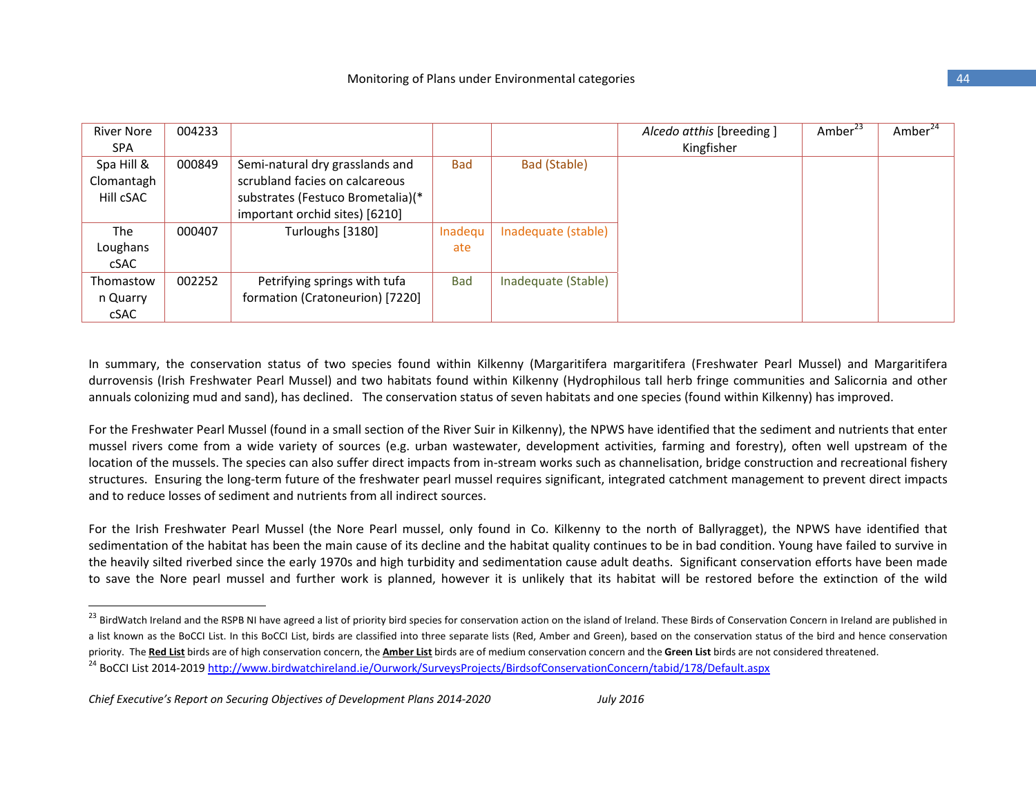| River Nore SPA | 004233 | | | | *Alcedo atthis* [breeding ] Kingfisher | Amber[23] | Amber[24] |
|---|---|---|---|---|---|---|---|
| Spa Hill & Clomantagh Hill cSAC | 000849 | Semi-natural dry grasslands and scrubland facies on calcareous substrates (Festuco Brometalia)(* important orchid sites) [6210] | Bad | Bad (Stable) | | | |
| The Loughans cSAC | 000407 | Turloughs [3180] | Inadequate | Inadequate (stable) | | | |
| Thomastown Quarry cSAC | 002252 | Petrifying springs with tufa formation (Cratoneurion) [7220] | Bad | Inadequate (Stable) | | | |

In summary, the conservation status of two species found within Kilkenny (Margaritifera margaritifera (Freshwater Pearl Mussel) and Margaritifera durrovensis (Irish Freshwater Pearl Mussel) and two habitats found within Kilkenny (Hydrophilous tall herb fringe communities and Salicornia and other annuals colonizing mud and sand), has declined. The conservation status of seven habitats and one species (found within Kilkenny) has improved.

For the Freshwater Pearl Mussel (found in a small section of the River Suir in Kilkenny), the NPWS have identified that the sediment and nutrients that enter mussel rivers come from a wide variety of sources (e.g. urban wastewater, development activities, farming and forestry), often well upstream of the location of the mussels. The species can also suffer direct impacts from in-stream works such as channelisation, bridge construction and recreational fishery structures. Ensuring the long-term future of the freshwater pearl mussel requires significant, integrated catchment management to prevent direct impacts and to reduce losses of sediment and nutrients from all indirect sources.

For the Irish Freshwater Pearl Mussel (the Nore Pearl mussel, only found in Co. Kilkenny to the north of Ballyragget), the NPWS have identified that sedimentation of the habitat has been the main cause of its decline and the habitat quality continues to be in bad condition. Young have failed to survive in the heavily silted riverbed since the early 1970s and high turbidity and sedimentation cause adult deaths. Significant conservation efforts have been made to save the Nore pearl mussel and further work is planned, however it is unlikely that its habitat will be restored before the extinction of the wild

[23] BirdWatch Ireland and the RSPB NI have agreed a list of priority bird species for conservation action on the island of Ireland. These Birds of Conservation Concern in Ireland are published in a list known as the BoCCI List. In this BoCCI List, birds are classified into three separate lists (Red, Amber and Green), based on the conservation status of the bird and hence conservation priority. The **Red List** birds are of high conservation concern, the **Amber List** birds are of medium conservation concern and the **Green List** birds are not considered threatened.

[24] BoCCI List 2014-2019 http://www.birdwatchireland.ie/Ourwork/SurveysProjects/BirdsofConservationConcern/tabid/178/Default.aspx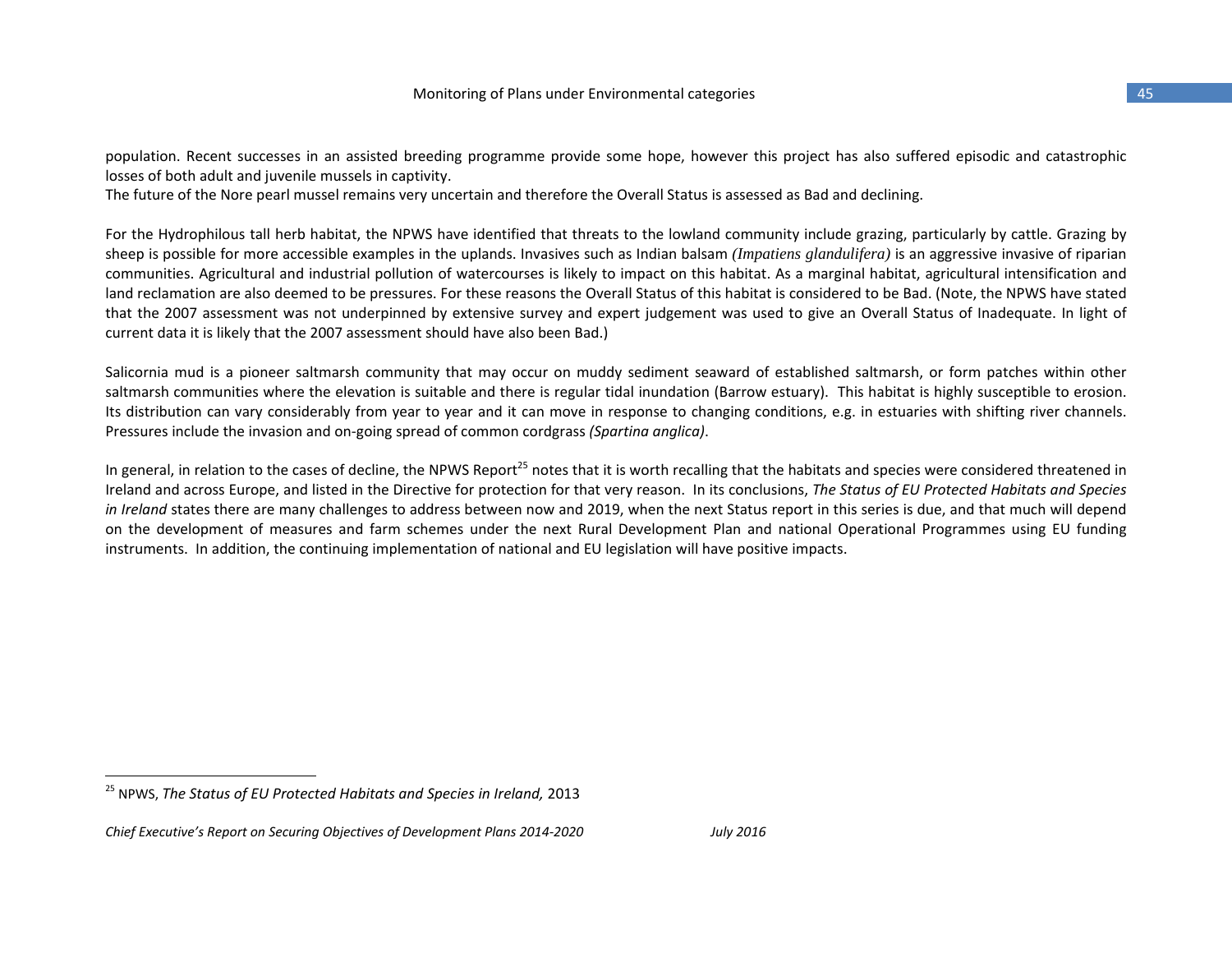population. Recent successes in an assisted breeding programme provide some hope, however this project has also suffered episodic and catastrophic losses of both adult and juvenile mussels in captivity.
The future of the Nore pearl mussel remains very uncertain and therefore the Overall Status is assessed as Bad and declining.

For the Hydrophilous tall herb habitat, the NPWS have identified that threats to the lowland community include grazing, particularly by cattle. Grazing by sheep is possible for more accessible examples in the uplands. Invasives such as Indian balsam *(Impatiens glandulifera)* is an aggressive invasive of riparian communities. Agricultural and industrial pollution of watercourses is likely to impact on this habitat. As a marginal habitat, agricultural intensification and land reclamation are also deemed to be pressures. For these reasons the Overall Status of this habitat is considered to be Bad. (Note, the NPWS have stated that the 2007 assessment was not underpinned by extensive survey and expert judgement was used to give an Overall Status of Inadequate. In light of current data it is likely that the 2007 assessment should have also been Bad.)

Salicornia mud is a pioneer saltmarsh community that may occur on muddy sediment seaward of established saltmarsh, or form patches within other saltmarsh communities where the elevation is suitable and there is regular tidal inundation (Barrow estuary). This habitat is highly susceptible to erosion. Its distribution can vary considerably from year to year and it can move in response to changing conditions, e.g. in estuaries with shifting river channels. Pressures include the invasion and on-going spread of common cordgrass *(Spartina anglica)*.

In general, in relation to the cases of decline, the NPWS Report[25] notes that it is worth recalling that the habitats and species were considered threatened in Ireland and across Europe, and listed in the Directive for protection for that very reason. In its conclusions, *The Status of EU Protected Habitats and Species in Ireland* states there are many challenges to address between now and 2019, when the next Status report in this series is due, and that much will depend on the development of measures and farm schemes under the next Rural Development Plan and national Operational Programmes using EU funding instruments. In addition, the continuing implementation of national and EU legislation will have positive impacts.

---

[25] NPWS, *The Status of EU Protected Habitats and Species in Ireland,* 2013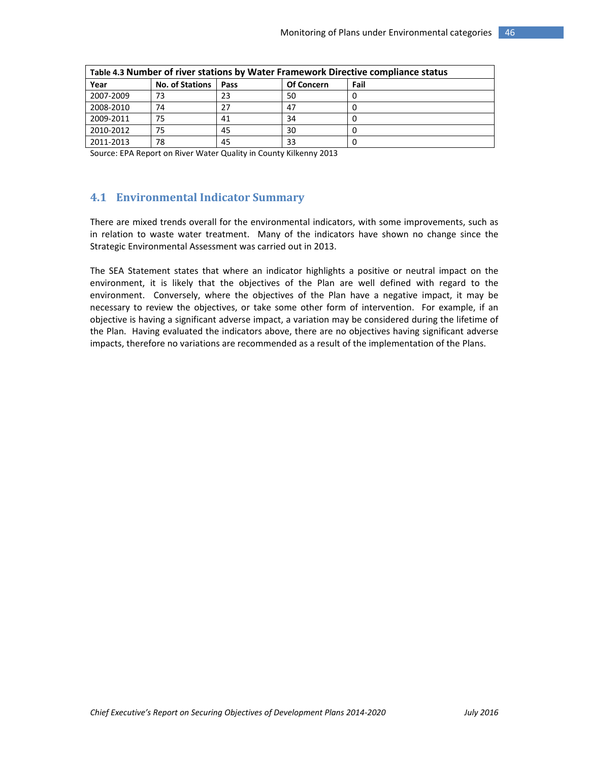**Table 4.3 Number of river stations by Water Framework Directive compliance status**

| Year | No. of Stations | Pass | Of Concern | Fail |
|---|---|---|---|---|
| 2007-2009 | 73 | 23 | 50 | 0 |
| 2008-2010 | 74 | 27 | 47 | 0 |
| 2009-2011 | 75 | 41 | 34 | 0 |
| 2010-2012 | 75 | 45 | 30 | 0 |
| 2011-2013 | 78 | 45 | 33 | 0 |

Source: EPA Report on River Water Quality in County Kilkenny 2013

## 4.1 Environmental Indicator Summary

There are mixed trends overall for the environmental indicators, with some improvements, such as in relation to waste water treatment. Many of the indicators have shown no change since the Strategic Environmental Assessment was carried out in 2013.

The SEA Statement states that where an indicator highlights a positive or neutral impact on the environment, it is likely that the objectives of the Plan are well defined with regard to the environment. Conversely, where the objectives of the Plan have a negative impact, it may be necessary to review the objectives, or take some other form of intervention. For example, if an objective is having a significant adverse impact, a variation may be considered during the lifetime of the Plan. Having evaluated the indicators above, there are no objectives having significant adverse impacts, therefore no variations are recommended as a result of the implementation of the Plans.